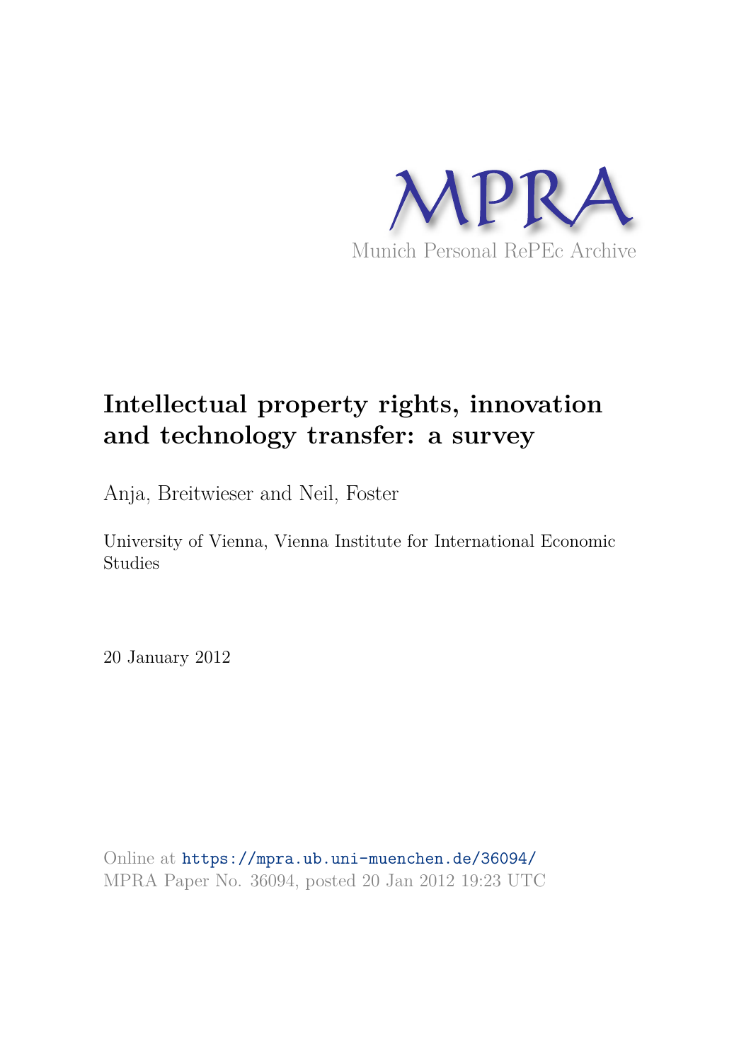MPRA

Munich Personal RePEc Archive

# Intellectual property rights, innovation and technology transfer: a survey

Anja, Breitwieser and Neil, Foster

University of Vienna, Vienna Institute for International Economic Studies

20 January 2012

Online at https://mpra.ub.uni-muenchen.de/36094/
MPRA Paper No. 36094, posted 20 Jan 2012 19:23 UTC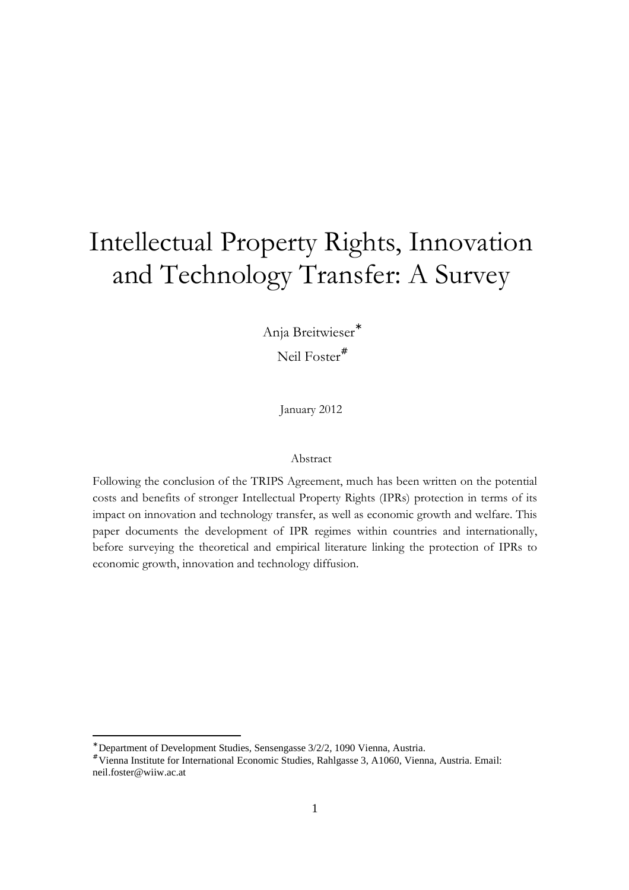# Intellectual Property Rights, Innovation and Technology Transfer: A Survey

Anja Breitwieser[*]

Neil Foster[#]

January 2012

Abstract

Following the conclusion of the TRIPS Agreement, much has been written on the potential costs and benefits of stronger Intellectual Property Rights (IPRs) protection in terms of its impact on innovation and technology transfer, as well as economic growth and welfare. This paper documents the development of IPR regimes within countries and internationally, before surveying the theoretical and empirical literature linking the protection of IPRs to economic growth, innovation and technology diffusion.

---

[*] Department of Development Studies, Sensengasse 3/2/2, 1090 Vienna, Austria.

[#] Vienna Institute for International Economic Studies, Rahlgasse 3, A1060, Vienna, Austria. Email: neil.foster@wiiw.ac.at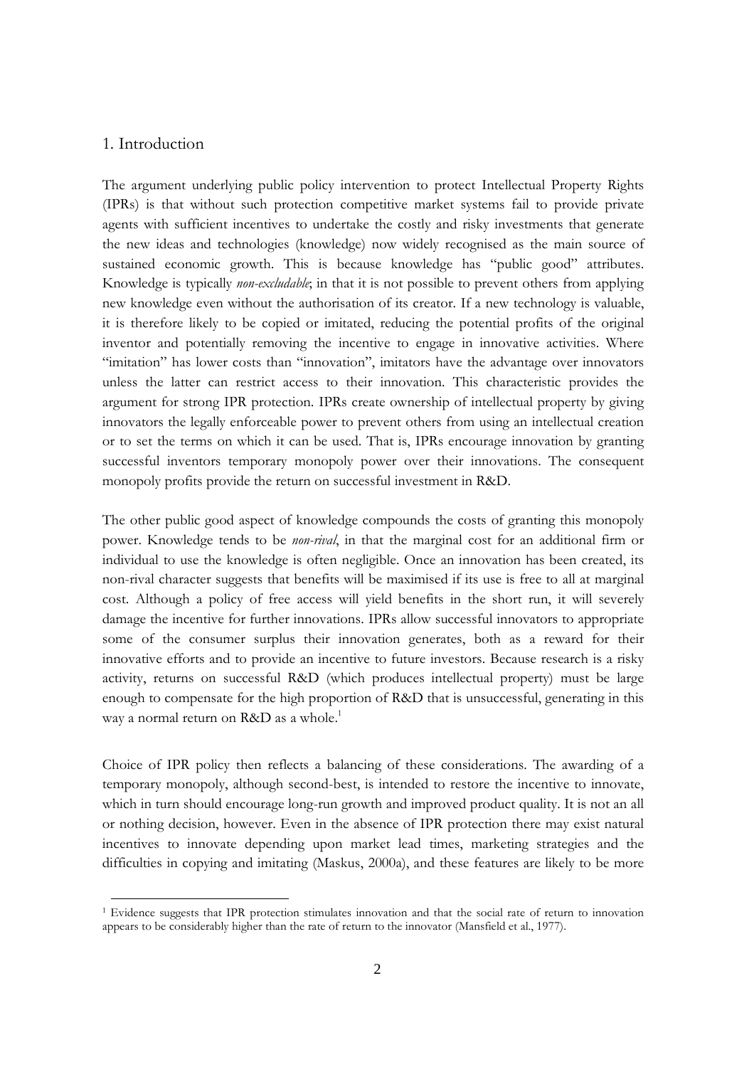## 1. Introduction

The argument underlying public policy intervention to protect Intellectual Property Rights (IPRs) is that without such protection competitive market systems fail to provide private agents with sufficient incentives to undertake the costly and risky investments that generate the new ideas and technologies (knowledge) now widely recognised as the main source of sustained economic growth. This is because knowledge has "public good" attributes. Knowledge is typically *non-excludable*; in that it is not possible to prevent others from applying new knowledge even without the authorisation of its creator. If a new technology is valuable, it is therefore likely to be copied or imitated, reducing the potential profits of the original inventor and potentially removing the incentive to engage in innovative activities. Where "imitation" has lower costs than "innovation", imitators have the advantage over innovators unless the latter can restrict access to their innovation. This characteristic provides the argument for strong IPR protection. IPRs create ownership of intellectual property by giving innovators the legally enforceable power to prevent others from using an intellectual creation or to set the terms on which it can be used. That is, IPRs encourage innovation by granting successful inventors temporary monopoly power over their innovations. The consequent monopoly profits provide the return on successful investment in R&D.

The other public good aspect of knowledge compounds the costs of granting this monopoly power. Knowledge tends to be *non-rival*, in that the marginal cost for an additional firm or individual to use the knowledge is often negligible. Once an innovation has been created, its non-rival character suggests that benefits will be maximised if its use is free to all at marginal cost. Although a policy of free access will yield benefits in the short run, it will severely damage the incentive for further innovations. IPRs allow successful innovators to appropriate some of the consumer surplus their innovation generates, both as a reward for their innovative efforts and to provide an incentive to future investors. Because research is a risky activity, returns on successful R&D (which produces intellectual property) must be large enough to compensate for the high proportion of R&D that is unsuccessful, generating in this way a normal return on R&D as a whole.[1]

Choice of IPR policy then reflects a balancing of these considerations. The awarding of a temporary monopoly, although second-best, is intended to restore the incentive to innovate, which in turn should encourage long-run growth and improved product quality. It is not an all or nothing decision, however. Even in the absence of IPR protection there may exist natural incentives to innovate depending upon market lead times, marketing strategies and the difficulties in copying and imitating (Maskus, 2000a), and these features are likely to be more

[1] Evidence suggests that IPR protection stimulates innovation and that the social rate of return to innovation appears to be considerably higher than the rate of return to the innovator (Mansfield et al., 1977).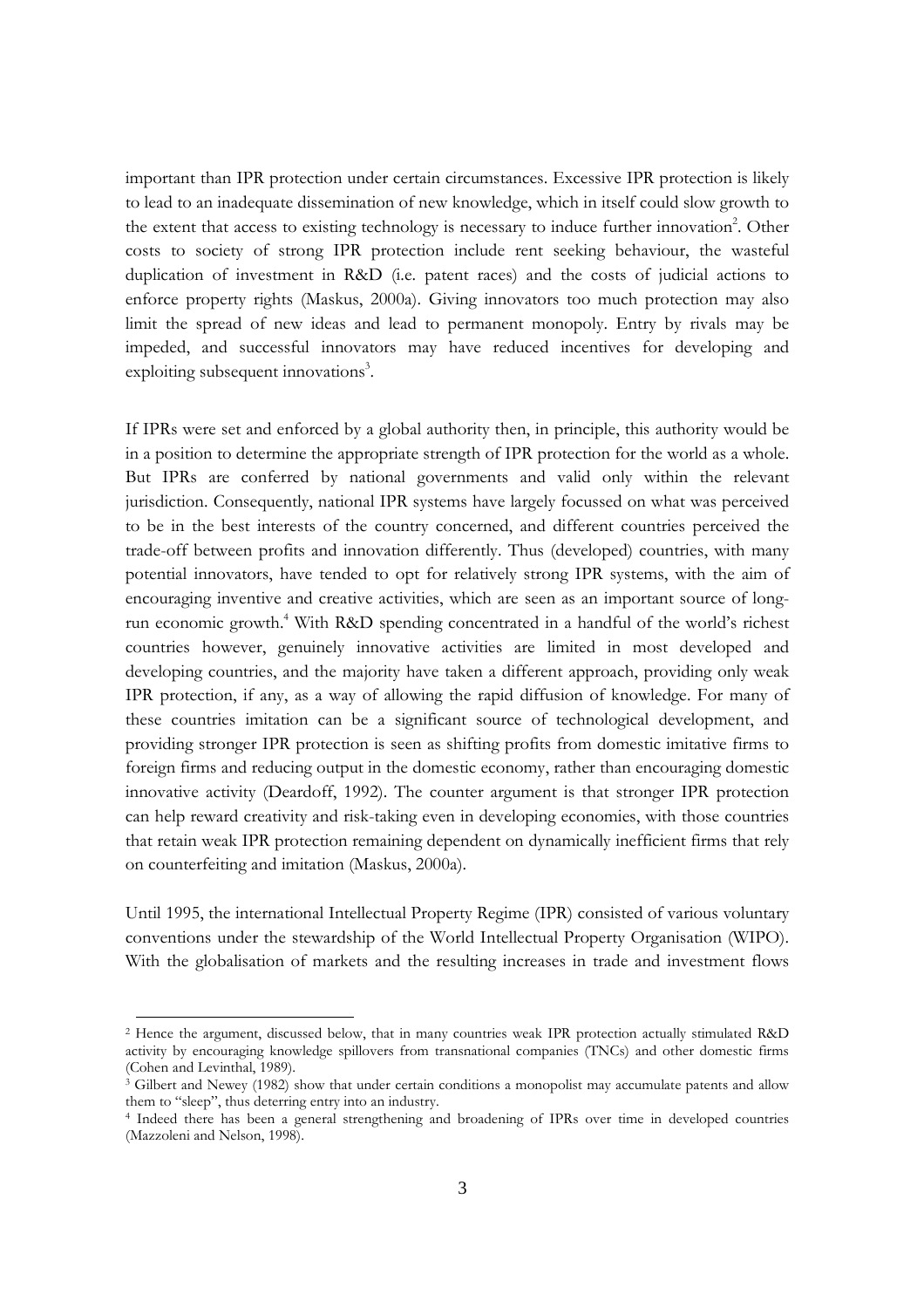important than IPR protection under certain circumstances. Excessive IPR protection is likely to lead to an inadequate dissemination of new knowledge, which in itself could slow growth to the extent that access to existing technology is necessary to induce further innovation[2]. Other costs to society of strong IPR protection include rent seeking behaviour, the wasteful duplication of investment in R&D (i.e. patent races) and the costs of judicial actions to enforce property rights (Maskus, 2000a). Giving innovators too much protection may also limit the spread of new ideas and lead to permanent monopoly. Entry by rivals may be impeded, and successful innovators may have reduced incentives for developing and exploiting subsequent innovations[3].

If IPRs were set and enforced by a global authority then, in principle, this authority would be in a position to determine the appropriate strength of IPR protection for the world as a whole. But IPRs are conferred by national governments and valid only within the relevant jurisdiction. Consequently, national IPR systems have largely focussed on what was perceived to be in the best interests of the country concerned, and different countries perceived the trade-off between profits and innovation differently. Thus (developed) countries, with many potential innovators, have tended to opt for relatively strong IPR systems, with the aim of encouraging inventive and creative activities, which are seen as an important source of long-run economic growth.[4] With R&D spending concentrated in a handful of the world's richest countries however, genuinely innovative activities are limited in most developed and developing countries, and the majority have taken a different approach, providing only weak IPR protection, if any, as a way of allowing the rapid diffusion of knowledge. For many of these countries imitation can be a significant source of technological development, and providing stronger IPR protection is seen as shifting profits from domestic imitative firms to foreign firms and reducing output in the domestic economy, rather than encouraging domestic innovative activity (Deardoff, 1992). The counter argument is that stronger IPR protection can help reward creativity and risk-taking even in developing economies, with those countries that retain weak IPR protection remaining dependent on dynamically inefficient firms that rely on counterfeiting and imitation (Maskus, 2000a).

Until 1995, the international Intellectual Property Regime (IPR) consisted of various voluntary conventions under the stewardship of the World Intellectual Property Organisation (WIPO). With the globalisation of markets and the resulting increases in trade and investment flows

---

[2] Hence the argument, discussed below, that in many countries weak IPR protection actually stimulated R&D activity by encouraging knowledge spillovers from transnational companies (TNCs) and other domestic firms (Cohen and Levinthal, 1989).

[3] Gilbert and Newey (1982) show that under certain conditions a monopolist may accumulate patents and allow them to "sleep", thus deterring entry into an industry.

[4] Indeed there has been a general strengthening and broadening of IPRs over time in developed countries (Mazzoleni and Nelson, 1998).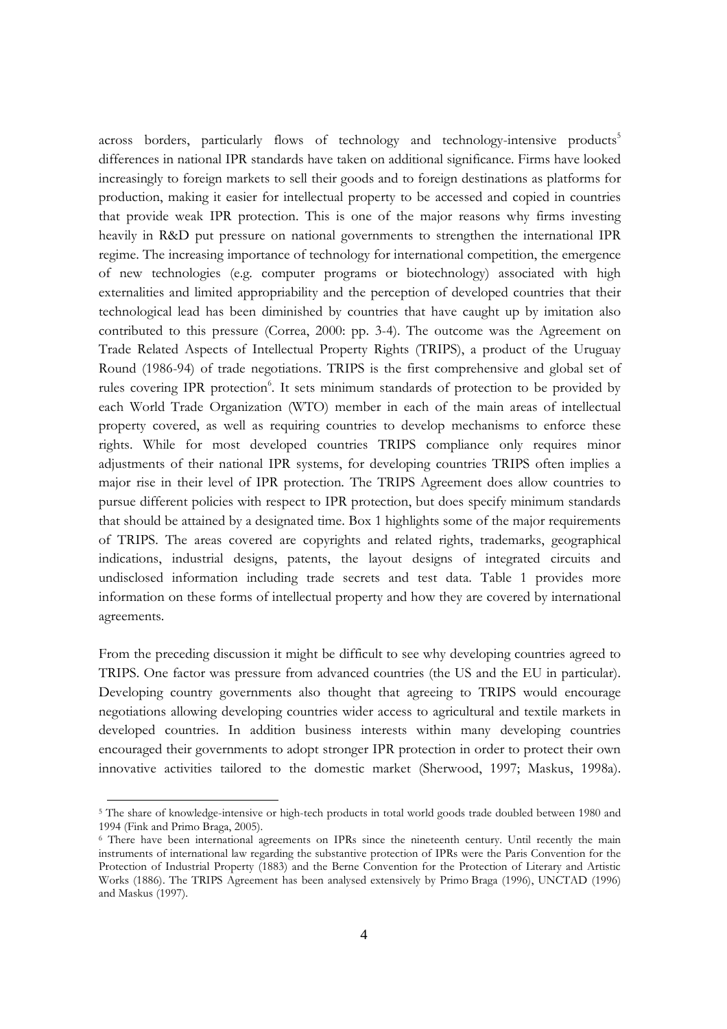across borders, particularly flows of technology and technology-intensive products[5] differences in national IPR standards have taken on additional significance. Firms have looked increasingly to foreign markets to sell their goods and to foreign destinations as platforms for production, making it easier for intellectual property to be accessed and copied in countries that provide weak IPR protection. This is one of the major reasons why firms investing heavily in R&D put pressure on national governments to strengthen the international IPR regime. The increasing importance of technology for international competition, the emergence of new technologies (e.g. computer programs or biotechnology) associated with high externalities and limited appropriability and the perception of developed countries that their technological lead has been diminished by countries that have caught up by imitation also contributed to this pressure (Correa, 2000: pp. 3-4). The outcome was the Agreement on Trade Related Aspects of Intellectual Property Rights (TRIPS), a product of the Uruguay Round (1986-94) of trade negotiations. TRIPS is the first comprehensive and global set of rules covering IPR protection[6]. It sets minimum standards of protection to be provided by each World Trade Organization (WTO) member in each of the main areas of intellectual property covered, as well as requiring countries to develop mechanisms to enforce these rights. While for most developed countries TRIPS compliance only requires minor adjustments of their national IPR systems, for developing countries TRIPS often implies a major rise in their level of IPR protection. The TRIPS Agreement does allow countries to pursue different policies with respect to IPR protection, but does specify minimum standards that should be attained by a designated time. Box 1 highlights some of the major requirements of TRIPS. The areas covered are copyrights and related rights, trademarks, geographical indications, industrial designs, patents, the layout designs of integrated circuits and undisclosed information including trade secrets and test data. Table 1 provides more information on these forms of intellectual property and how they are covered by international agreements.

From the preceding discussion it might be difficult to see why developing countries agreed to TRIPS. One factor was pressure from advanced countries (the US and the EU in particular). Developing country governments also thought that agreeing to TRIPS would encourage negotiations allowing developing countries wider access to agricultural and textile markets in developed countries. In addition business interests within many developing countries encouraged their governments to adopt stronger IPR protection in order to protect their own innovative activities tailored to the domestic market (Sherwood, 1997; Maskus, 1998a).

---

[5] The share of knowledge-intensive or high-tech products in total world goods trade doubled between 1980 and 1994 (Fink and Primo Braga, 2005).

[6] There have been international agreements on IPRs since the nineteenth century. Until recently the main instruments of international law regarding the substantive protection of IPRs were the Paris Convention for the Protection of Industrial Property (1883) and the Berne Convention for the Protection of Literary and Artistic Works (1886). The TRIPS Agreement has been analysed extensively by Primo Braga (1996), UNCTAD (1996) and Maskus (1997).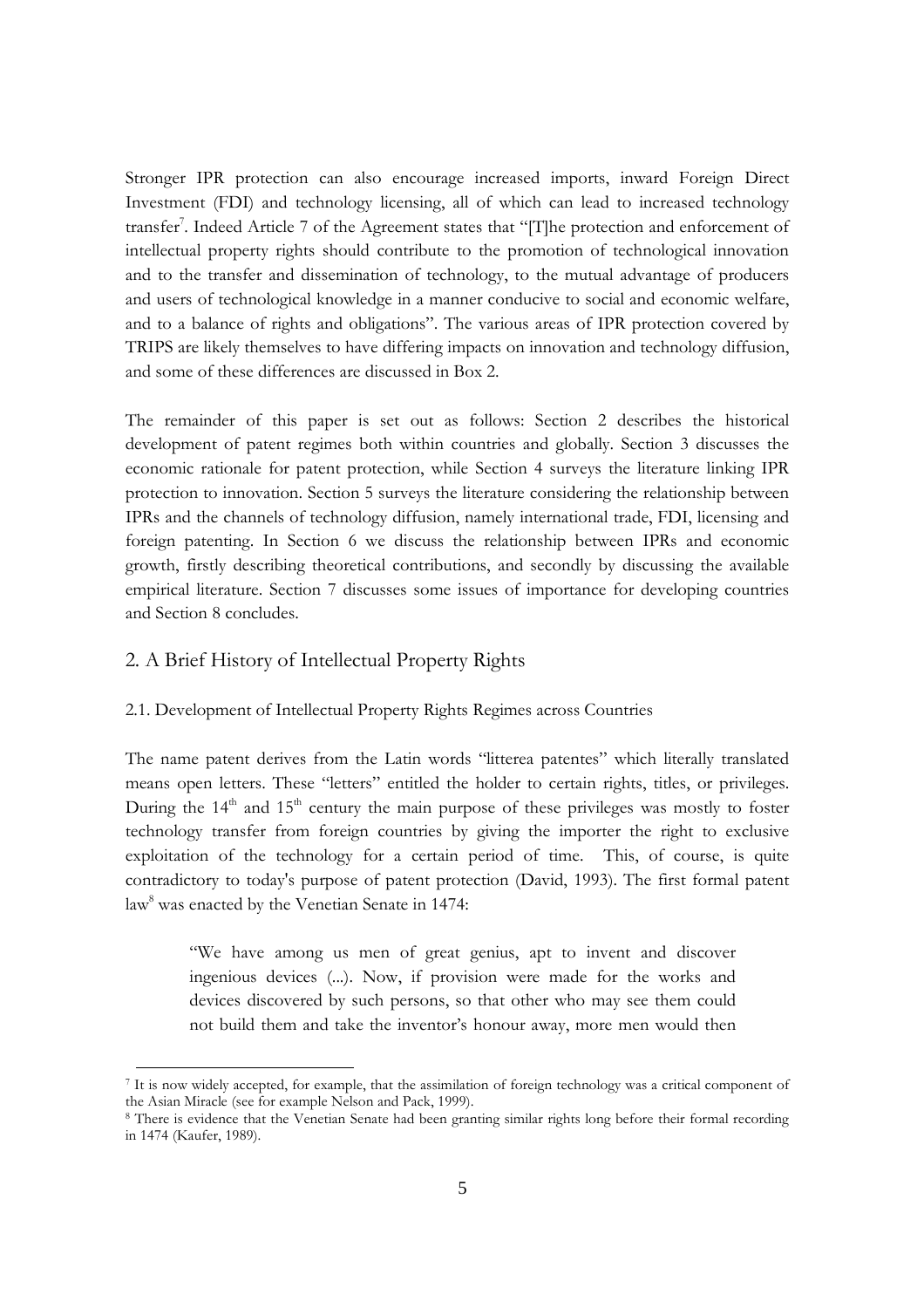Stronger IPR protection can also encourage increased imports, inward Foreign Direct Investment (FDI) and technology licensing, all of which can lead to increased technology transfer[7]. Indeed Article 7 of the Agreement states that "[T]he protection and enforcement of intellectual property rights should contribute to the promotion of technological innovation and to the transfer and dissemination of technology, to the mutual advantage of producers and users of technological knowledge in a manner conducive to social and economic welfare, and to a balance of rights and obligations". The various areas of IPR protection covered by TRIPS are likely themselves to have differing impacts on innovation and technology diffusion, and some of these differences are discussed in Box 2.

The remainder of this paper is set out as follows: Section 2 describes the historical development of patent regimes both within countries and globally. Section 3 discusses the economic rationale for patent protection, while Section 4 surveys the literature linking IPR protection to innovation. Section 5 surveys the literature considering the relationship between IPRs and the channels of technology diffusion, namely international trade, FDI, licensing and foreign patenting. In Section 6 we discuss the relationship between IPRs and economic growth, firstly describing theoretical contributions, and secondly by discussing the available empirical literature. Section 7 discusses some issues of importance for developing countries and Section 8 concludes.

## 2. A Brief History of Intellectual Property Rights

### 2.1. Development of Intellectual Property Rights Regimes across Countries

The name patent derives from the Latin words "litterea patentes" which literally translated means open letters. These "letters" entitled the holder to certain rights, titles, or privileges. During the 14th and 15th century the main purpose of these privileges was mostly to foster technology transfer from foreign countries by giving the importer the right to exclusive exploitation of the technology for a certain period of time. This, of course, is quite contradictory to today's purpose of patent protection (David, 1993). The first formal patent law[8] was enacted by the Venetian Senate in 1474:

> "We have among us men of great genius, apt to invent and discover ingenious devices (...). Now, if provision were made for the works and devices discovered by such persons, so that other who may see them could not build them and take the inventor's honour away, more men would then

[7] It is now widely accepted, for example, that the assimilation of foreign technology was a critical component of the Asian Miracle (see for example Nelson and Pack, 1999).

[8] There is evidence that the Venetian Senate had been granting similar rights long before their formal recording in 1474 (Kaufer, 1989).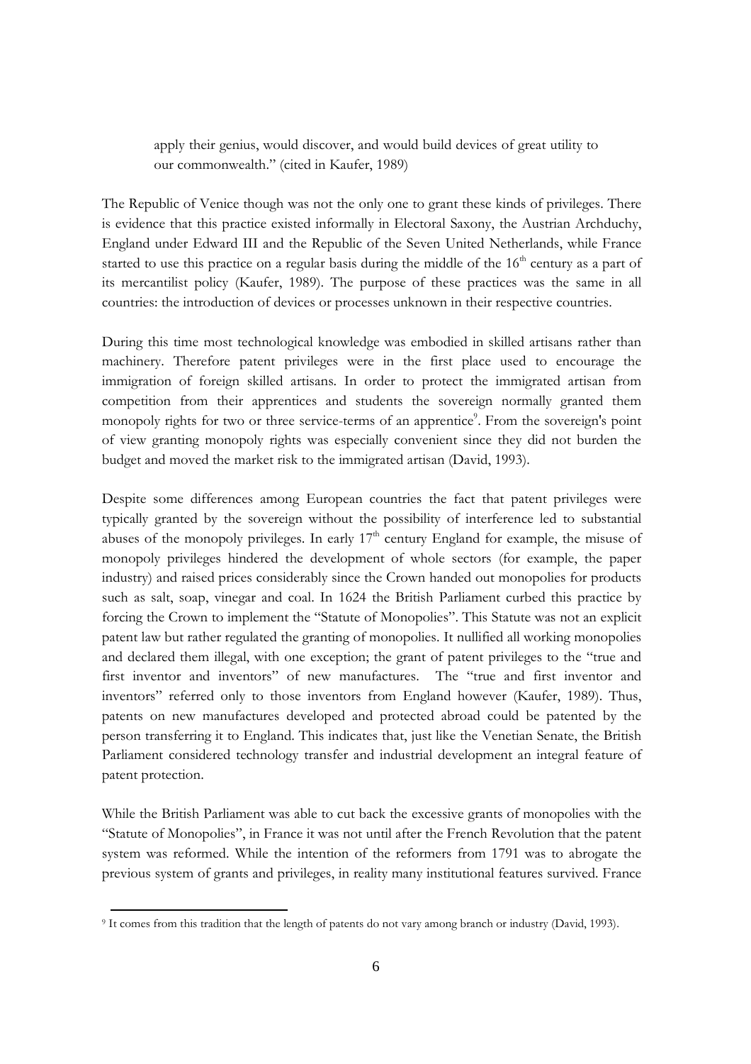> apply their genius, would discover, and would build devices of great utility to our commonwealth." (cited in Kaufer, 1989)

The Republic of Venice though was not the only one to grant these kinds of privileges. There is evidence that this practice existed informally in Electoral Saxony, the Austrian Archduchy, England under Edward III and the Republic of the Seven United Netherlands, while France started to use this practice on a regular basis during the middle of the 16th century as a part of its mercantilist policy (Kaufer, 1989). The purpose of these practices was the same in all countries: the introduction of devices or processes unknown in their respective countries.

During this time most technological knowledge was embodied in skilled artisans rather than machinery. Therefore patent privileges were in the first place used to encourage the immigration of foreign skilled artisans. In order to protect the immigrated artisan from competition from their apprentices and students the sovereign normally granted them monopoly rights for two or three service-terms of an apprentice[9]. From the sovereign's point of view granting monopoly rights was especially convenient since they did not burden the budget and moved the market risk to the immigrated artisan (David, 1993).

Despite some differences among European countries the fact that patent privileges were typically granted by the sovereign without the possibility of interference led to substantial abuses of the monopoly privileges. In early 17th century England for example, the misuse of monopoly privileges hindered the development of whole sectors (for example, the paper industry) and raised prices considerably since the Crown handed out monopolies for products such as salt, soap, vinegar and coal. In 1624 the British Parliament curbed this practice by forcing the Crown to implement the "Statute of Monopolies". This Statute was not an explicit patent law but rather regulated the granting of monopolies. It nullified all working monopolies and declared them illegal, with one exception; the grant of patent privileges to the "true and first inventor and inventors" of new manufactures. The "true and first inventor and inventors" referred only to those inventors from England however (Kaufer, 1989). Thus, patents on new manufactures developed and protected abroad could be patented by the person transferring it to England. This indicates that, just like the Venetian Senate, the British Parliament considered technology transfer and industrial development an integral feature of patent protection.

While the British Parliament was able to cut back the excessive grants of monopolies with the "Statute of Monopolies", in France it was not until after the French Revolution that the patent system was reformed. While the intention of the reformers from 1791 was to abrogate the previous system of grants and privileges, in reality many institutional features survived. France

[9] It comes from this tradition that the length of patents do not vary among branch or industry (David, 1993).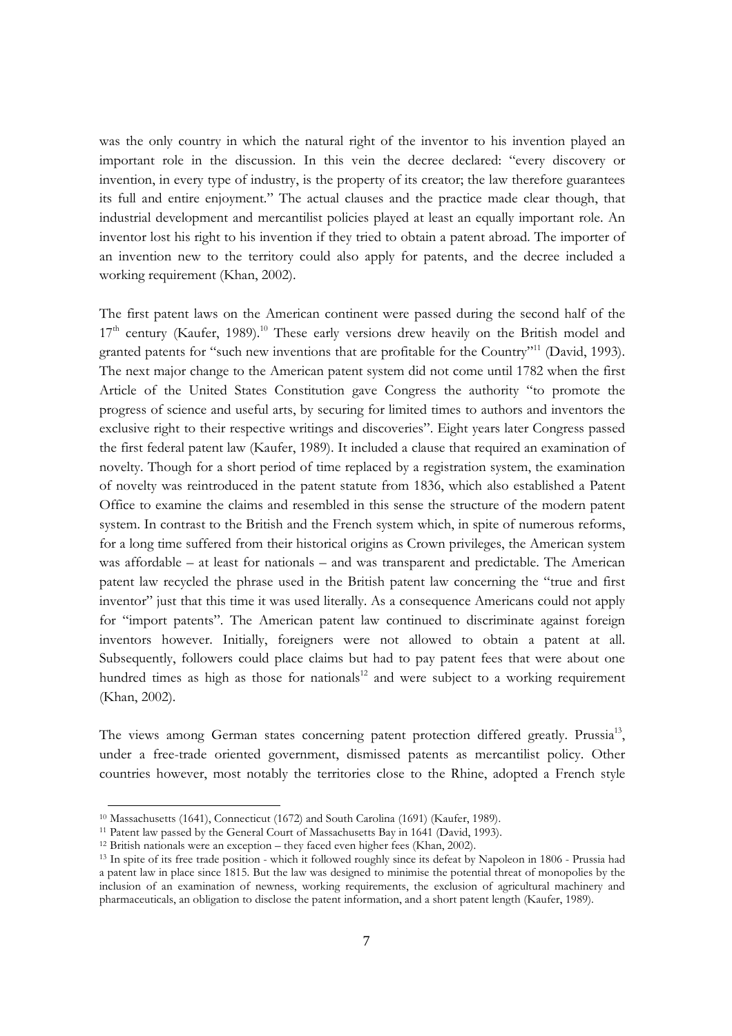was the only country in which the natural right of the inventor to his invention played an important role in the discussion. In this vein the decree declared: "every discovery or invention, in every type of industry, is the property of its creator; the law therefore guarantees its full and entire enjoyment." The actual clauses and the practice made clear though, that industrial development and mercantilist policies played at least an equally important role. An inventor lost his right to his invention if they tried to obtain a patent abroad. The importer of an invention new to the territory could also apply for patents, and the decree included a working requirement (Khan, 2002).

The first patent laws on the American continent were passed during the second half of the 17th century (Kaufer, 1989).[10] These early versions drew heavily on the British model and granted patents for "such new inventions that are profitable for the Country"[11] (David, 1993). The next major change to the American patent system did not come until 1782 when the first Article of the United States Constitution gave Congress the authority "to promote the progress of science and useful arts, by securing for limited times to authors and inventors the exclusive right to their respective writings and discoveries". Eight years later Congress passed the first federal patent law (Kaufer, 1989). It included a clause that required an examination of novelty. Though for a short period of time replaced by a registration system, the examination of novelty was reintroduced in the patent statute from 1836, which also established a Patent Office to examine the claims and resembled in this sense the structure of the modern patent system. In contrast to the British and the French system which, in spite of numerous reforms, for a long time suffered from their historical origins as Crown privileges, the American system was affordable – at least for nationals – and was transparent and predictable. The American patent law recycled the phrase used in the British patent law concerning the "true and first inventor" just that this time it was used literally. As a consequence Americans could not apply for "import patents". The American patent law continued to discriminate against foreign inventors however. Initially, foreigners were not allowed to obtain a patent at all. Subsequently, followers could place claims but had to pay patent fees that were about one hundred times as high as those for nationals[12] and were subject to a working requirement (Khan, 2002).

The views among German states concerning patent protection differed greatly. Prussia[13], under a free-trade oriented government, dismissed patents as mercantilist policy. Other countries however, most notably the territories close to the Rhine, adopted a French style

---

[10] Massachusetts (1641), Connecticut (1672) and South Carolina (1691) (Kaufer, 1989).

[11] Patent law passed by the General Court of Massachusetts Bay in 1641 (David, 1993).

[12] British nationals were an exception – they faced even higher fees (Khan, 2002).

[13] In spite of its free trade position - which it followed roughly since its defeat by Napoleon in 1806 - Prussia had a patent law in place since 1815. But the law was designed to minimise the potential threat of monopolies by the inclusion of an examination of newness, working requirements, the exclusion of agricultural machinery and pharmaceuticals, an obligation to disclose the patent information, and a short patent length (Kaufer, 1989).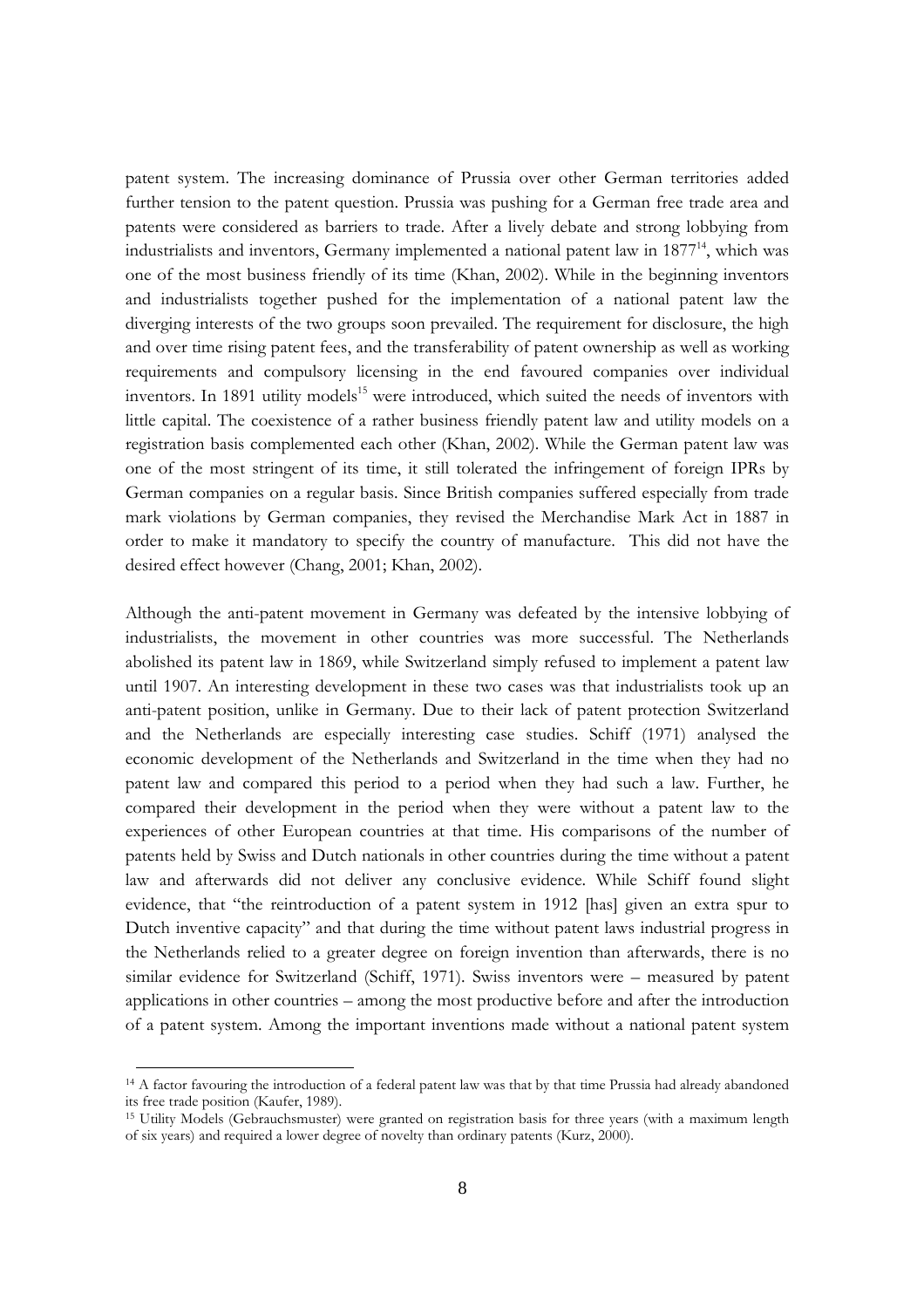patent system. The increasing dominance of Prussia over other German territories added further tension to the patent question. Prussia was pushing for a German free trade area and patents were considered as barriers to trade. After a lively debate and strong lobbying from industrialists and inventors, Germany implemented a national patent law in 1877[14], which was one of the most business friendly of its time (Khan, 2002). While in the beginning inventors and industrialists together pushed for the implementation of a national patent law the diverging interests of the two groups soon prevailed. The requirement for disclosure, the high and over time rising patent fees, and the transferability of patent ownership as well as working requirements and compulsory licensing in the end favoured companies over individual inventors. In 1891 utility models[15] were introduced, which suited the needs of inventors with little capital. The coexistence of a rather business friendly patent law and utility models on a registration basis complemented each other (Khan, 2002). While the German patent law was one of the most stringent of its time, it still tolerated the infringement of foreign IPRs by German companies on a regular basis. Since British companies suffered especially from trade mark violations by German companies, they revised the Merchandise Mark Act in 1887 in order to make it mandatory to specify the country of manufacture. This did not have the desired effect however (Chang, 2001; Khan, 2002).

Although the anti-patent movement in Germany was defeated by the intensive lobbying of industrialists, the movement in other countries was more successful. The Netherlands abolished its patent law in 1869, while Switzerland simply refused to implement a patent law until 1907. An interesting development in these two cases was that industrialists took up an anti-patent position, unlike in Germany. Due to their lack of patent protection Switzerland and the Netherlands are especially interesting case studies. Schiff (1971) analysed the economic development of the Netherlands and Switzerland in the time when they had no patent law and compared this period to a period when they had such a law. Further, he compared their development in the period when they were without a patent law to the experiences of other European countries at that time. His comparisons of the number of patents held by Swiss and Dutch nationals in other countries during the time without a patent law and afterwards did not deliver any conclusive evidence. While Schiff found slight evidence, that "the reintroduction of a patent system in 1912 [has] given an extra spur to Dutch inventive capacity" and that during the time without patent laws industrial progress in the Netherlands relied to a greater degree on foreign invention than afterwards, there is no similar evidence for Switzerland (Schiff, 1971). Swiss inventors were – measured by patent applications in other countries – among the most productive before and after the introduction of a patent system. Among the important inventions made without a national patent system

---

[14] A factor favouring the introduction of a federal patent law was that by that time Prussia had already abandoned its free trade position (Kaufer, 1989).

[15] Utility Models (Gebrauchsmuster) were granted on registration basis for three years (with a maximum length of six years) and required a lower degree of novelty than ordinary patents (Kurz, 2000).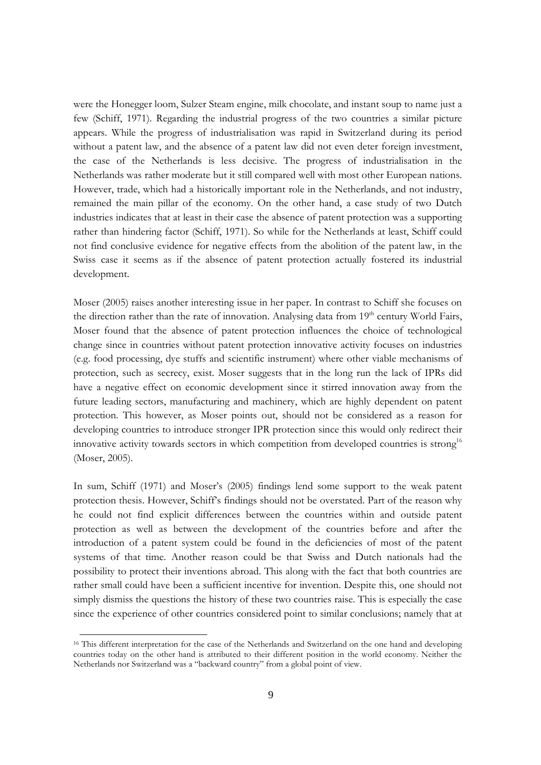were the Honegger loom, Sulzer Steam engine, milk chocolate, and instant soup to name just a few (Schiff, 1971). Regarding the industrial progress of the two countries a similar picture appears. While the progress of industrialisation was rapid in Switzerland during its period without a patent law, and the absence of a patent law did not even deter foreign investment, the case of the Netherlands is less decisive. The progress of industrialisation in the Netherlands was rather moderate but it still compared well with most other European nations. However, trade, which had a historically important role in the Netherlands, and not industry, remained the main pillar of the economy. On the other hand, a case study of two Dutch industries indicates that at least in their case the absence of patent protection was a supporting rather than hindering factor (Schiff, 1971). So while for the Netherlands at least, Schiff could not find conclusive evidence for negative effects from the abolition of the patent law, in the Swiss case it seems as if the absence of patent protection actually fostered its industrial development.

Moser (2005) raises another interesting issue in her paper. In contrast to Schiff she focuses on the direction rather than the rate of innovation. Analysing data from 19th century World Fairs, Moser found that the absence of patent protection influences the choice of technological change since in countries without patent protection innovative activity focuses on industries (e.g. food processing, dye stuffs and scientific instrument) where other viable mechanisms of protection, such as secrecy, exist. Moser suggests that in the long run the lack of IPRs did have a negative effect on economic development since it stirred innovation away from the future leading sectors, manufacturing and machinery, which are highly dependent on patent protection. This however, as Moser points out, should not be considered as a reason for developing countries to introduce stronger IPR protection since this would only redirect their innovative activity towards sectors in which competition from developed countries is strong[16] (Moser, 2005).

In sum, Schiff (1971) and Moser's (2005) findings lend some support to the weak patent protection thesis. However, Schiff's findings should not be overstated. Part of the reason why he could not find explicit differences between the countries within and outside patent protection as well as between the development of the countries before and after the introduction of a patent system could be found in the deficiencies of most of the patent systems of that time. Another reason could be that Swiss and Dutch nationals had the possibility to protect their inventions abroad. This along with the fact that both countries are rather small could have been a sufficient incentive for invention. Despite this, one should not simply dismiss the questions the history of these two countries raise. This is especially the case since the experience of other countries considered point to similar conclusions; namely that at

[16] This different interpretation for the case of the Netherlands and Switzerland on the one hand and developing countries today on the other hand is attributed to their different position in the world economy. Neither the Netherlands nor Switzerland was a "backward country" from a global point of view.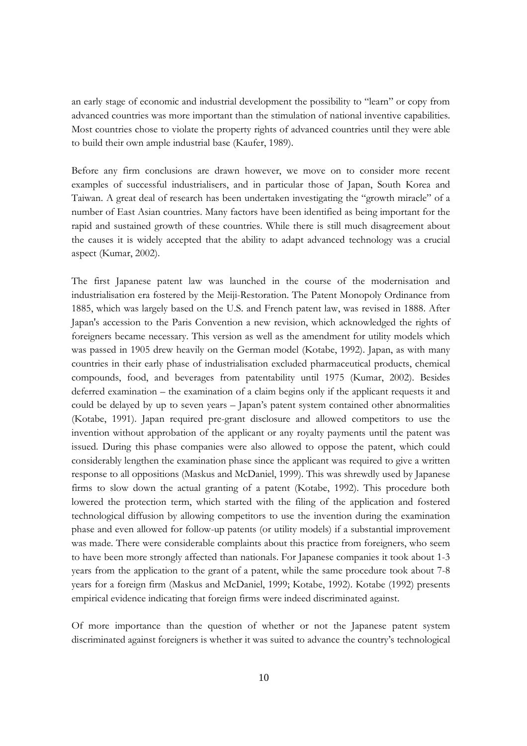an early stage of economic and industrial development the possibility to "learn" or copy from advanced countries was more important than the stimulation of national inventive capabilities. Most countries chose to violate the property rights of advanced countries until they were able to build their own ample industrial base (Kaufer, 1989).

Before any firm conclusions are drawn however, we move on to consider more recent examples of successful industrialisers, and in particular those of Japan, South Korea and Taiwan. A great deal of research has been undertaken investigating the "growth miracle" of a number of East Asian countries. Many factors have been identified as being important for the rapid and sustained growth of these countries. While there is still much disagreement about the causes it is widely accepted that the ability to adapt advanced technology was a crucial aspect (Kumar, 2002).

The first Japanese patent law was launched in the course of the modernisation and industrialisation era fostered by the Meiji-Restoration. The Patent Monopoly Ordinance from 1885, which was largely based on the U.S. and French patent law, was revised in 1888. After Japan's accession to the Paris Convention a new revision, which acknowledged the rights of foreigners became necessary. This version as well as the amendment for utility models which was passed in 1905 drew heavily on the German model (Kotabe, 1992). Japan, as with many countries in their early phase of industrialisation excluded pharmaceutical products, chemical compounds, food, and beverages from patentability until 1975 (Kumar, 2002). Besides deferred examination – the examination of a claim begins only if the applicant requests it and could be delayed by up to seven years – Japan's patent system contained other abnormalities (Kotabe, 1991). Japan required pre-grant disclosure and allowed competitors to use the invention without approbation of the applicant or any royalty payments until the patent was issued. During this phase companies were also allowed to oppose the patent, which could considerably lengthen the examination phase since the applicant was required to give a written response to all oppositions (Maskus and McDaniel, 1999). This was shrewdly used by Japanese firms to slow down the actual granting of a patent (Kotabe, 1992). This procedure both lowered the protection term, which started with the filing of the application and fostered technological diffusion by allowing competitors to use the invention during the examination phase and even allowed for follow-up patents (or utility models) if a substantial improvement was made. There were considerable complaints about this practice from foreigners, who seem to have been more strongly affected than nationals. For Japanese companies it took about 1-3 years from the application to the grant of a patent, while the same procedure took about 7-8 years for a foreign firm (Maskus and McDaniel, 1999; Kotabe, 1992). Kotabe (1992) presents empirical evidence indicating that foreign firms were indeed discriminated against.

Of more importance than the question of whether or not the Japanese patent system discriminated against foreigners is whether it was suited to advance the country's technological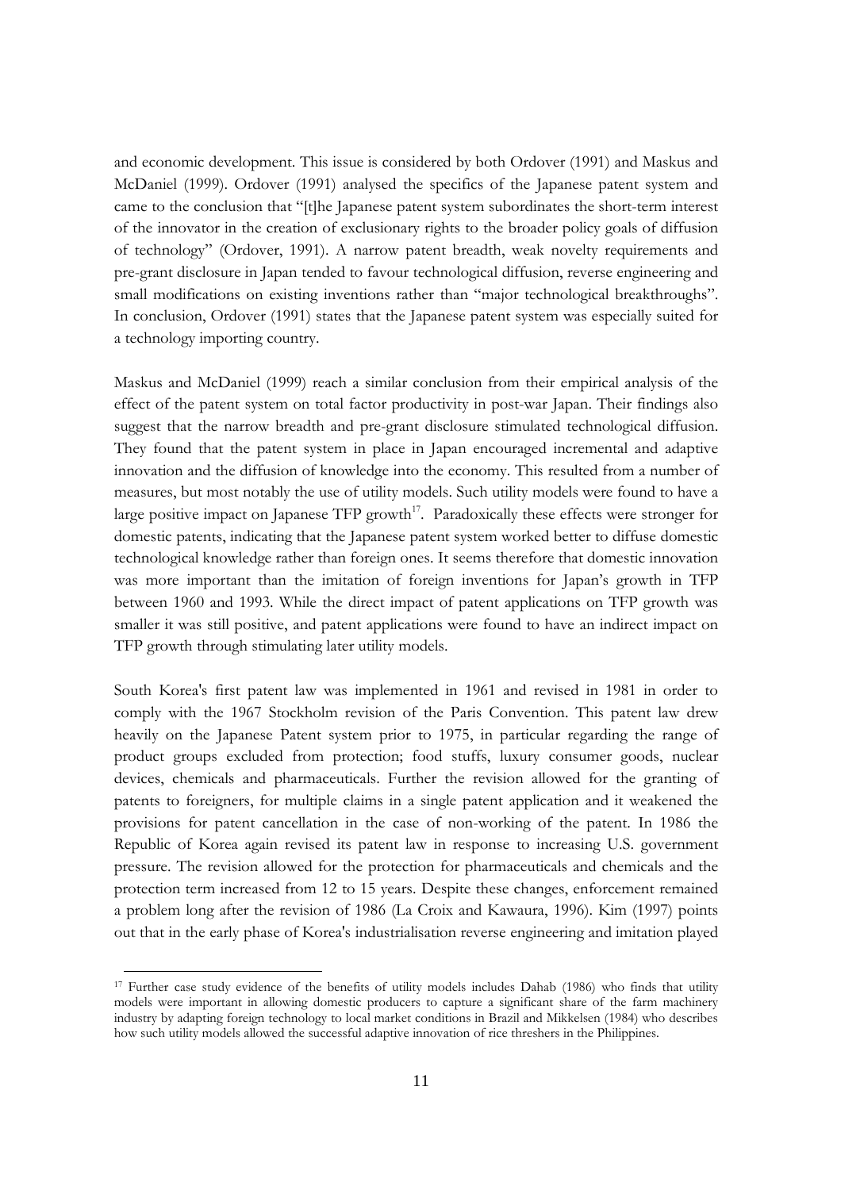and economic development. This issue is considered by both Ordover (1991) and Maskus and McDaniel (1999). Ordover (1991) analysed the specifics of the Japanese patent system and came to the conclusion that "[t]he Japanese patent system subordinates the short-term interest of the innovator in the creation of exclusionary rights to the broader policy goals of diffusion of technology" (Ordover, 1991). A narrow patent breadth, weak novelty requirements and pre-grant disclosure in Japan tended to favour technological diffusion, reverse engineering and small modifications on existing inventions rather than "major technological breakthroughs". In conclusion, Ordover (1991) states that the Japanese patent system was especially suited for a technology importing country.

Maskus and McDaniel (1999) reach a similar conclusion from their empirical analysis of the effect of the patent system on total factor productivity in post-war Japan. Their findings also suggest that the narrow breadth and pre-grant disclosure stimulated technological diffusion. They found that the patent system in place in Japan encouraged incremental and adaptive innovation and the diffusion of knowledge into the economy. This resulted from a number of measures, but most notably the use of utility models. Such utility models were found to have a large positive impact on Japanese TFP growth[17]. Paradoxically these effects were stronger for domestic patents, indicating that the Japanese patent system worked better to diffuse domestic technological knowledge rather than foreign ones. It seems therefore that domestic innovation was more important than the imitation of foreign inventions for Japan's growth in TFP between 1960 and 1993. While the direct impact of patent applications on TFP growth was smaller it was still positive, and patent applications were found to have an indirect impact on TFP growth through stimulating later utility models.

South Korea's first patent law was implemented in 1961 and revised in 1981 in order to comply with the 1967 Stockholm revision of the Paris Convention. This patent law drew heavily on the Japanese Patent system prior to 1975, in particular regarding the range of product groups excluded from protection; food stuffs, luxury consumer goods, nuclear devices, chemicals and pharmaceuticals. Further the revision allowed for the granting of patents to foreigners, for multiple claims in a single patent application and it weakened the provisions for patent cancellation in the case of non-working of the patent. In 1986 the Republic of Korea again revised its patent law in response to increasing U.S. government pressure. The revision allowed for the protection for pharmaceuticals and chemicals and the protection term increased from 12 to 15 years. Despite these changes, enforcement remained a problem long after the revision of 1986 (La Croix and Kawaura, 1996). Kim (1997) points out that in the early phase of Korea's industrialisation reverse engineering and imitation played

[17] Further case study evidence of the benefits of utility models includes Dahab (1986) who finds that utility models were important in allowing domestic producers to capture a significant share of the farm machinery industry by adapting foreign technology to local market conditions in Brazil and Mikkelsen (1984) who describes how such utility models allowed the successful adaptive innovation of rice threshers in the Philippines.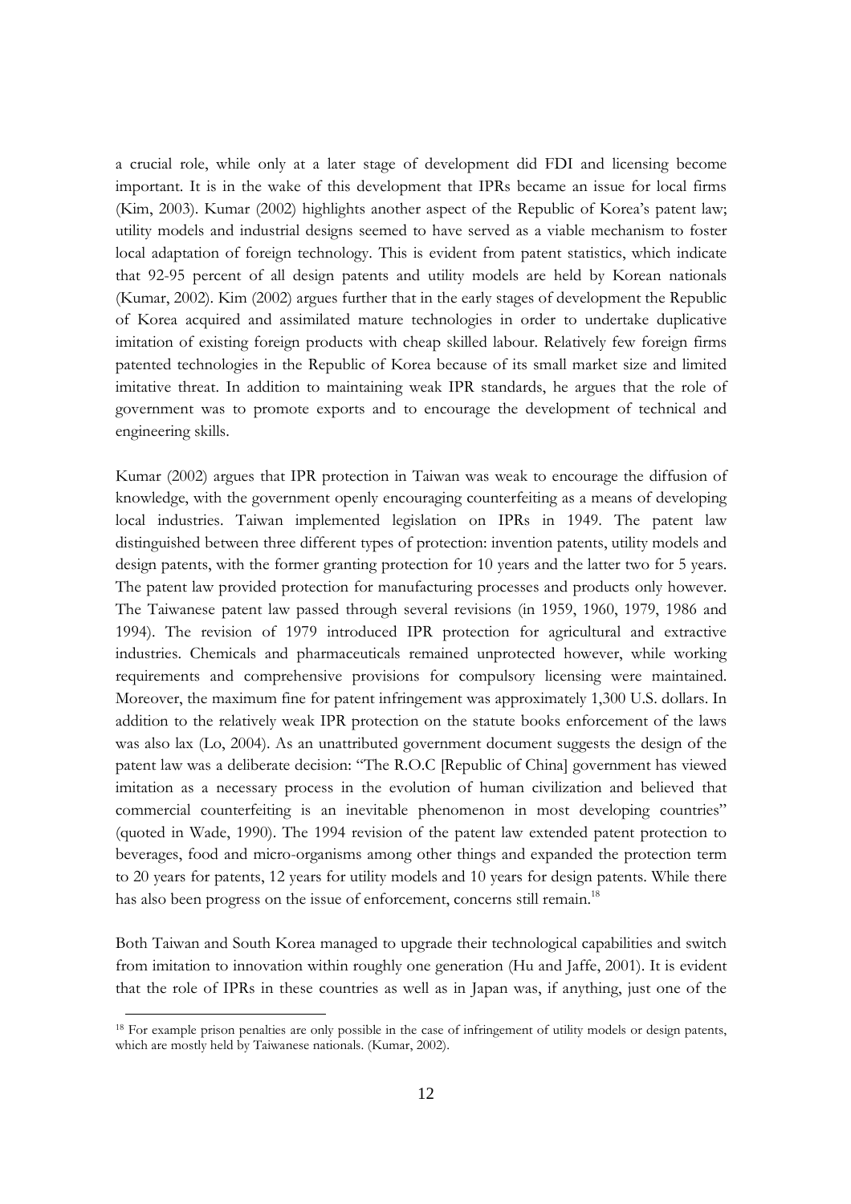a crucial role, while only at a later stage of development did FDI and licensing become important. It is in the wake of this development that IPRs became an issue for local firms (Kim, 2003). Kumar (2002) highlights another aspect of the Republic of Korea's patent law; utility models and industrial designs seemed to have served as a viable mechanism to foster local adaptation of foreign technology. This is evident from patent statistics, which indicate that 92-95 percent of all design patents and utility models are held by Korean nationals (Kumar, 2002). Kim (2002) argues further that in the early stages of development the Republic of Korea acquired and assimilated mature technologies in order to undertake duplicative imitation of existing foreign products with cheap skilled labour. Relatively few foreign firms patented technologies in the Republic of Korea because of its small market size and limited imitative threat. In addition to maintaining weak IPR standards, he argues that the role of government was to promote exports and to encourage the development of technical and engineering skills.

Kumar (2002) argues that IPR protection in Taiwan was weak to encourage the diffusion of knowledge, with the government openly encouraging counterfeiting as a means of developing local industries. Taiwan implemented legislation on IPRs in 1949. The patent law distinguished between three different types of protection: invention patents, utility models and design patents, with the former granting protection for 10 years and the latter two for 5 years. The patent law provided protection for manufacturing processes and products only however. The Taiwanese patent law passed through several revisions (in 1959, 1960, 1979, 1986 and 1994). The revision of 1979 introduced IPR protection for agricultural and extractive industries. Chemicals and pharmaceuticals remained unprotected however, while working requirements and comprehensive provisions for compulsory licensing were maintained. Moreover, the maximum fine for patent infringement was approximately 1,300 U.S. dollars. In addition to the relatively weak IPR protection on the statute books enforcement of the laws was also lax (Lo, 2004). As an unattributed government document suggests the design of the patent law was a deliberate decision: "The R.O.C [Republic of China] government has viewed imitation as a necessary process in the evolution of human civilization and believed that commercial counterfeiting is an inevitable phenomenon in most developing countries" (quoted in Wade, 1990). The 1994 revision of the patent law extended patent protection to beverages, food and micro-organisms among other things and expanded the protection term to 20 years for patents, 12 years for utility models and 10 years for design patents. While there has also been progress on the issue of enforcement, concerns still remain.[18]

Both Taiwan and South Korea managed to upgrade their technological capabilities and switch from imitation to innovation within roughly one generation (Hu and Jaffe, 2001). It is evident that the role of IPRs in these countries as well as in Japan was, if anything, just one of the

[18] For example prison penalties are only possible in the case of infringement of utility models or design patents, which are mostly held by Taiwanese nationals. (Kumar, 2002).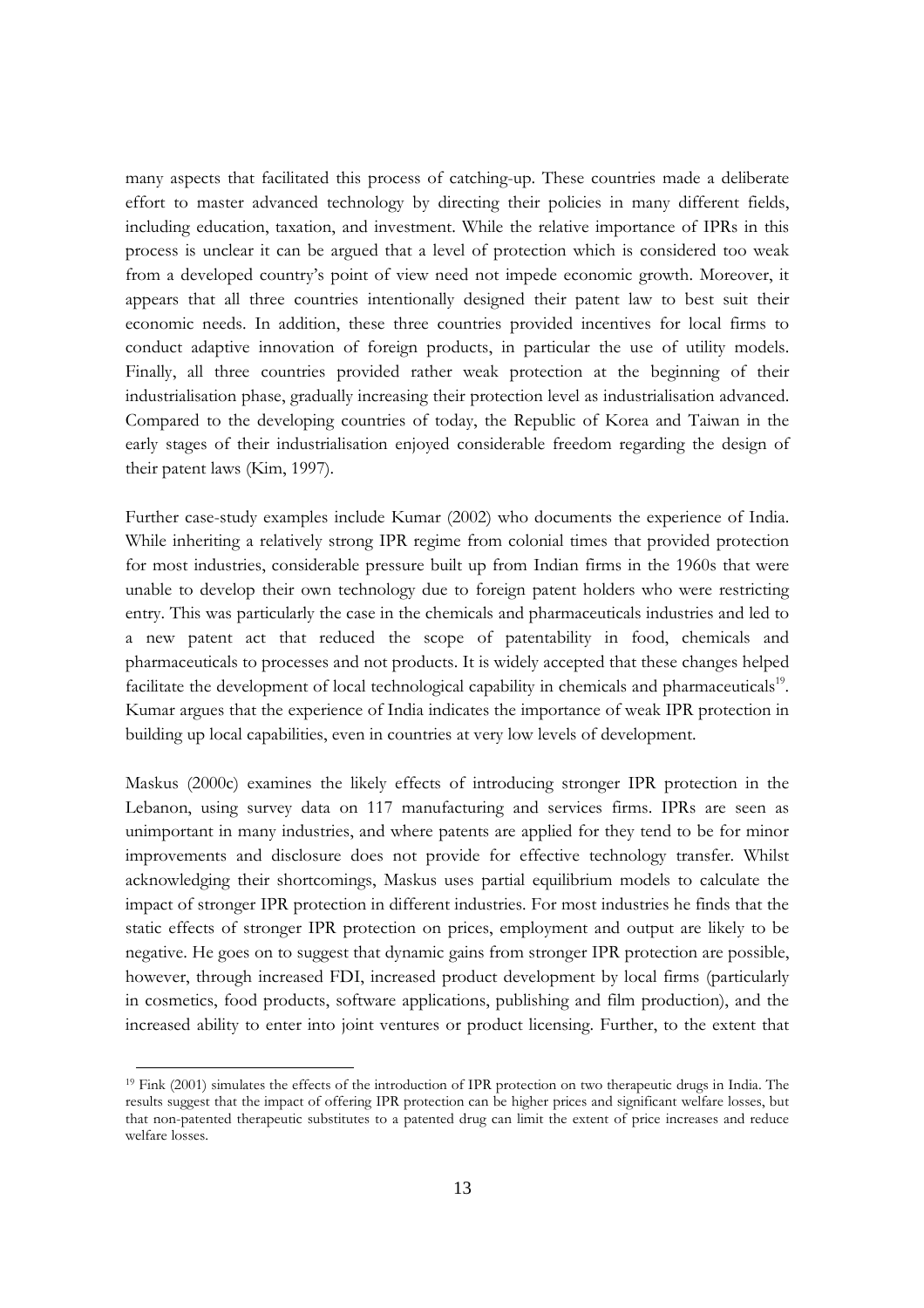many aspects that facilitated this process of catching-up. These countries made a deliberate effort to master advanced technology by directing their policies in many different fields, including education, taxation, and investment. While the relative importance of IPRs in this process is unclear it can be argued that a level of protection which is considered too weak from a developed country's point of view need not impede economic growth. Moreover, it appears that all three countries intentionally designed their patent law to best suit their economic needs. In addition, these three countries provided incentives for local firms to conduct adaptive innovation of foreign products, in particular the use of utility models. Finally, all three countries provided rather weak protection at the beginning of their industrialisation phase, gradually increasing their protection level as industrialisation advanced. Compared to the developing countries of today, the Republic of Korea and Taiwan in the early stages of their industrialisation enjoyed considerable freedom regarding the design of their patent laws (Kim, 1997).

Further case-study examples include Kumar (2002) who documents the experience of India. While inheriting a relatively strong IPR regime from colonial times that provided protection for most industries, considerable pressure built up from Indian firms in the 1960s that were unable to develop their own technology due to foreign patent holders who were restricting entry. This was particularly the case in the chemicals and pharmaceuticals industries and led to a new patent act that reduced the scope of patentability in food, chemicals and pharmaceuticals to processes and not products. It is widely accepted that these changes helped facilitate the development of local technological capability in chemicals and pharmaceuticals[19]. Kumar argues that the experience of India indicates the importance of weak IPR protection in building up local capabilities, even in countries at very low levels of development.

Maskus (2000c) examines the likely effects of introducing stronger IPR protection in the Lebanon, using survey data on 117 manufacturing and services firms. IPRs are seen as unimportant in many industries, and where patents are applied for they tend to be for minor improvements and disclosure does not provide for effective technology transfer. Whilst acknowledging their shortcomings, Maskus uses partial equilibrium models to calculate the impact of stronger IPR protection in different industries. For most industries he finds that the static effects of stronger IPR protection on prices, employment and output are likely to be negative. He goes on to suggest that dynamic gains from stronger IPR protection are possible, however, through increased FDI, increased product development by local firms (particularly in cosmetics, food products, software applications, publishing and film production), and the increased ability to enter into joint ventures or product licensing. Further, to the extent that

[19] Fink (2001) simulates the effects of the introduction of IPR protection on two therapeutic drugs in India. The results suggest that the impact of offering IPR protection can be higher prices and significant welfare losses, but that non-patented therapeutic substitutes to a patented drug can limit the extent of price increases and reduce welfare losses.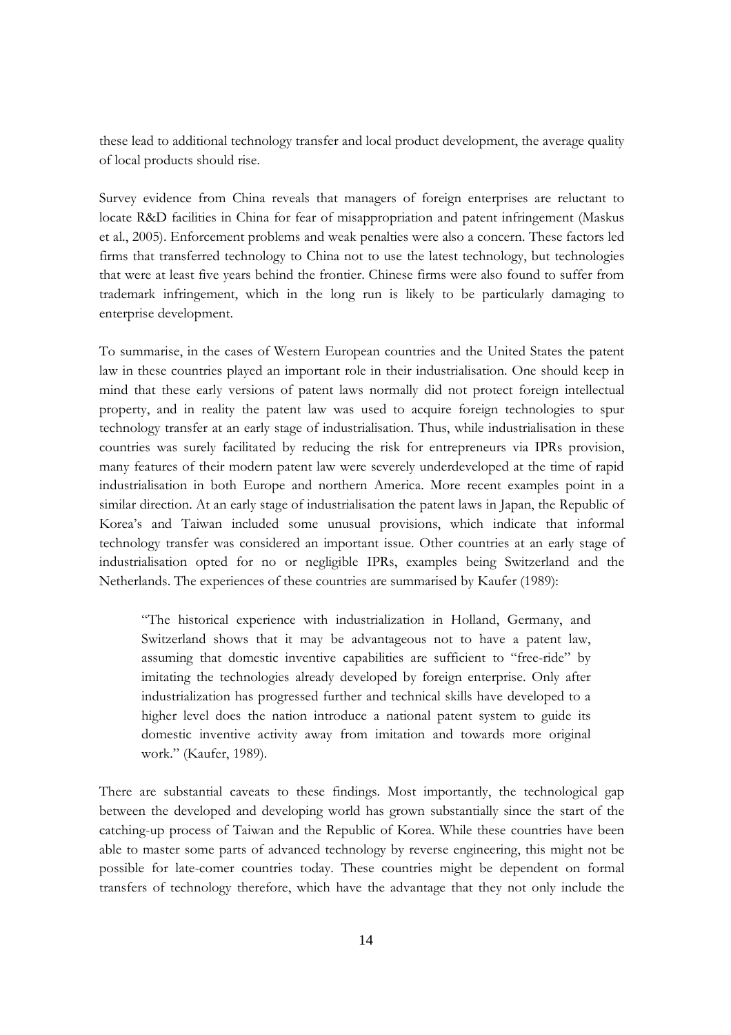these lead to additional technology transfer and local product development, the average quality of local products should rise.

Survey evidence from China reveals that managers of foreign enterprises are reluctant to locate R&D facilities in China for fear of misappropriation and patent infringement (Maskus et al., 2005). Enforcement problems and weak penalties were also a concern. These factors led firms that transferred technology to China not to use the latest technology, but technologies that were at least five years behind the frontier. Chinese firms were also found to suffer from trademark infringement, which in the long run is likely to be particularly damaging to enterprise development.

To summarise, in the cases of Western European countries and the United States the patent law in these countries played an important role in their industrialisation. One should keep in mind that these early versions of patent laws normally did not protect foreign intellectual property, and in reality the patent law was used to acquire foreign technologies to spur technology transfer at an early stage of industrialisation. Thus, while industrialisation in these countries was surely facilitated by reducing the risk for entrepreneurs via IPRs provision, many features of their modern patent law were severely underdeveloped at the time of rapid industrialisation in both Europe and northern America. More recent examples point in a similar direction. At an early stage of industrialisation the patent laws in Japan, the Republic of Korea's and Taiwan included some unusual provisions, which indicate that informal technology transfer was considered an important issue. Other countries at an early stage of industrialisation opted for no or negligible IPRs, examples being Switzerland and the Netherlands. The experiences of these countries are summarised by Kaufer (1989):

> "The historical experience with industrialization in Holland, Germany, and Switzerland shows that it may be advantageous not to have a patent law, assuming that domestic inventive capabilities are sufficient to "free-ride" by imitating the technologies already developed by foreign enterprise. Only after industrialization has progressed further and technical skills have developed to a higher level does the nation introduce a national patent system to guide its domestic inventive activity away from imitation and towards more original work." (Kaufer, 1989).

There are substantial caveats to these findings. Most importantly, the technological gap between the developed and developing world has grown substantially since the start of the catching-up process of Taiwan and the Republic of Korea. While these countries have been able to master some parts of advanced technology by reverse engineering, this might not be possible for late-comer countries today. These countries might be dependent on formal transfers of technology therefore, which have the advantage that they not only include the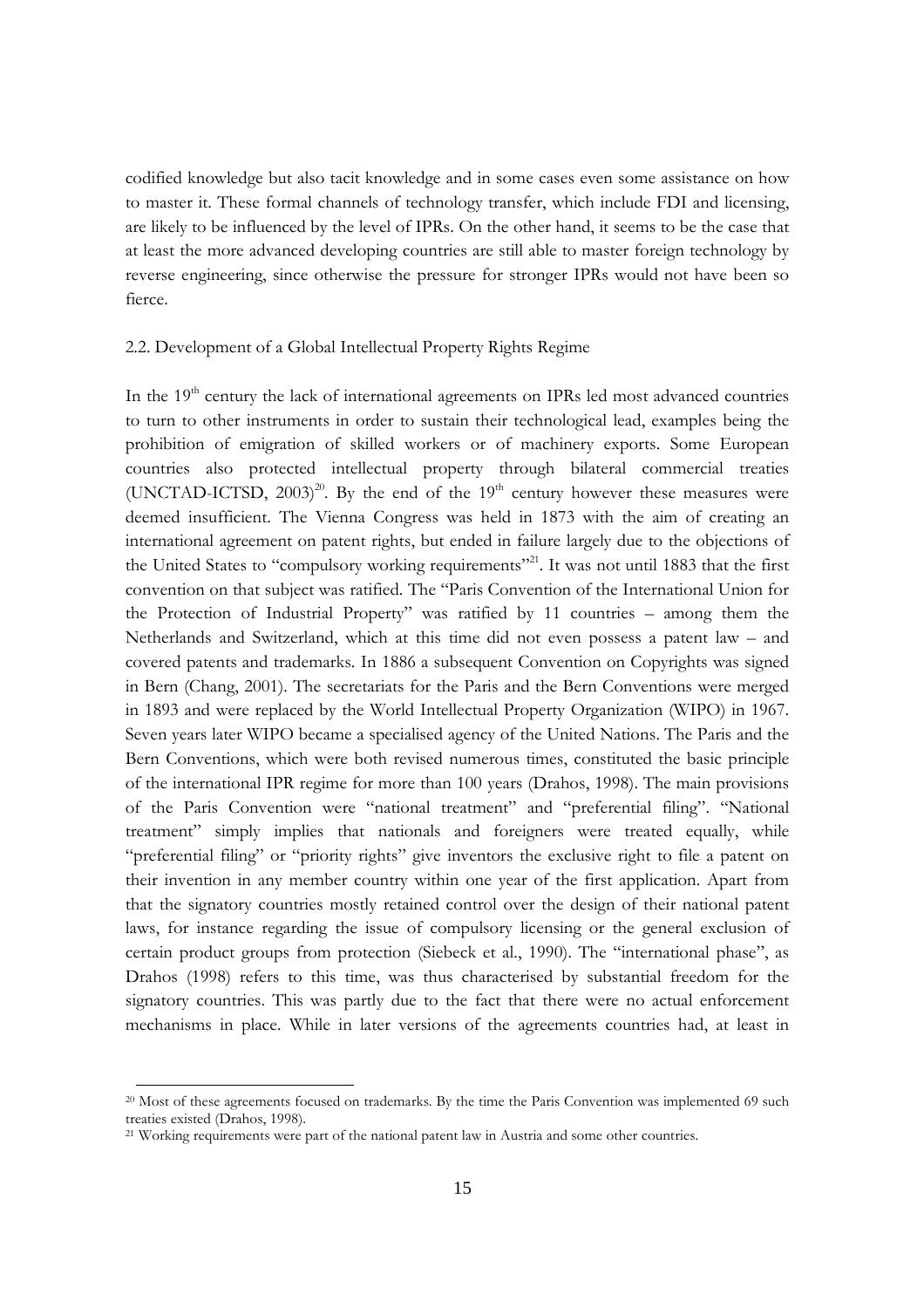codified knowledge but also tacit knowledge and in some cases even some assistance on how to master it. These formal channels of technology transfer, which include FDI and licensing, are likely to be influenced by the level of IPRs. On the other hand, it seems to be the case that at least the more advanced developing countries are still able to master foreign technology by reverse engineering, since otherwise the pressure for stronger IPRs would not have been so fierce.

## 2.2. Development of a Global Intellectual Property Rights Regime

In the 19[th] century the lack of international agreements on IPRs led most advanced countries to turn to other instruments in order to sustain their technological lead, examples being the prohibition of emigration of skilled workers or of machinery exports. Some European countries also protected intellectual property through bilateral commercial treaties (UNCTAD-ICTSD, 2003)[20]. By the end of the 19[th] century however these measures were deemed insufficient. The Vienna Congress was held in 1873 with the aim of creating an international agreement on patent rights, but ended in failure largely due to the objections of the United States to "compulsory working requirements"[21]. It was not until 1883 that the first convention on that subject was ratified. The "Paris Convention of the International Union for the Protection of Industrial Property" was ratified by 11 countries – among them the Netherlands and Switzerland, which at this time did not even possess a patent law – and covered patents and trademarks. In 1886 a subsequent Convention on Copyrights was signed in Bern (Chang, 2001). The secretariats for the Paris and the Bern Conventions were merged in 1893 and were replaced by the World Intellectual Property Organization (WIPO) in 1967. Seven years later WIPO became a specialised agency of the United Nations. The Paris and the Bern Conventions, which were both revised numerous times, constituted the basic principle of the international IPR regime for more than 100 years (Drahos, 1998). The main provisions of the Paris Convention were "national treatment" and "preferential filing". "National treatment" simply implies that nationals and foreigners were treated equally, while "preferential filing" or "priority rights" give inventors the exclusive right to file a patent on their invention in any member country within one year of the first application. Apart from that the signatory countries mostly retained control over the design of their national patent laws, for instance regarding the issue of compulsory licensing or the general exclusion of certain product groups from protection (Siebeck et al., 1990). The "international phase", as Drahos (1998) refers to this time, was thus characterised by substantial freedom for the signatory countries. This was partly due to the fact that there were no actual enforcement mechanisms in place. While in later versions of the agreements countries had, at least in

[20] Most of these agreements focused on trademarks. By the time the Paris Convention was implemented 69 such treaties existed (Drahos, 1998).

[21] Working requirements were part of the national patent law in Austria and some other countries.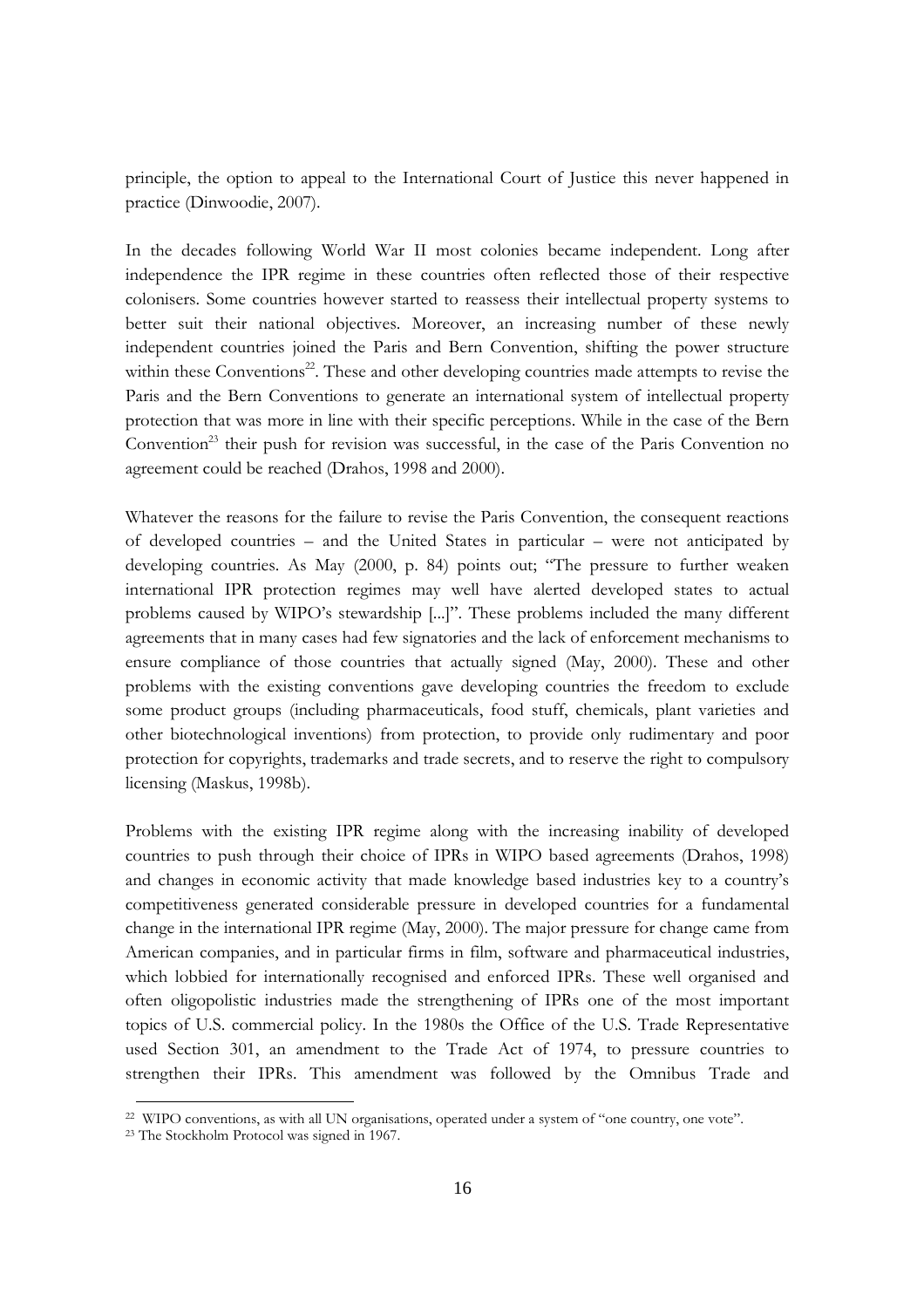principle, the option to appeal to the International Court of Justice this never happened in practice (Dinwoodie, 2007).

In the decades following World War II most colonies became independent. Long after independence the IPR regime in these countries often reflected those of their respective colonisers. Some countries however started to reassess their intellectual property systems to better suit their national objectives. Moreover, an increasing number of these newly independent countries joined the Paris and Bern Convention, shifting the power structure within these Conventions[22]. These and other developing countries made attempts to revise the Paris and the Bern Conventions to generate an international system of intellectual property protection that was more in line with their specific perceptions. While in the case of the Bern Convention[23] their push for revision was successful, in the case of the Paris Convention no agreement could be reached (Drahos, 1998 and 2000).

Whatever the reasons for the failure to revise the Paris Convention, the consequent reactions of developed countries – and the United States in particular – were not anticipated by developing countries. As May (2000, p. 84) points out; "The pressure to further weaken international IPR protection regimes may well have alerted developed states to actual problems caused by WIPO's stewardship [...]". These problems included the many different agreements that in many cases had few signatories and the lack of enforcement mechanisms to ensure compliance of those countries that actually signed (May, 2000). These and other problems with the existing conventions gave developing countries the freedom to exclude some product groups (including pharmaceuticals, food stuff, chemicals, plant varieties and other biotechnological inventions) from protection, to provide only rudimentary and poor protection for copyrights, trademarks and trade secrets, and to reserve the right to compulsory licensing (Maskus, 1998b).

Problems with the existing IPR regime along with the increasing inability of developed countries to push through their choice of IPRs in WIPO based agreements (Drahos, 1998) and changes in economic activity that made knowledge based industries key to a country's competitiveness generated considerable pressure in developed countries for a fundamental change in the international IPR regime (May, 2000). The major pressure for change came from American companies, and in particular firms in film, software and pharmaceutical industries, which lobbied for internationally recognised and enforced IPRs. These well organised and often oligopolistic industries made the strengthening of IPRs one of the most important topics of U.S. commercial policy. In the 1980s the Office of the U.S. Trade Representative used Section 301, an amendment to the Trade Act of 1974, to pressure countries to strengthen their IPRs. This amendment was followed by the Omnibus Trade and

[22] WIPO conventions, as with all UN organisations, operated under a system of "one country, one vote".

[23] The Stockholm Protocol was signed in 1967.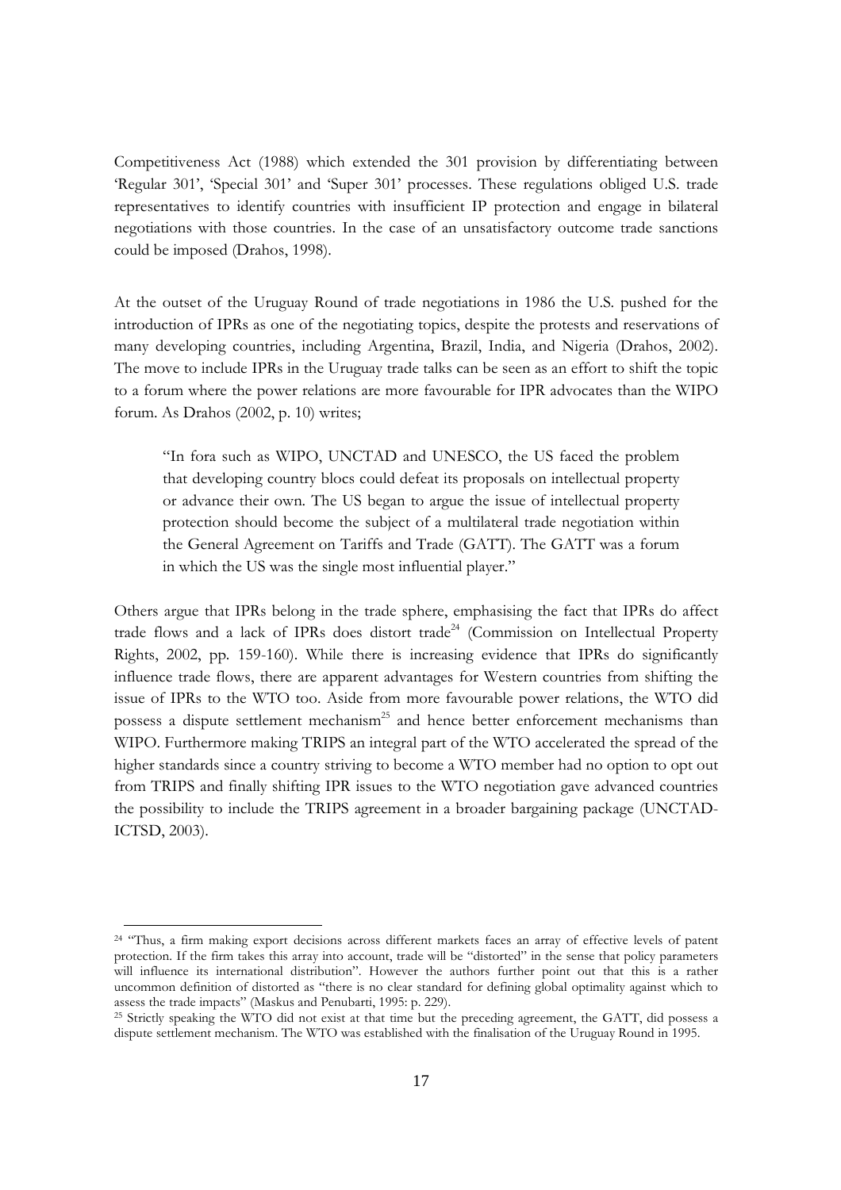Competitiveness Act (1988) which extended the 301 provision by differentiating between 'Regular 301', 'Special 301' and 'Super 301' processes. These regulations obliged U.S. trade representatives to identify countries with insufficient IP protection and engage in bilateral negotiations with those countries. In the case of an unsatisfactory outcome trade sanctions could be imposed (Drahos, 1998).

At the outset of the Uruguay Round of trade negotiations in 1986 the U.S. pushed for the introduction of IPRs as one of the negotiating topics, despite the protests and reservations of many developing countries, including Argentina, Brazil, India, and Nigeria (Drahos, 2002). The move to include IPRs in the Uruguay trade talks can be seen as an effort to shift the topic to a forum where the power relations are more favourable for IPR advocates than the WIPO forum. As Drahos (2002, p. 10) writes;

> "In fora such as WIPO, UNCTAD and UNESCO, the US faced the problem that developing country blocs could defeat its proposals on intellectual property or advance their own. The US began to argue the issue of intellectual property protection should become the subject of a multilateral trade negotiation within the General Agreement on Tariffs and Trade (GATT). The GATT was a forum in which the US was the single most influential player."

Others argue that IPRs belong in the trade sphere, emphasising the fact that IPRs do affect trade flows and a lack of IPRs does distort trade[24] (Commission on Intellectual Property Rights, 2002, pp. 159-160). While there is increasing evidence that IPRs do significantly influence trade flows, there are apparent advantages for Western countries from shifting the issue of IPRs to the WTO too. Aside from more favourable power relations, the WTO did possess a dispute settlement mechanism[25] and hence better enforcement mechanisms than WIPO. Furthermore making TRIPS an integral part of the WTO accelerated the spread of the higher standards since a country striving to become a WTO member had no option to opt out from TRIPS and finally shifting IPR issues to the WTO negotiation gave advanced countries the possibility to include the TRIPS agreement in a broader bargaining package (UNCTAD-ICTSD, 2003).

---

[24] "Thus, a firm making export decisions across different markets faces an array of effective levels of patent protection. If the firm takes this array into account, trade will be "distorted" in the sense that policy parameters will influence its international distribution". However the authors further point out that this is a rather uncommon definition of distorted as "there is no clear standard for defining global optimality against which to assess the trade impacts" (Maskus and Penubarti, 1995: p. 229).

[25] Strictly speaking the WTO did not exist at that time but the preceding agreement, the GATT, did possess a dispute settlement mechanism. The WTO was established with the finalisation of the Uruguay Round in 1995.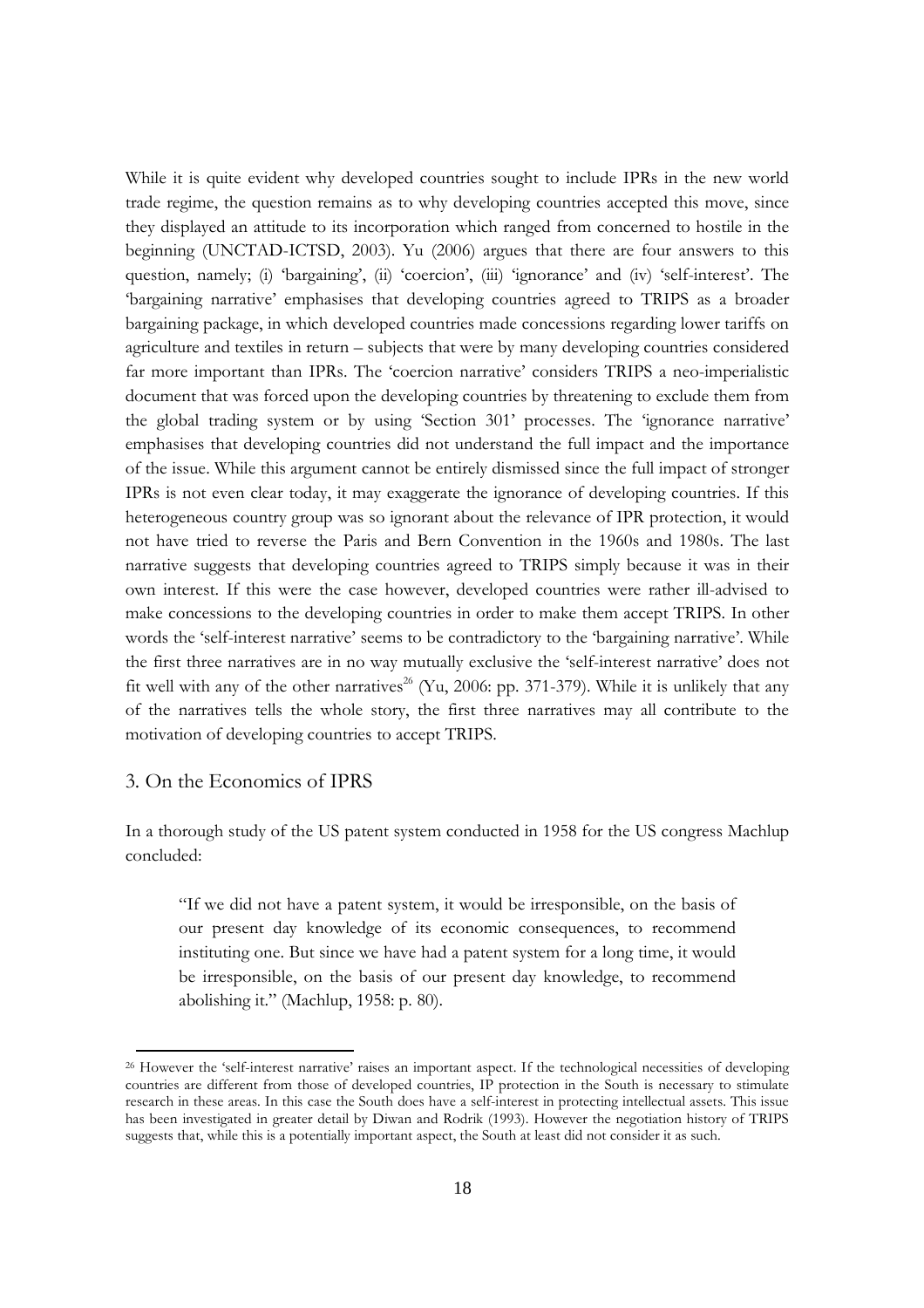While it is quite evident why developed countries sought to include IPRs in the new world trade regime, the question remains as to why developing countries accepted this move, since they displayed an attitude to its incorporation which ranged from concerned to hostile in the beginning (UNCTAD-ICTSD, 2003). Yu (2006) argues that there are four answers to this question, namely; (i) 'bargaining', (ii) 'coercion', (iii) 'ignorance' and (iv) 'self-interest'. The 'bargaining narrative' emphasises that developing countries agreed to TRIPS as a broader bargaining package, in which developed countries made concessions regarding lower tariffs on agriculture and textiles in return – subjects that were by many developing countries considered far more important than IPRs. The 'coercion narrative' considers TRIPS a neo-imperialistic document that was forced upon the developing countries by threatening to exclude them from the global trading system or by using 'Section 301' processes. The 'ignorance narrative' emphasises that developing countries did not understand the full impact and the importance of the issue. While this argument cannot be entirely dismissed since the full impact of stronger IPRs is not even clear today, it may exaggerate the ignorance of developing countries. If this heterogeneous country group was so ignorant about the relevance of IPR protection, it would not have tried to reverse the Paris and Bern Convention in the 1960s and 1980s. The last narrative suggests that developing countries agreed to TRIPS simply because it was in their own interest. If this were the case however, developed countries were rather ill-advised to make concessions to the developing countries in order to make them accept TRIPS. In other words the 'self-interest narrative' seems to be contradictory to the 'bargaining narrative'. While the first three narratives are in no way mutually exclusive the 'self-interest narrative' does not fit well with any of the other narratives[26] (Yu, 2006: pp. 371-379). While it is unlikely that any of the narratives tells the whole story, the first three narratives may all contribute to the motivation of developing countries to accept TRIPS.

## 3. On the Economics of IPRS

In a thorough study of the US patent system conducted in 1958 for the US congress Machlup concluded:

> "If we did not have a patent system, it would be irresponsible, on the basis of our present day knowledge of its economic consequences, to recommend instituting one. But since we have had a patent system for a long time, it would be irresponsible, on the basis of our present day knowledge, to recommend abolishing it." (Machlup, 1958: p. 80).

---

[26] However the 'self-interest narrative' raises an important aspect. If the technological necessities of developing countries are different from those of developed countries, IP protection in the South is necessary to stimulate research in these areas. In this case the South does have a self-interest in protecting intellectual assets. This issue has been investigated in greater detail by Diwan and Rodrik (1993). However the negotiation history of TRIPS suggests that, while this is a potentially important aspect, the South at least did not consider it as such.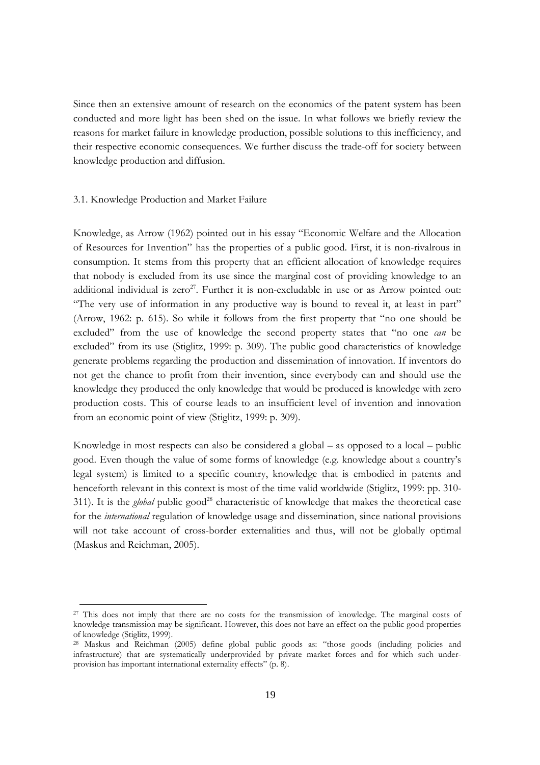Since then an extensive amount of research on the economics of the patent system has been conducted and more light has been shed on the issue. In what follows we briefly review the reasons for market failure in knowledge production, possible solutions to this inefficiency, and their respective economic consequences. We further discuss the trade-off for society between knowledge production and diffusion.

### 3.1. Knowledge Production and Market Failure

Knowledge, as Arrow (1962) pointed out in his essay "Economic Welfare and the Allocation of Resources for Invention" has the properties of a public good. First, it is non-rivalrous in consumption. It stems from this property that an efficient allocation of knowledge requires that nobody is excluded from its use since the marginal cost of providing knowledge to an additional individual is zero[27]. Further it is non-excludable in use or as Arrow pointed out: "The very use of information in any productive way is bound to reveal it, at least in part" (Arrow, 1962: p. 615). So while it follows from the first property that "no one should be excluded" from the use of knowledge the second property states that "no one *can* be excluded" from its use (Stiglitz, 1999: p. 309). The public good characteristics of knowledge generate problems regarding the production and dissemination of innovation. If inventors do not get the chance to profit from their invention, since everybody can and should use the knowledge they produced the only knowledge that would be produced is knowledge with zero production costs. This of course leads to an insufficient level of invention and innovation from an economic point of view (Stiglitz, 1999: p. 309).

Knowledge in most respects can also be considered a global – as opposed to a local – public good. Even though the value of some forms of knowledge (e.g. knowledge about a country's legal system) is limited to a specific country, knowledge that is embodied in patents and henceforth relevant in this context is most of the time valid worldwide (Stiglitz, 1999: pp. 310-311). It is the *global* public good[28] characteristic of knowledge that makes the theoretical case for the *international* regulation of knowledge usage and dissemination, since national provisions will not take account of cross-border externalities and thus, will not be globally optimal (Maskus and Reichman, 2005).

---

[27] This does not imply that there are no costs for the transmission of knowledge. The marginal costs of knowledge transmission may be significant. However, this does not have an effect on the public good properties of knowledge (Stiglitz, 1999).

[28] Maskus and Reichman (2005) define global public goods as: "those goods (including policies and infrastructure) that are systematically underprovided by private market forces and for which such under-provision has important international externality effects" (p. 8).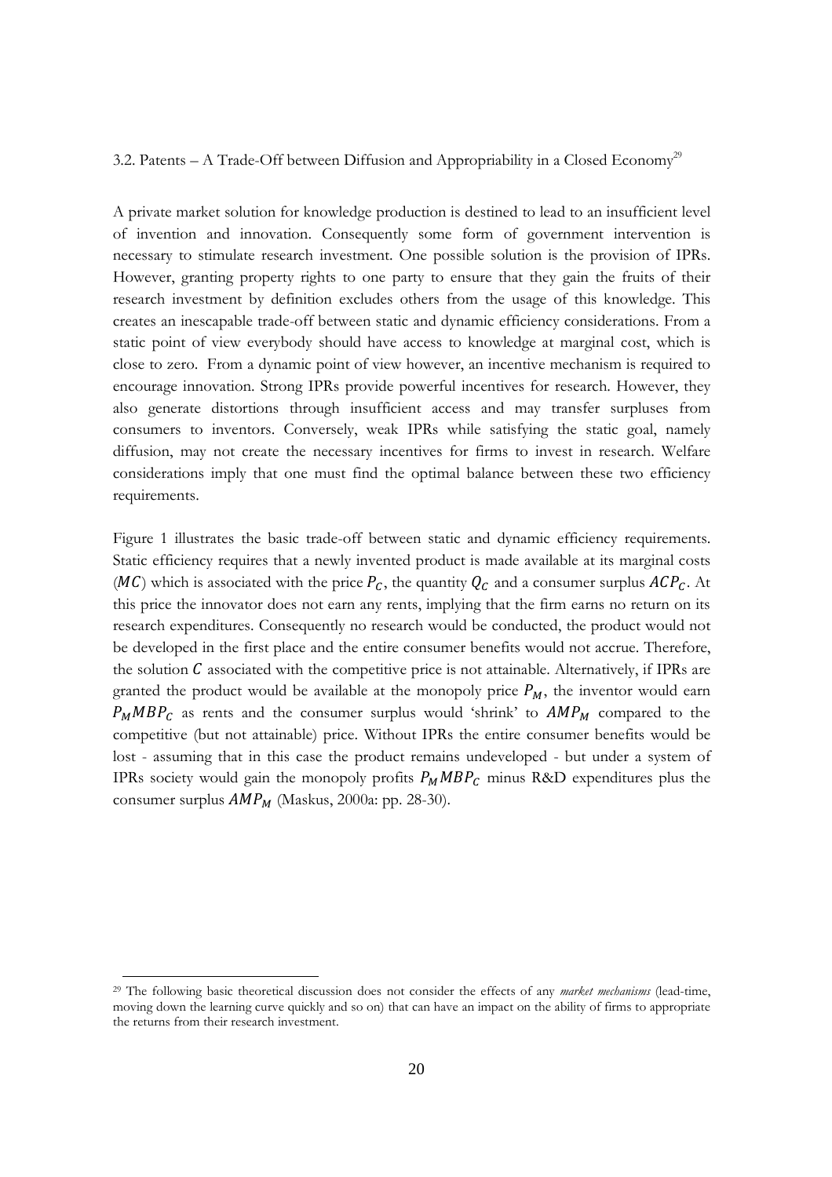## 3.2. Patents – A Trade-Off between Diffusion and Appropriability in a Closed Economy[29]

A private market solution for knowledge production is destined to lead to an insufficient level of invention and innovation. Consequently some form of government intervention is necessary to stimulate research investment. One possible solution is the provision of IPRs. However, granting property rights to one party to ensure that they gain the fruits of their research investment by definition excludes others from the usage of this knowledge. This creates an inescapable trade-off between static and dynamic efficiency considerations. From a static point of view everybody should have access to knowledge at marginal cost, which is close to zero. From a dynamic point of view however, an incentive mechanism is required to encourage innovation. Strong IPRs provide powerful incentives for research. However, they also generate distortions through insufficient access and may transfer surpluses from consumers to inventors. Conversely, weak IPRs while satisfying the static goal, namely diffusion, may not create the necessary incentives for firms to invest in research. Welfare considerations imply that one must find the optimal balance between these two efficiency requirements.

Figure 1 illustrates the basic trade-off between static and dynamic efficiency requirements. Static efficiency requires that a newly invented product is made available at its marginal costs ($MC$) which is associated with the price $P_C$, the quantity $Q_C$ and a consumer surplus $ACP_C$. At this price the innovator does not earn any rents, implying that the firm earns no return on its research expenditures. Consequently no research would be conducted, the product would not be developed in the first place and the entire consumer benefits would not accrue. Therefore, the solution $C$ associated with the competitive price is not attainable. Alternatively, if IPRs are granted the product would be available at the monopoly price $P_M$, the inventor would earn $P_M MBP_C$ as rents and the consumer surplus would 'shrink' to $AMP_M$ compared to the competitive (but not attainable) price. Without IPRs the entire consumer benefits would be lost - assuming that in this case the product remains undeveloped - but under a system of IPRs society would gain the monopoly profits $P_M MBP_C$ minus R&D expenditures plus the consumer surplus $AMP_M$ (Maskus, 2000a: pp. 28-30).

[29] The following basic theoretical discussion does not consider the effects of any *market mechanisms* (lead-time, moving down the learning curve quickly and so on) that can have an impact on the ability of firms to appropriate the returns from their research investment.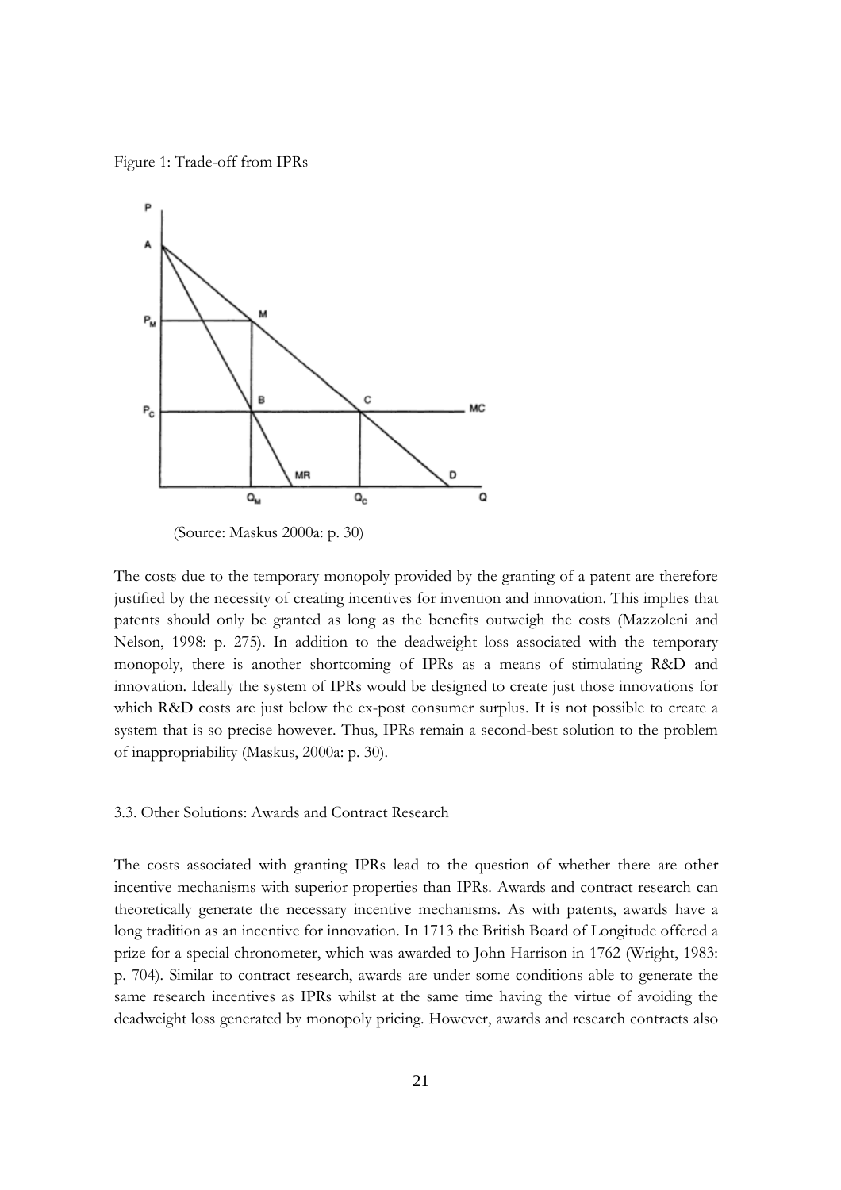Figure 1: Trade-off from IPRs

(Source: Maskus 2000a: p. 30)

The costs due to the temporary monopoly provided by the granting of a patent are therefore justified by the necessity of creating incentives for invention and innovation. This implies that patents should only be granted as long as the benefits outweigh the costs (Mazzoleni and Nelson, 1998: p. 275). In addition to the deadweight loss associated with the temporary monopoly, there is another shortcoming of IPRs as a means of stimulating R&D and innovation. Ideally the system of IPRs would be designed to create just those innovations for which R&D costs are just below the ex-post consumer surplus. It is not possible to create a system that is so precise however. Thus, IPRs remain a second-best solution to the problem of inappropriability (Maskus, 2000a: p. 30).

### 3.3. Other Solutions: Awards and Contract Research

The costs associated with granting IPRs lead to the question of whether there are other incentive mechanisms with superior properties than IPRs. Awards and contract research can theoretically generate the necessary incentive mechanisms. As with patents, awards have a long tradition as an incentive for innovation. In 1713 the British Board of Longitude offered a prize for a special chronometer, which was awarded to John Harrison in 1762 (Wright, 1983: p. 704). Similar to contract research, awards are under some conditions able to generate the same research incentives as IPRs whilst at the same time having the virtue of avoiding the deadweight loss generated by monopoly pricing. However, awards and research contracts also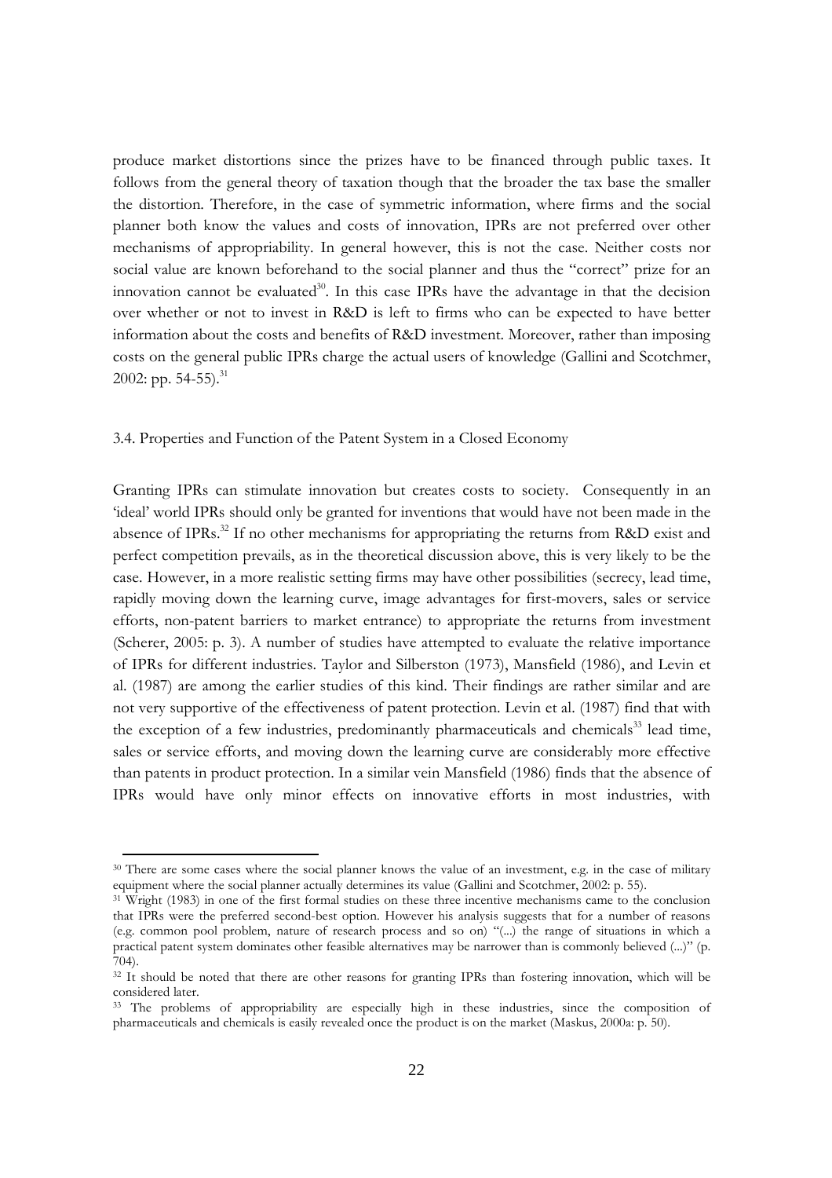produce market distortions since the prizes have to be financed through public taxes. It follows from the general theory of taxation though that the broader the tax base the smaller the distortion. Therefore, in the case of symmetric information, where firms and the social planner both know the values and costs of innovation, IPRs are not preferred over other mechanisms of appropriability. In general however, this is not the case. Neither costs nor social value are known beforehand to the social planner and thus the "correct" prize for an innovation cannot be evaluated[30]. In this case IPRs have the advantage in that the decision over whether or not to invest in R&D is left to firms who can be expected to have better information about the costs and benefits of R&D investment. Moreover, rather than imposing costs on the general public IPRs charge the actual users of knowledge (Gallini and Scotchmer, 2002: pp. 54-55).[31]

### 3.4. Properties and Function of the Patent System in a Closed Economy

Granting IPRs can stimulate innovation but creates costs to society. Consequently in an 'ideal' world IPRs should only be granted for inventions that would have not been made in the absence of IPRs.[32] If no other mechanisms for appropriating the returns from R&D exist and perfect competition prevails, as in the theoretical discussion above, this is very likely to be the case. However, in a more realistic setting firms may have other possibilities (secrecy, lead time, rapidly moving down the learning curve, image advantages for first-movers, sales or service efforts, non-patent barriers to market entrance) to appropriate the returns from investment (Scherer, 2005: p. 3). A number of studies have attempted to evaluate the relative importance of IPRs for different industries. Taylor and Silberston (1973), Mansfield (1986), and Levin et al. (1987) are among the earlier studies of this kind. Their findings are rather similar and are not very supportive of the effectiveness of patent protection. Levin et al. (1987) find that with the exception of a few industries, predominantly pharmaceuticals and chemicals[33] lead time, sales or service efforts, and moving down the learning curve are considerably more effective than patents in product protection. In a similar vein Mansfield (1986) finds that the absence of IPRs would have only minor effects on innovative efforts in most industries, with

---

[30] There are some cases where the social planner knows the value of an investment, e.g. in the case of military equipment where the social planner actually determines its value (Gallini and Scotchmer, 2002: p. 55).

[31] Wright (1983) in one of the first formal studies on these three incentive mechanisms came to the conclusion that IPRs were the preferred second-best option. However his analysis suggests that for a number of reasons (e.g. common pool problem, nature of research process and so on) "(...) the range of situations in which a practical patent system dominates other feasible alternatives may be narrower than is commonly believed (...)" (p. 704).

[32] It should be noted that there are other reasons for granting IPRs than fostering innovation, which will be considered later.

[33] The problems of appropriability are especially high in these industries, since the composition of pharmaceuticals and chemicals is easily revealed once the product is on the market (Maskus, 2000a: p. 50).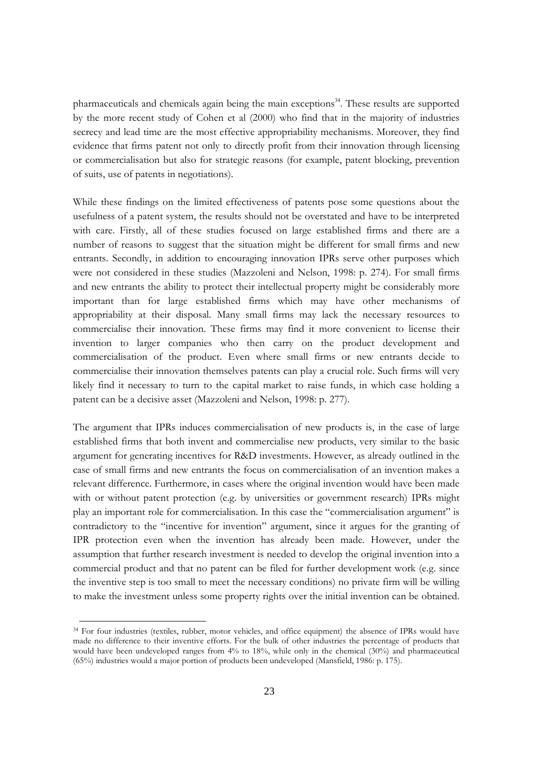pharmaceuticals and chemicals again being the main exceptions[34]. These results are supported by the more recent study of Cohen et al (2000) who find that in the majority of industries secrecy and lead time are the most effective appropriability mechanisms. Moreover, they find evidence that firms patent not only to directly profit from their innovation through licensing or commercialisation but also for strategic reasons (for example, patent blocking, prevention of suits, use of patents in negotiations).

While these findings on the limited effectiveness of patents pose some questions about the usefulness of a patent system, the results should not be overstated and have to be interpreted with care. Firstly, all of these studies focused on large established firms and there are a number of reasons to suggest that the situation might be different for small firms and new entrants. Secondly, in addition to encouraging innovation IPRs serve other purposes which were not considered in these studies (Mazzoleni and Nelson, 1998: p. 274). For small firms and new entrants the ability to protect their intellectual property might be considerably more important than for large established firms which may have other mechanisms of appropriability at their disposal. Many small firms may lack the necessary resources to commercialise their innovation. These firms may find it more convenient to license their invention to larger companies who then carry on the product development and commercialisation of the product. Even where small firms or new entrants decide to commercialise their innovation themselves patents can play a crucial role. Such firms will very likely find it necessary to turn to the capital market to raise funds, in which case holding a patent can be a decisive asset (Mazzoleni and Nelson, 1998: p. 277).

The argument that IPRs induces commercialisation of new products is, in the case of large established firms that both invent and commercialise new products, very similar to the basic argument for generating incentives for R&D investments. However, as already outlined in the case of small firms and new entrants the focus on commercialisation of an invention makes a relevant difference. Furthermore, in cases where the original invention would have been made with or without patent protection (e.g. by universities or government research) IPRs might play an important role for commercialisation. In this case the "commercialisation argument" is contradictory to the "incentive for invention" argument, since it argues for the granting of IPR protection even when the invention has already been made. However, under the assumption that further research investment is needed to develop the original invention into a commercial product and that no patent can be filed for further development work (e.g. since the inventive step is too small to meet the necessary conditions) no private firm will be willing to make the investment unless some property rights over the initial invention can be obtained.

[34] For four industries (textiles, rubber, motor vehicles, and office equipment) the absence of IPRs would have made no difference to their inventive efforts. For the bulk of other industries the percentage of products that would have been undeveloped ranges from 4% to 18%, while only in the chemical (30%) and pharmaceutical (65%) industries would a major portion of products been undeveloped (Mansfield, 1986: p. 175).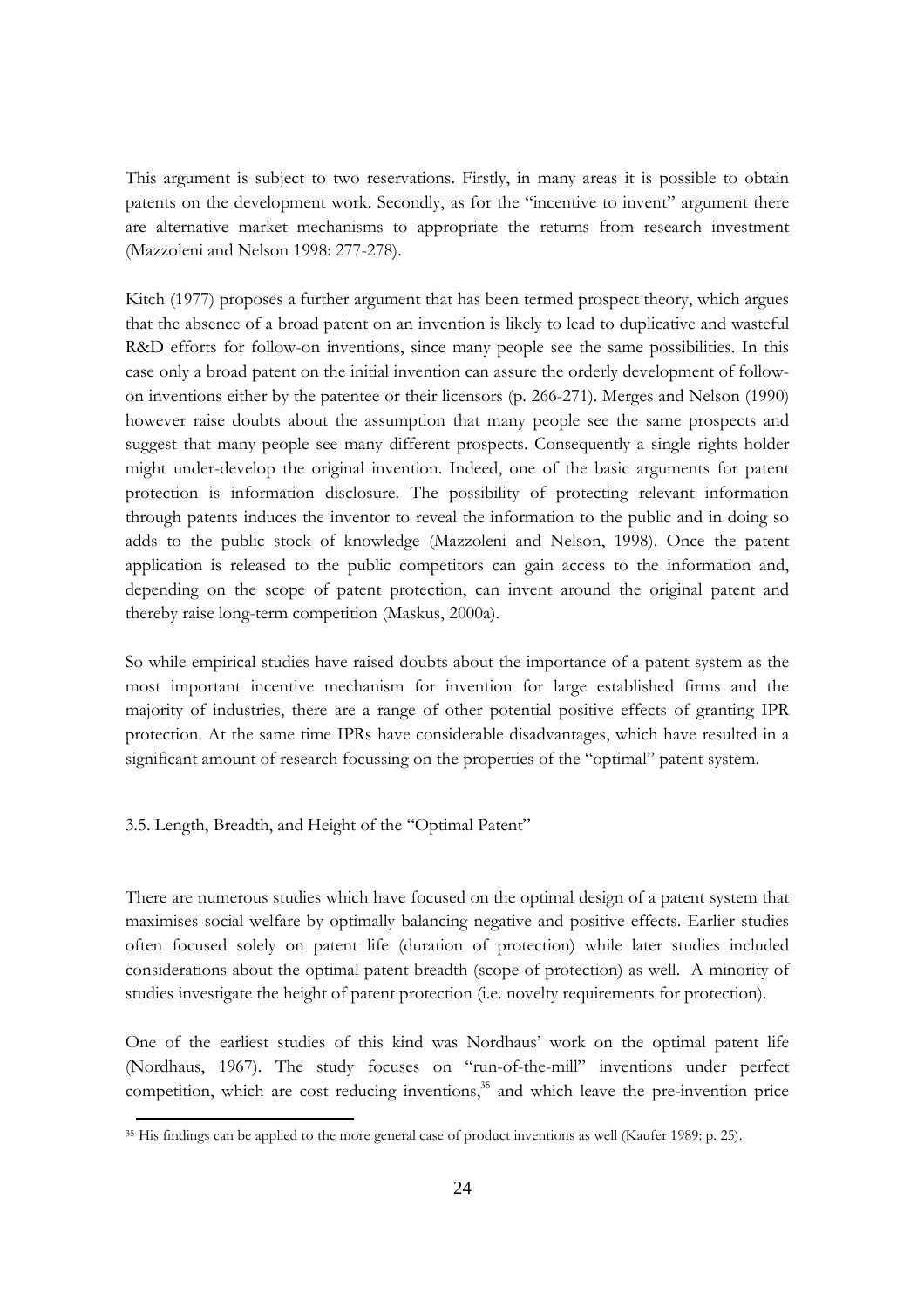This argument is subject to two reservations. Firstly, in many areas it is possible to obtain patents on the development work. Secondly, as for the "incentive to invent" argument there are alternative market mechanisms to appropriate the returns from research investment (Mazzoleni and Nelson 1998: 277-278).

Kitch (1977) proposes a further argument that has been termed prospect theory, which argues that the absence of a broad patent on an invention is likely to lead to duplicative and wasteful R&D efforts for follow-on inventions, since many people see the same possibilities. In this case only a broad patent on the initial invention can assure the orderly development of follow-on inventions either by the patentee or their licensors (p. 266-271). Merges and Nelson (1990) however raise doubts about the assumption that many people see the same prospects and suggest that many people see many different prospects. Consequently a single rights holder might under-develop the original invention. Indeed, one of the basic arguments for patent protection is information disclosure. The possibility of protecting relevant information through patents induces the inventor to reveal the information to the public and in doing so adds to the public stock of knowledge (Mazzoleni and Nelson, 1998). Once the patent application is released to the public competitors can gain access to the information and, depending on the scope of patent protection, can invent around the original patent and thereby raise long-term competition (Maskus, 2000a).

So while empirical studies have raised doubts about the importance of a patent system as the most important incentive mechanism for invention for large established firms and the majority of industries, there are a range of other potential positive effects of granting IPR protection. At the same time IPRs have considerable disadvantages, which have resulted in a significant amount of research focussing on the properties of the "optimal" patent system.

## 3.5. Length, Breadth, and Height of the "Optimal Patent"

There are numerous studies which have focused on the optimal design of a patent system that maximises social welfare by optimally balancing negative and positive effects. Earlier studies often focused solely on patent life (duration of protection) while later studies included considerations about the optimal patent breadth (scope of protection) as well. A minority of studies investigate the height of patent protection (i.e. novelty requirements for protection).

One of the earliest studies of this kind was Nordhaus' work on the optimal patent life (Nordhaus, 1967). The study focuses on "run-of-the-mill" inventions under perfect competition, which are cost reducing inventions,[35] and which leave the pre-invention price

[35] His findings can be applied to the more general case of product inventions as well (Kaufer 1989: p. 25).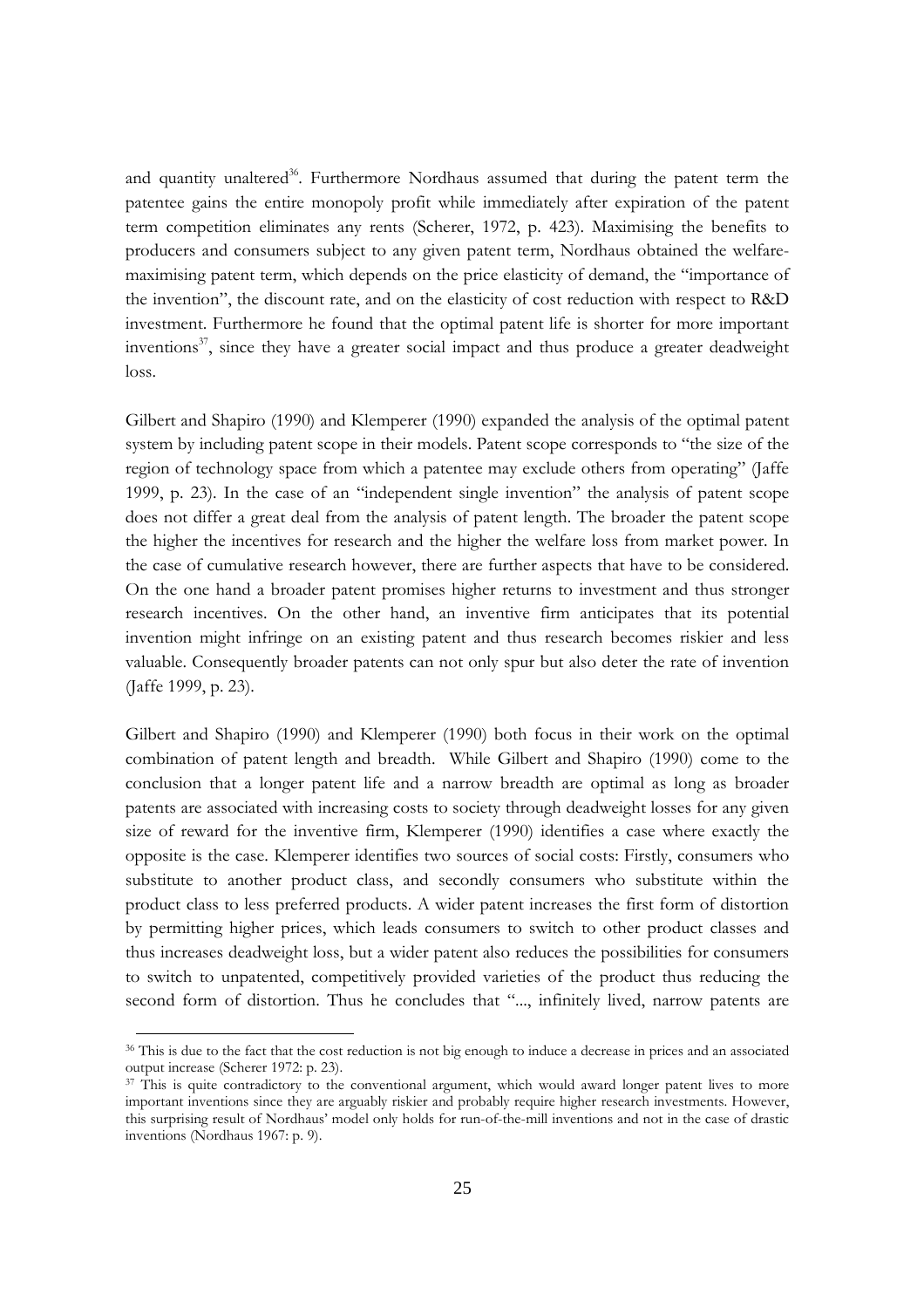and quantity unaltered[36]. Furthermore Nordhaus assumed that during the patent term the patentee gains the entire monopoly profit while immediately after expiration of the patent term competition eliminates any rents (Scherer, 1972, p. 423). Maximising the benefits to producers and consumers subject to any given patent term, Nordhaus obtained the welfare-maximising patent term, which depends on the price elasticity of demand, the "importance of the invention", the discount rate, and on the elasticity of cost reduction with respect to R&D investment. Furthermore he found that the optimal patent life is shorter for more important inventions[37], since they have a greater social impact and thus produce a greater deadweight loss.

Gilbert and Shapiro (1990) and Klemperer (1990) expanded the analysis of the optimal patent system by including patent scope in their models. Patent scope corresponds to "the size of the region of technology space from which a patentee may exclude others from operating" (Jaffe 1999, p. 23). In the case of an "independent single invention" the analysis of patent scope does not differ a great deal from the analysis of patent length. The broader the patent scope the higher the incentives for research and the higher the welfare loss from market power. In the case of cumulative research however, there are further aspects that have to be considered. On the one hand a broader patent promises higher returns to investment and thus stronger research incentives. On the other hand, an inventive firm anticipates that its potential invention might infringe on an existing patent and thus research becomes riskier and less valuable. Consequently broader patents can not only spur but also deter the rate of invention (Jaffe 1999, p. 23).

Gilbert and Shapiro (1990) and Klemperer (1990) both focus in their work on the optimal combination of patent length and breadth. While Gilbert and Shapiro (1990) come to the conclusion that a longer patent life and a narrow breadth are optimal as long as broader patents are associated with increasing costs to society through deadweight losses for any given size of reward for the inventive firm, Klemperer (1990) identifies a case where exactly the opposite is the case. Klemperer identifies two sources of social costs: Firstly, consumers who substitute to another product class, and secondly consumers who substitute within the product class to less preferred products. A wider patent increases the first form of distortion by permitting higher prices, which leads consumers to switch to other product classes and thus increases deadweight loss, but a wider patent also reduces the possibilities for consumers to switch to unpatented, competitively provided varieties of the product thus reducing the second form of distortion. Thus he concludes that "..., infinitely lived, narrow patents are

[36] This is due to the fact that the cost reduction is not big enough to induce a decrease in prices and an associated output increase (Scherer 1972: p. 23).

[37] This is quite contradictory to the conventional argument, which would award longer patent lives to more important inventions since they are arguably riskier and probably require higher research investments. However, this surprising result of Nordhaus' model only holds for run-of-the-mill inventions and not in the case of drastic inventions (Nordhaus 1967: p. 9).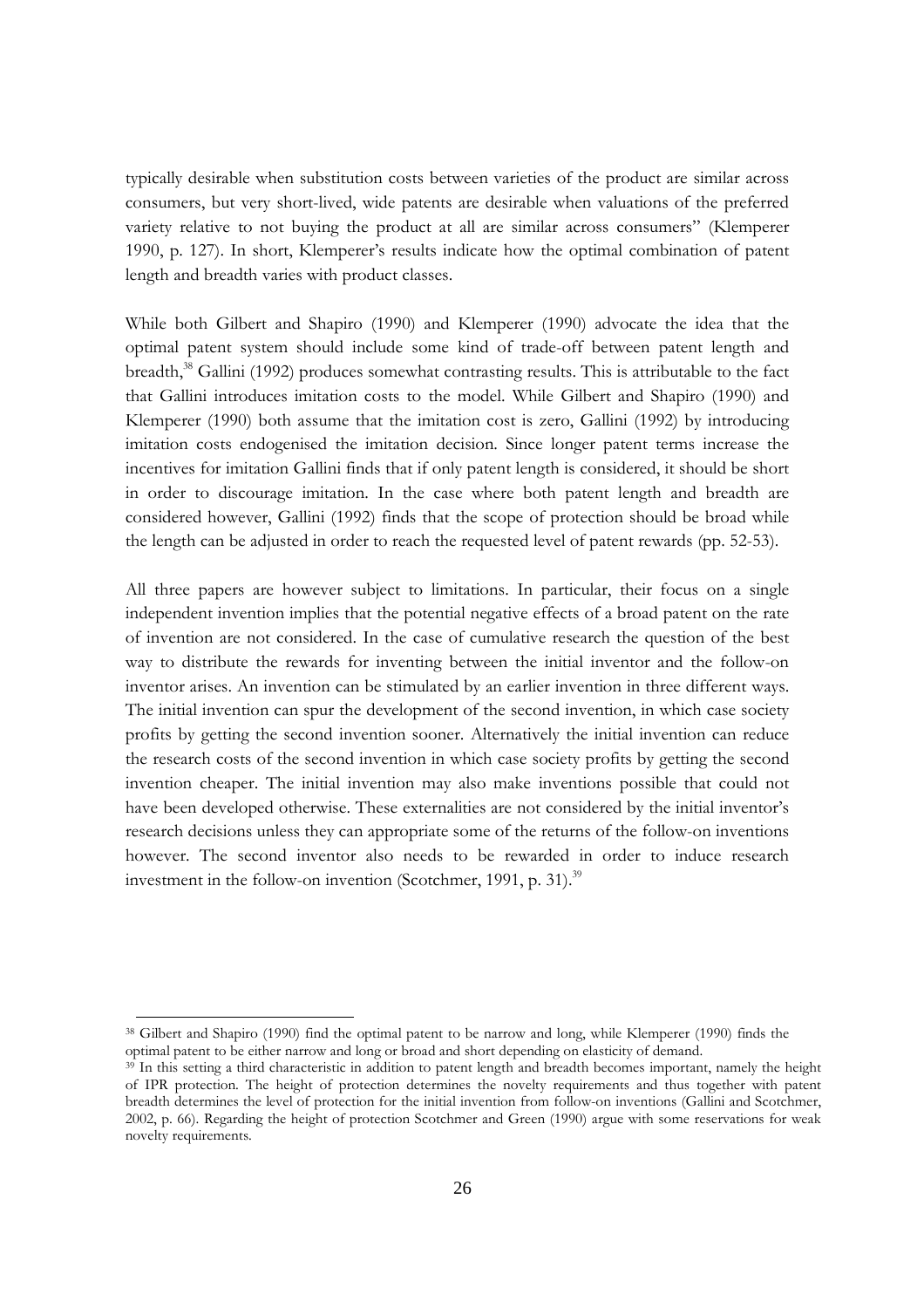typically desirable when substitution costs between varieties of the product are similar across consumers, but very short-lived, wide patents are desirable when valuations of the preferred variety relative to not buying the product at all are similar across consumers" (Klemperer 1990, p. 127). In short, Klemperer's results indicate how the optimal combination of patent length and breadth varies with product classes.

While both Gilbert and Shapiro (1990) and Klemperer (1990) advocate the idea that the optimal patent system should include some kind of trade-off between patent length and breadth,[38] Gallini (1992) produces somewhat contrasting results. This is attributable to the fact that Gallini introduces imitation costs to the model. While Gilbert and Shapiro (1990) and Klemperer (1990) both assume that the imitation cost is zero, Gallini (1992) by introducing imitation costs endogenised the imitation decision. Since longer patent terms increase the incentives for imitation Gallini finds that if only patent length is considered, it should be short in order to discourage imitation. In the case where both patent length and breadth are considered however, Gallini (1992) finds that the scope of protection should be broad while the length can be adjusted in order to reach the requested level of patent rewards (pp. 52-53).

All three papers are however subject to limitations. In particular, their focus on a single independent invention implies that the potential negative effects of a broad patent on the rate of invention are not considered. In the case of cumulative research the question of the best way to distribute the rewards for inventing between the initial inventor and the follow-on inventor arises. An invention can be stimulated by an earlier invention in three different ways. The initial invention can spur the development of the second invention, in which case society profits by getting the second invention sooner. Alternatively the initial invention can reduce the research costs of the second invention in which case society profits by getting the second invention cheaper. The initial invention may also make inventions possible that could not have been developed otherwise. These externalities are not considered by the initial inventor's research decisions unless they can appropriate some of the returns of the follow-on inventions however. The second inventor also needs to be rewarded in order to induce research investment in the follow-on invention (Scotchmer, 1991, p. 31).[39]

---

[38] Gilbert and Shapiro (1990) find the optimal patent to be narrow and long, while Klemperer (1990) finds the optimal patent to be either narrow and long or broad and short depending on elasticity of demand.

[39] In this setting a third characteristic in addition to patent length and breadth becomes important, namely the height of IPR protection. The height of protection determines the novelty requirements and thus together with patent breadth determines the level of protection for the initial invention from follow-on inventions (Gallini and Scotchmer, 2002, p. 66). Regarding the height of protection Scotchmer and Green (1990) argue with some reservations for weak novelty requirements.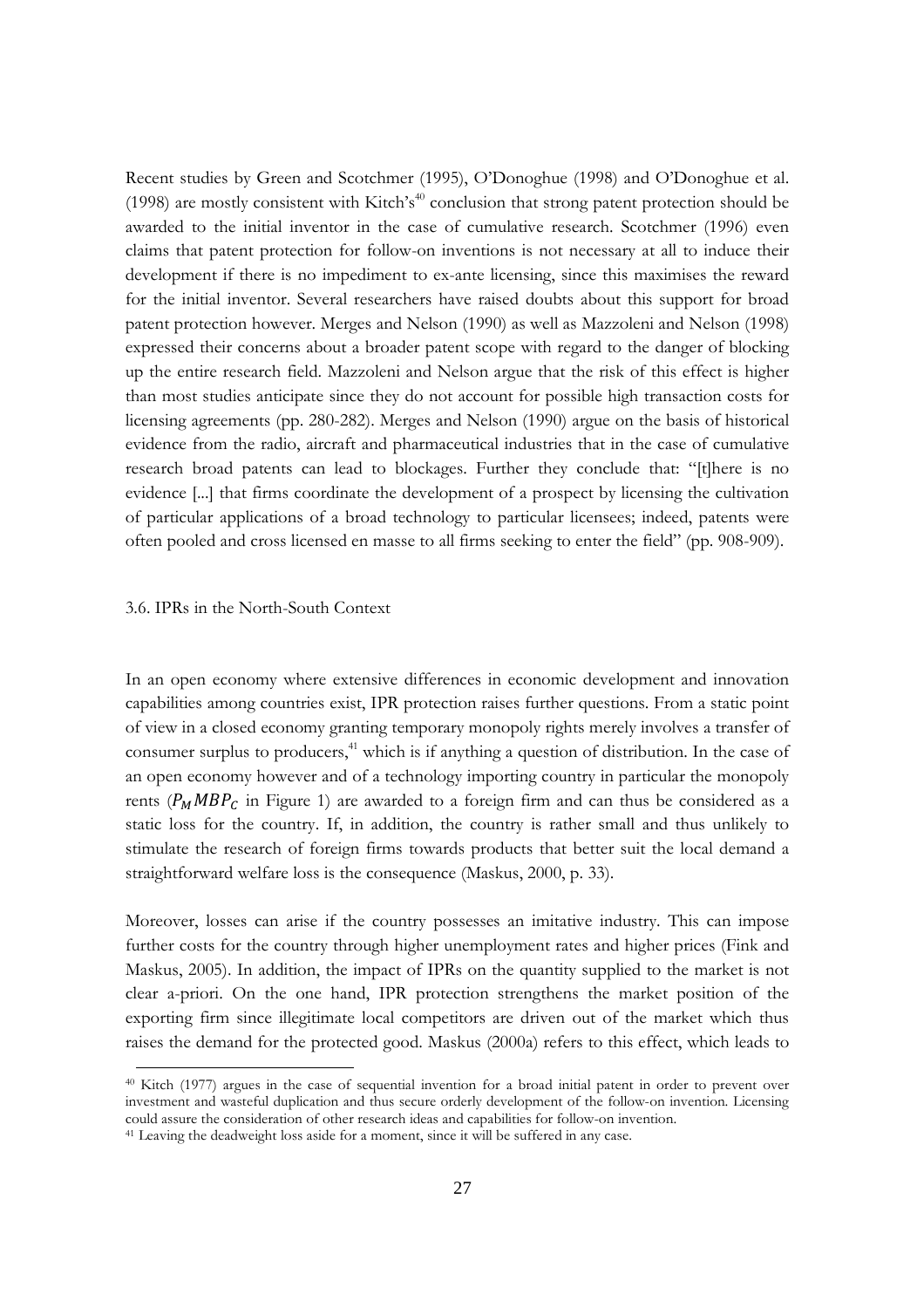Recent studies by Green and Scotchmer (1995), O'Donoghue (1998) and O'Donoghue et al. (1998) are mostly consistent with Kitch's[40] conclusion that strong patent protection should be awarded to the initial inventor in the case of cumulative research. Scotchmer (1996) even claims that patent protection for follow-on inventions is not necessary at all to induce their development if there is no impediment to ex-ante licensing, since this maximises the reward for the initial inventor. Several researchers have raised doubts about this support for broad patent protection however. Merges and Nelson (1990) as well as Mazzoleni and Nelson (1998) expressed their concerns about a broader patent scope with regard to the danger of blocking up the entire research field. Mazzoleni and Nelson argue that the risk of this effect is higher than most studies anticipate since they do not account for possible high transaction costs for licensing agreements (pp. 280-282). Merges and Nelson (1990) argue on the basis of historical evidence from the radio, aircraft and pharmaceutical industries that in the case of cumulative research broad patents can lead to blockages. Further they conclude that: "[t]here is no evidence [...] that firms coordinate the development of a prospect by licensing the cultivation of particular applications of a broad technology to particular licensees; indeed, patents were often pooled and cross licensed en masse to all firms seeking to enter the field" (pp. 908-909).

### 3.6. IPRs in the North-South Context

In an open economy where extensive differences in economic development and innovation capabilities among countries exist, IPR protection raises further questions. From a static point of view in a closed economy granting temporary monopoly rights merely involves a transfer of consumer surplus to producers,[41] which is if anything a question of distribution. In the case of an open economy however and of a technology importing country in particular the monopoly rents ($P_M MBP_C$ in Figure 1) are awarded to a foreign firm and can thus be considered as a static loss for the country. If, in addition, the country is rather small and thus unlikely to stimulate the research of foreign firms towards products that better suit the local demand a straightforward welfare loss is the consequence (Maskus, 2000, p. 33).

Moreover, losses can arise if the country possesses an imitative industry. This can impose further costs for the country through higher unemployment rates and higher prices (Fink and Maskus, 2005). In addition, the impact of IPRs on the quantity supplied to the market is not clear a-priori. On the one hand, IPR protection strengthens the market position of the exporting firm since illegitimate local competitors are driven out of the market which thus raises the demand for the protected good. Maskus (2000a) refers to this effect, which leads to

---

[40] Kitch (1977) argues in the case of sequential invention for a broad initial patent in order to prevent over investment and wasteful duplication and thus secure orderly development of the follow-on invention. Licensing could assure the consideration of other research ideas and capabilities for follow-on invention.

[41] Leaving the deadweight loss aside for a moment, since it will be suffered in any case.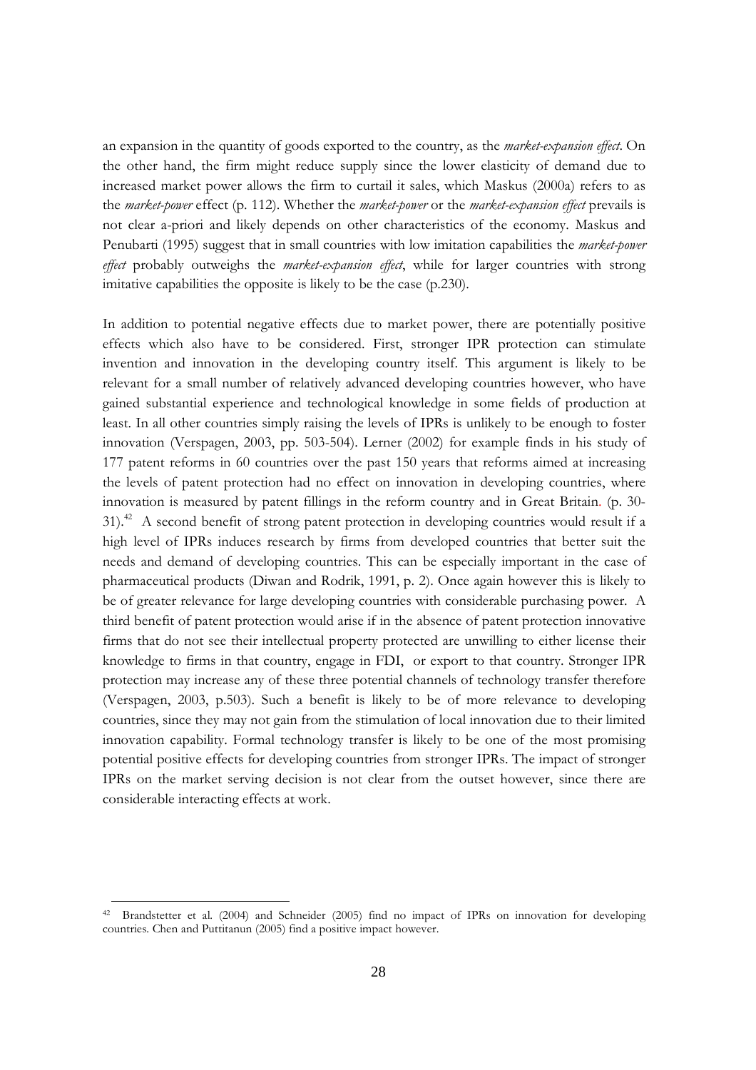an expansion in the quantity of goods exported to the country, as the *market-expansion effect*. On the other hand, the firm might reduce supply since the lower elasticity of demand due to increased market power allows the firm to curtail it sales, which Maskus (2000a) refers to as the *market-power* effect (p. 112). Whether the *market-power* or the *market-expansion effect* prevails is not clear a-priori and likely depends on other characteristics of the economy. Maskus and Penubarti (1995) suggest that in small countries with low imitation capabilities the *market-power effect* probably outweighs the *market-expansion effect*, while for larger countries with strong imitative capabilities the opposite is likely to be the case (p.230).

In addition to potential negative effects due to market power, there are potentially positive effects which also have to be considered. First, stronger IPR protection can stimulate invention and innovation in the developing country itself. This argument is likely to be relevant for a small number of relatively advanced developing countries however, who have gained substantial experience and technological knowledge in some fields of production at least. In all other countries simply raising the levels of IPRs is unlikely to be enough to foster innovation (Verspagen, 2003, pp. 503-504). Lerner (2002) for example finds in his study of 177 patent reforms in 60 countries over the past 150 years that reforms aimed at increasing the levels of patent protection had no effect on innovation in developing countries, where innovation is measured by patent fillings in the reform country and in Great Britain. (p. 30-31).[42] A second benefit of strong patent protection in developing countries would result if a high level of IPRs induces research by firms from developed countries that better suit the needs and demand of developing countries. This can be especially important in the case of pharmaceutical products (Diwan and Rodrik, 1991, p. 2). Once again however this is likely to be of greater relevance for large developing countries with considerable purchasing power. A third benefit of patent protection would arise if in the absence of patent protection innovative firms that do not see their intellectual property protected are unwilling to either license their knowledge to firms in that country, engage in FDI, or export to that country. Stronger IPR protection may increase any of these three potential channels of technology transfer therefore (Verspagen, 2003, p.503). Such a benefit is likely to be of more relevance to developing countries, since they may not gain from the stimulation of local innovation due to their limited innovation capability. Formal technology transfer is likely to be one of the most promising potential positive effects for developing countries from stronger IPRs. The impact of stronger IPRs on the market serving decision is not clear from the outset however, since there are considerable interacting effects at work.

---

[42] Brandstetter et al. (2004) and Schneider (2005) find no impact of IPRs on innovation for developing countries. Chen and Puttitanun (2005) find a positive impact however.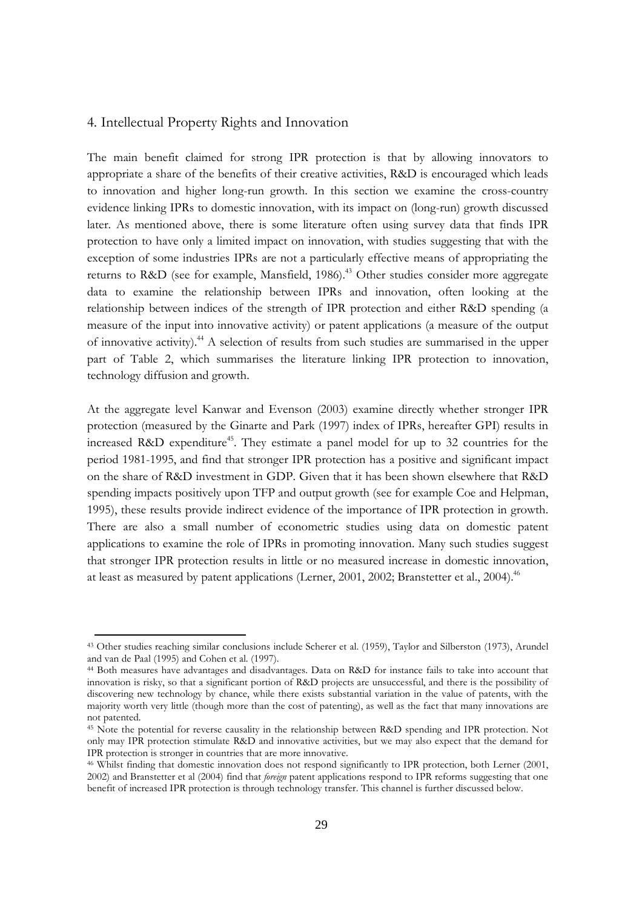## 4. Intellectual Property Rights and Innovation

The main benefit claimed for strong IPR protection is that by allowing innovators to appropriate a share of the benefits of their creative activities, R&D is encouraged which leads to innovation and higher long-run growth. In this section we examine the cross-country evidence linking IPRs to domestic innovation, with its impact on (long-run) growth discussed later. As mentioned above, there is some literature often using survey data that finds IPR protection to have only a limited impact on innovation, with studies suggesting that with the exception of some industries IPRs are not a particularly effective means of appropriating the returns to R&D (see for example, Mansfield, 1986).[43] Other studies consider more aggregate data to examine the relationship between IPRs and innovation, often looking at the relationship between indices of the strength of IPR protection and either R&D spending (a measure of the input into innovative activity) or patent applications (a measure of the output of innovative activity).[44] A selection of results from such studies are summarised in the upper part of Table 2, which summarises the literature linking IPR protection to innovation, technology diffusion and growth.

At the aggregate level Kanwar and Evenson (2003) examine directly whether stronger IPR protection (measured by the Ginarte and Park (1997) index of IPRs, hereafter GPI) results in increased R&D expenditure[45]. They estimate a panel model for up to 32 countries for the period 1981-1995, and find that stronger IPR protection has a positive and significant impact on the share of R&D investment in GDP. Given that it has been shown elsewhere that R&D spending impacts positively upon TFP and output growth (see for example Coe and Helpman, 1995), these results provide indirect evidence of the importance of IPR protection in growth. There are also a small number of econometric studies using data on domestic patent applications to examine the role of IPRs in promoting innovation. Many such studies suggest that stronger IPR protection results in little or no measured increase in domestic innovation, at least as measured by patent applications (Lerner, 2001, 2002; Branstetter et al., 2004).[46]

[43] Other studies reaching similar conclusions include Scherer et al. (1959), Taylor and Silberston (1973), Arundel and van de Paal (1995) and Cohen et al. (1997).

[44] Both measures have advantages and disadvantages. Data on R&D for instance fails to take into account that innovation is risky, so that a significant portion of R&D projects are unsuccessful, and there is the possibility of discovering new technology by chance, while there exists substantial variation in the value of patents, with the majority worth very little (though more than the cost of patenting), as well as the fact that many innovations are not patented.

[45] Note the potential for reverse causality in the relationship between R&D spending and IPR protection. Not only may IPR protection stimulate R&D and innovative activities, but we may also expect that the demand for IPR protection is stronger in countries that are more innovative.

[46] Whilst finding that domestic innovation does not respond significantly to IPR protection, both Lerner (2001, 2002) and Branstetter et al (2004) find that *foreign* patent applications respond to IPR reforms suggesting that one benefit of increased IPR protection is through technology transfer. This channel is further discussed below.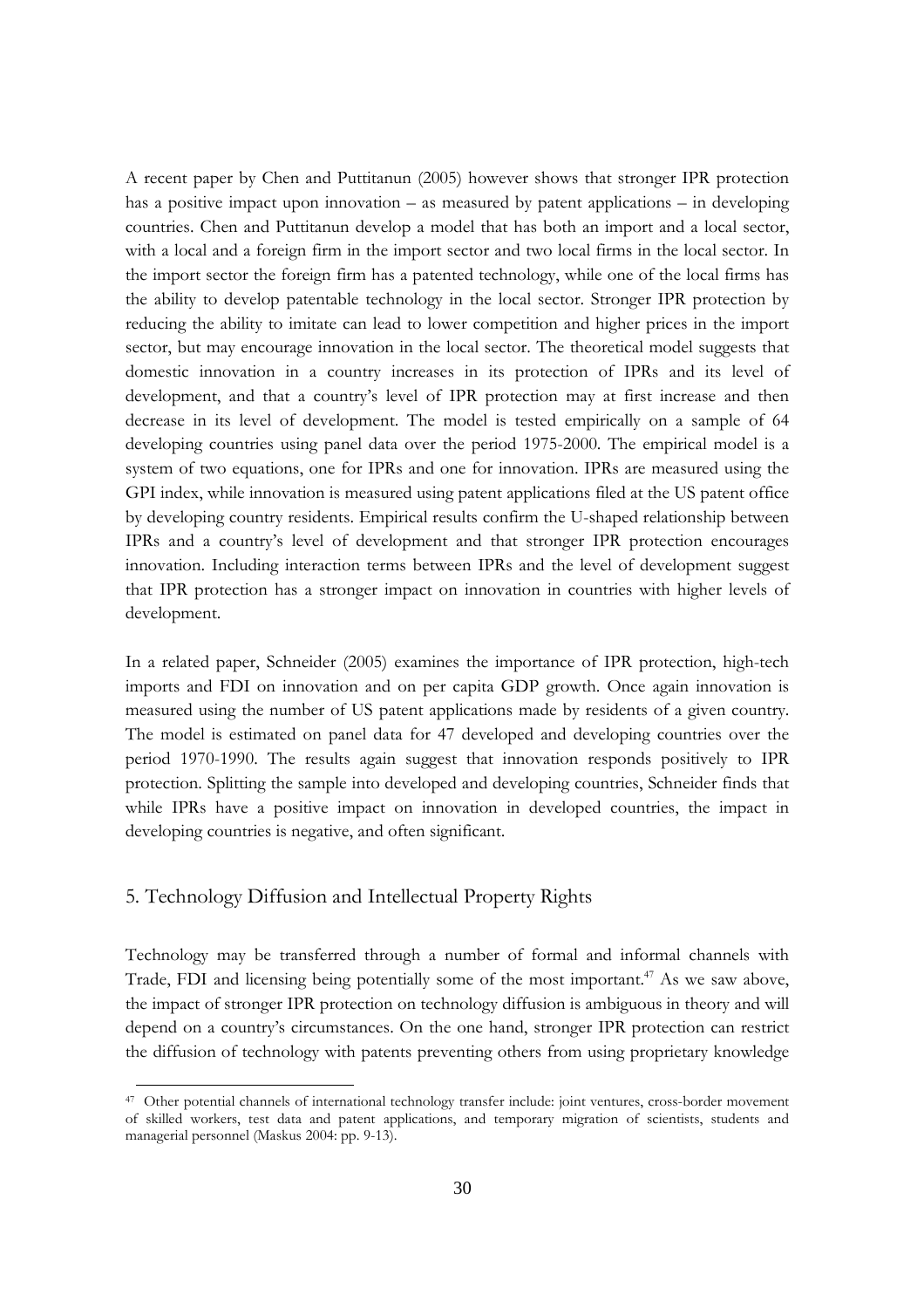A recent paper by Chen and Puttitanun (2005) however shows that stronger IPR protection has a positive impact upon innovation – as measured by patent applications – in developing countries. Chen and Puttitanun develop a model that has both an import and a local sector, with a local and a foreign firm in the import sector and two local firms in the local sector. In the import sector the foreign firm has a patented technology, while one of the local firms has the ability to develop patentable technology in the local sector. Stronger IPR protection by reducing the ability to imitate can lead to lower competition and higher prices in the import sector, but may encourage innovation in the local sector. The theoretical model suggests that domestic innovation in a country increases in its protection of IPRs and its level of development, and that a country's level of IPR protection may at first increase and then decrease in its level of development. The model is tested empirically on a sample of 64 developing countries using panel data over the period 1975-2000. The empirical model is a system of two equations, one for IPRs and one for innovation. IPRs are measured using the GPI index, while innovation is measured using patent applications filed at the US patent office by developing country residents. Empirical results confirm the U-shaped relationship between IPRs and a country's level of development and that stronger IPR protection encourages innovation. Including interaction terms between IPRs and the level of development suggest that IPR protection has a stronger impact on innovation in countries with higher levels of development.

In a related paper, Schneider (2005) examines the importance of IPR protection, high-tech imports and FDI on innovation and on per capita GDP growth. Once again innovation is measured using the number of US patent applications made by residents of a given country. The model is estimated on panel data for 47 developed and developing countries over the period 1970-1990. The results again suggest that innovation responds positively to IPR protection. Splitting the sample into developed and developing countries, Schneider finds that while IPRs have a positive impact on innovation in developed countries, the impact in developing countries is negative, and often significant.

## 5. Technology Diffusion and Intellectual Property Rights

Technology may be transferred through a number of formal and informal channels with Trade, FDI and licensing being potentially some of the most important.[47] As we saw above, the impact of stronger IPR protection on technology diffusion is ambiguous in theory and will depend on a country's circumstances. On the one hand, stronger IPR protection can restrict the diffusion of technology with patents preventing others from using proprietary knowledge

---

[47] Other potential channels of international technology transfer include: joint ventures, cross-border movement of skilled workers, test data and patent applications, and temporary migration of scientists, students and managerial personnel (Maskus 2004: pp. 9-13).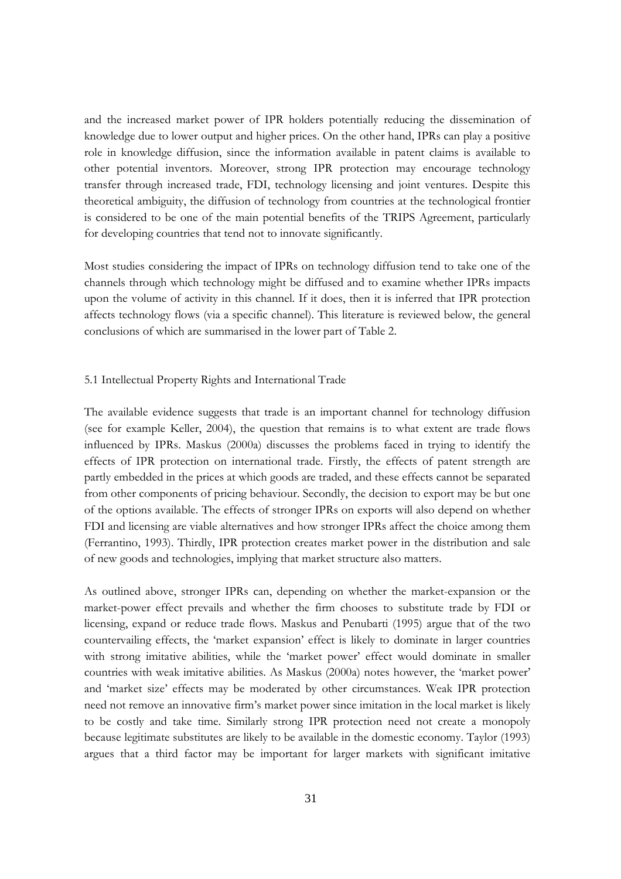and the increased market power of IPR holders potentially reducing the dissemination of knowledge due to lower output and higher prices. On the other hand, IPRs can play a positive role in knowledge diffusion, since the information available in patent claims is available to other potential inventors. Moreover, strong IPR protection may encourage technology transfer through increased trade, FDI, technology licensing and joint ventures. Despite this theoretical ambiguity, the diffusion of technology from countries at the technological frontier is considered to be one of the main potential benefits of the TRIPS Agreement, particularly for developing countries that tend not to innovate significantly.

Most studies considering the impact of IPRs on technology diffusion tend to take one of the channels through which technology might be diffused and to examine whether IPRs impacts upon the volume of activity in this channel. If it does, then it is inferred that IPR protection affects technology flows (via a specific channel). This literature is reviewed below, the general conclusions of which are summarised in the lower part of Table 2.

### 5.1 Intellectual Property Rights and International Trade

The available evidence suggests that trade is an important channel for technology diffusion (see for example Keller, 2004), the question that remains is to what extent are trade flows influenced by IPRs. Maskus (2000a) discusses the problems faced in trying to identify the effects of IPR protection on international trade. Firstly, the effects of patent strength are partly embedded in the prices at which goods are traded, and these effects cannot be separated from other components of pricing behaviour. Secondly, the decision to export may be but one of the options available. The effects of stronger IPRs on exports will also depend on whether FDI and licensing are viable alternatives and how stronger IPRs affect the choice among them (Ferrantino, 1993). Thirdly, IPR protection creates market power in the distribution and sale of new goods and technologies, implying that market structure also matters.

As outlined above, stronger IPRs can, depending on whether the market-expansion or the market-power effect prevails and whether the firm chooses to substitute trade by FDI or licensing, expand or reduce trade flows. Maskus and Penubarti (1995) argue that of the two countervailing effects, the 'market expansion' effect is likely to dominate in larger countries with strong imitative abilities, while the 'market power' effect would dominate in smaller countries with weak imitative abilities. As Maskus (2000a) notes however, the 'market power' and 'market size' effects may be moderated by other circumstances. Weak IPR protection need not remove an innovative firm's market power since imitation in the local market is likely to be costly and take time. Similarly strong IPR protection need not create a monopoly because legitimate substitutes are likely to be available in the domestic economy. Taylor (1993) argues that a third factor may be important for larger markets with significant imitative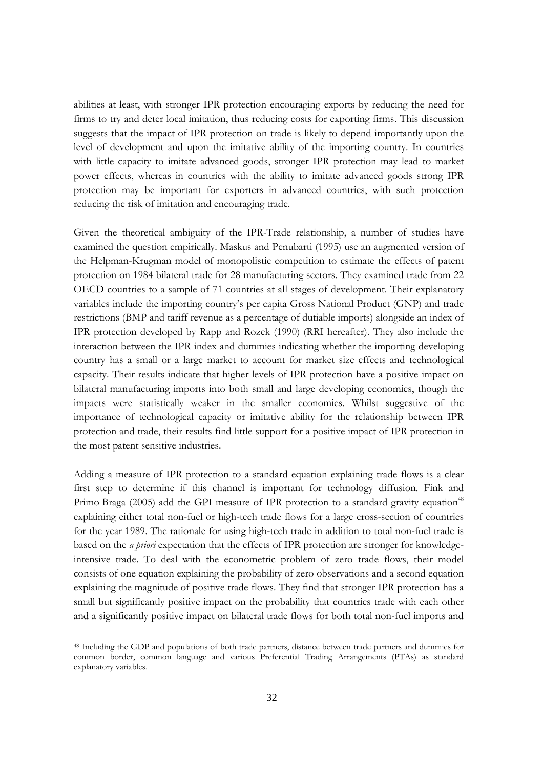abilities at least, with stronger IPR protection encouraging exports by reducing the need for firms to try and deter local imitation, thus reducing costs for exporting firms. This discussion suggests that the impact of IPR protection on trade is likely to depend importantly upon the level of development and upon the imitative ability of the importing country. In countries with little capacity to imitate advanced goods, stronger IPR protection may lead to market power effects, whereas in countries with the ability to imitate advanced goods strong IPR protection may be important for exporters in advanced countries, with such protection reducing the risk of imitation and encouraging trade.

Given the theoretical ambiguity of the IPR-Trade relationship, a number of studies have examined the question empirically. Maskus and Penubarti (1995) use an augmented version of the Helpman-Krugman model of monopolistic competition to estimate the effects of patent protection on 1984 bilateral trade for 28 manufacturing sectors. They examined trade from 22 OECD countries to a sample of 71 countries at all stages of development. Their explanatory variables include the importing country's per capita Gross National Product (GNP) and trade restrictions (BMP and tariff revenue as a percentage of dutiable imports) alongside an index of IPR protection developed by Rapp and Rozek (1990) (RRI hereafter). They also include the interaction between the IPR index and dummies indicating whether the importing developing country has a small or a large market to account for market size effects and technological capacity. Their results indicate that higher levels of IPR protection have a positive impact on bilateral manufacturing imports into both small and large developing economies, though the impacts were statistically weaker in the smaller economies. Whilst suggestive of the importance of technological capacity or imitative ability for the relationship between IPR protection and trade, their results find little support for a positive impact of IPR protection in the most patent sensitive industries.

Adding a measure of IPR protection to a standard equation explaining trade flows is a clear first step to determine if this channel is important for technology diffusion. Fink and Primo Braga (2005) add the GPI measure of IPR protection to a standard gravity equation[48] explaining either total non-fuel or high-tech trade flows for a large cross-section of countries for the year 1989. The rationale for using high-tech trade in addition to total non-fuel trade is based on the *a priori* expectation that the effects of IPR protection are stronger for knowledge-intensive trade. To deal with the econometric problem of zero trade flows, their model consists of one equation explaining the probability of zero observations and a second equation explaining the magnitude of positive trade flows. They find that stronger IPR protection has a small but significantly positive impact on the probability that countries trade with each other and a significantly positive impact on bilateral trade flows for both total non-fuel imports and

[48] Including the GDP and populations of both trade partners, distance between trade partners and dummies for common border, common language and various Preferential Trading Arrangements (PTAs) as standard explanatory variables.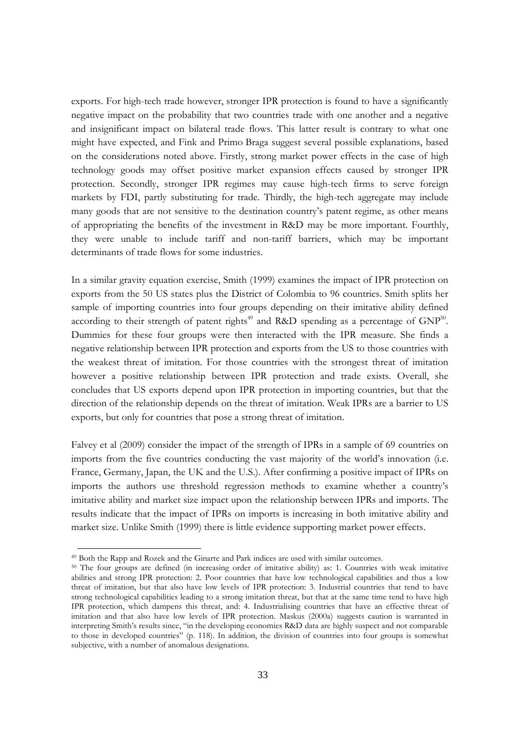exports. For high-tech trade however, stronger IPR protection is found to have a significantly negative impact on the probability that two countries trade with one another and a negative and insignificant impact on bilateral trade flows. This latter result is contrary to what one might have expected, and Fink and Primo Braga suggest several possible explanations, based on the considerations noted above. Firstly, strong market power effects in the case of high technology goods may offset positive market expansion effects caused by stronger IPR protection. Secondly, stronger IPR regimes may cause high-tech firms to serve foreign markets by FDI, partly substituting for trade. Thirdly, the high-tech aggregate may include many goods that are not sensitive to the destination country's patent regime, as other means of appropriating the benefits of the investment in R&D may be more important. Fourthly, they were unable to include tariff and non-tariff barriers, which may be important determinants of trade flows for some industries.

In a similar gravity equation exercise, Smith (1999) examines the impact of IPR protection on exports from the 50 US states plus the District of Colombia to 96 countries. Smith splits her sample of importing countries into four groups depending on their imitative ability defined according to their strength of patent rights[49] and R&D spending as a percentage of GNP[50]. Dummies for these four groups were then interacted with the IPR measure. She finds a negative relationship between IPR protection and exports from the US to those countries with the weakest threat of imitation. For those countries with the strongest threat of imitation however a positive relationship between IPR protection and trade exists. Overall, she concludes that US exports depend upon IPR protection in importing countries, but that the direction of the relationship depends on the threat of imitation. Weak IPRs are a barrier to US exports, but only for countries that pose a strong threat of imitation.

Falvey et al (2009) consider the impact of the strength of IPRs in a sample of 69 countries on imports from the five countries conducting the vast majority of the world's innovation (i.e. France, Germany, Japan, the UK and the U.S.). After confirming a positive impact of IPRs on imports the authors use threshold regression methods to examine whether a country's imitative ability and market size impact upon the relationship between IPRs and imports. The results indicate that the impact of IPRs on imports is increasing in both imitative ability and market size. Unlike Smith (1999) there is little evidence supporting market power effects.

---

[49] Both the Rapp and Rozek and the Ginarte and Park indices are used with similar outcomes.

[50] The four groups are defined (in increasing order of imitative ability) as: 1. Countries with weak imitative abilities and strong IPR protection: 2. Poor countries that have low technological capabilities and thus a low threat of imitation, but that also have low levels of IPR protection: 3. Industrial countries that tend to have strong technological capabilities leading to a strong imitation threat, but that at the same time tend to have high IPR protection, which dampens this threat, and: 4. Industrialising countries that have an effective threat of imitation and that also have low levels of IPR protection. Maskus (2000a) suggests caution is warranted in interpreting Smith's results since, "in the developing economies R&D data are highly suspect and not comparable to those in developed countries" (p. 118). In addition, the division of countries into four groups is somewhat subjective, with a number of anomalous designations.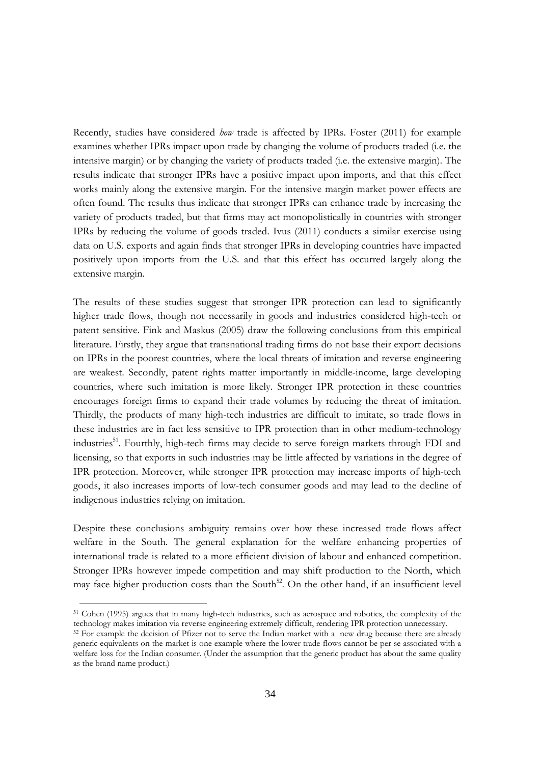Recently, studies have considered *how* trade is affected by IPRs. Foster (2011) for example examines whether IPRs impact upon trade by changing the volume of products traded (i.e. the intensive margin) or by changing the variety of products traded (i.e. the extensive margin). The results indicate that stronger IPRs have a positive impact upon imports, and that this effect works mainly along the extensive margin. For the intensive margin market power effects are often found. The results thus indicate that stronger IPRs can enhance trade by increasing the variety of products traded, but that firms may act monopolistically in countries with stronger IPRs by reducing the volume of goods traded. Ivus (2011) conducts a similar exercise using data on U.S. exports and again finds that stronger IPRs in developing countries have impacted positively upon imports from the U.S. and that this effect has occurred largely along the extensive margin.

The results of these studies suggest that stronger IPR protection can lead to significantly higher trade flows, though not necessarily in goods and industries considered high-tech or patent sensitive. Fink and Maskus (2005) draw the following conclusions from this empirical literature. Firstly, they argue that transnational trading firms do not base their export decisions on IPRs in the poorest countries, where the local threats of imitation and reverse engineering are weakest. Secondly, patent rights matter importantly in middle-income, large developing countries, where such imitation is more likely. Stronger IPR protection in these countries encourages foreign firms to expand their trade volumes by reducing the threat of imitation. Thirdly, the products of many high-tech industries are difficult to imitate, so trade flows in these industries are in fact less sensitive to IPR protection than in other medium-technology industries[51]. Fourthly, high-tech firms may decide to serve foreign markets through FDI and licensing, so that exports in such industries may be little affected by variations in the degree of IPR protection. Moreover, while stronger IPR protection may increase imports of high-tech goods, it also increases imports of low-tech consumer goods and may lead to the decline of indigenous industries relying on imitation.

Despite these conclusions ambiguity remains over how these increased trade flows affect welfare in the South. The general explanation for the welfare enhancing properties of international trade is related to a more efficient division of labour and enhanced competition. Stronger IPRs however impede competition and may shift production to the North, which may face higher production costs than the South[52]. On the other hand, if an insufficient level

[51] Cohen (1995) argues that in many high-tech industries, such as aerospace and robotics, the complexity of the technology makes imitation via reverse engineering extremely difficult, rendering IPR protection unnecessary.

[52] For example the decision of Pfizer not to serve the Indian market with a new drug because there are already generic equivalents on the market is one example where the lower trade flows cannot be per se associated with a welfare loss for the Indian consumer. (Under the assumption that the generic product has about the same quality as the brand name product.)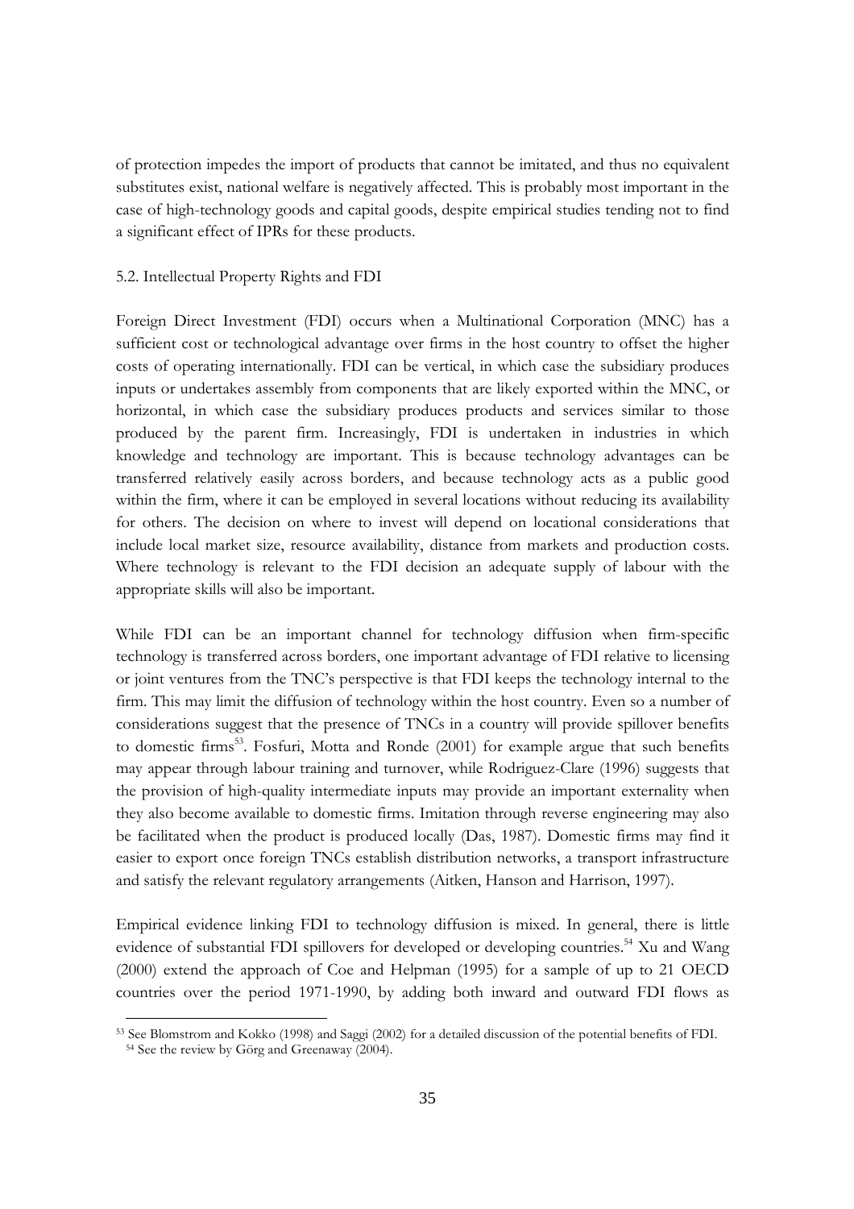of protection impedes the import of products that cannot be imitated, and thus no equivalent substitutes exist, national welfare is negatively affected. This is probably most important in the case of high-technology goods and capital goods, despite empirical studies tending not to find a significant effect of IPRs for these products.

### 5.2. Intellectual Property Rights and FDI

Foreign Direct Investment (FDI) occurs when a Multinational Corporation (MNC) has a sufficient cost or technological advantage over firms in the host country to offset the higher costs of operating internationally. FDI can be vertical, in which case the subsidiary produces inputs or undertakes assembly from components that are likely exported within the MNC, or horizontal, in which case the subsidiary produces products and services similar to those produced by the parent firm. Increasingly, FDI is undertaken in industries in which knowledge and technology are important. This is because technology advantages can be transferred relatively easily across borders, and because technology acts as a public good within the firm, where it can be employed in several locations without reducing its availability for others. The decision on where to invest will depend on locational considerations that include local market size, resource availability, distance from markets and production costs. Where technology is relevant to the FDI decision an adequate supply of labour with the appropriate skills will also be important.

While FDI can be an important channel for technology diffusion when firm-specific technology is transferred across borders, one important advantage of FDI relative to licensing or joint ventures from the TNC's perspective is that FDI keeps the technology internal to the firm. This may limit the diffusion of technology within the host country. Even so a number of considerations suggest that the presence of TNCs in a country will provide spillover benefits to domestic firms[53]. Fosfuri, Motta and Ronde (2001) for example argue that such benefits may appear through labour training and turnover, while Rodriguez-Clare (1996) suggests that the provision of high-quality intermediate inputs may provide an important externality when they also become available to domestic firms. Imitation through reverse engineering may also be facilitated when the product is produced locally (Das, 1987). Domestic firms may find it easier to export once foreign TNCs establish distribution networks, a transport infrastructure and satisfy the relevant regulatory arrangements (Aitken, Hanson and Harrison, 1997).

Empirical evidence linking FDI to technology diffusion is mixed. In general, there is little evidence of substantial FDI spillovers for developed or developing countries.[54] Xu and Wang (2000) extend the approach of Coe and Helpman (1995) for a sample of up to 21 OECD countries over the period 1971-1990, by adding both inward and outward FDI flows as

---

[53] See Blomstrom and Kokko (1998) and Saggi (2002) for a detailed discussion of the potential benefits of FDI.

[54] See the review by Görg and Greenaway (2004).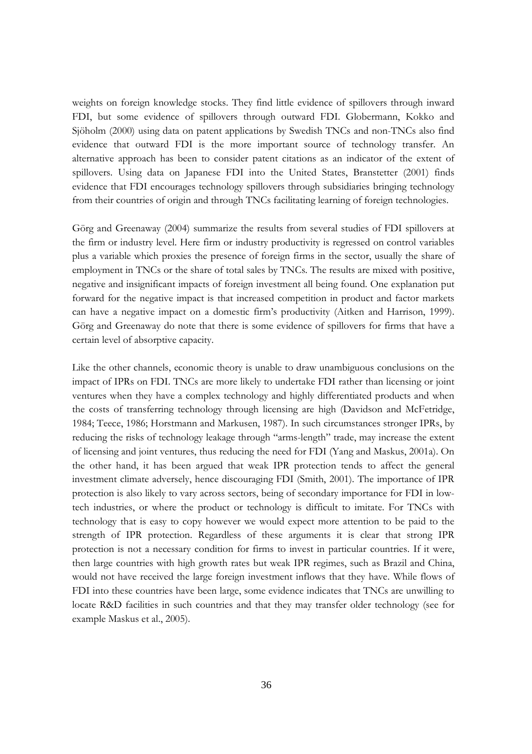weights on foreign knowledge stocks. They find little evidence of spillovers through inward FDI, but some evidence of spillovers through outward FDI. Globermann, Kokko and Sjöholm (2000) using data on patent applications by Swedish TNCs and non-TNCs also find evidence that outward FDI is the more important source of technology transfer. An alternative approach has been to consider patent citations as an indicator of the extent of spillovers. Using data on Japanese FDI into the United States, Branstetter (2001) finds evidence that FDI encourages technology spillovers through subsidiaries bringing technology from their countries of origin and through TNCs facilitating learning of foreign technologies.

Görg and Greenaway (2004) summarize the results from several studies of FDI spillovers at the firm or industry level. Here firm or industry productivity is regressed on control variables plus a variable which proxies the presence of foreign firms in the sector, usually the share of employment in TNCs or the share of total sales by TNCs. The results are mixed with positive, negative and insignificant impacts of foreign investment all being found. One explanation put forward for the negative impact is that increased competition in product and factor markets can have a negative impact on a domestic firm's productivity (Aitken and Harrison, 1999). Görg and Greenaway do note that there is some evidence of spillovers for firms that have a certain level of absorptive capacity.

Like the other channels, economic theory is unable to draw unambiguous conclusions on the impact of IPRs on FDI. TNCs are more likely to undertake FDI rather than licensing or joint ventures when they have a complex technology and highly differentiated products and when the costs of transferring technology through licensing are high (Davidson and McFetridge, 1984; Teece, 1986; Horstmann and Markusen, 1987). In such circumstances stronger IPRs, by reducing the risks of technology leakage through "arms-length" trade, may increase the extent of licensing and joint ventures, thus reducing the need for FDI (Yang and Maskus, 2001a). On the other hand, it has been argued that weak IPR protection tends to affect the general investment climate adversely, hence discouraging FDI (Smith, 2001). The importance of IPR protection is also likely to vary across sectors, being of secondary importance for FDI in low-tech industries, or where the product or technology is difficult to imitate. For TNCs with technology that is easy to copy however we would expect more attention to be paid to the strength of IPR protection. Regardless of these arguments it is clear that strong IPR protection is not a necessary condition for firms to invest in particular countries. If it were, then large countries with high growth rates but weak IPR regimes, such as Brazil and China, would not have received the large foreign investment inflows that they have. While flows of FDI into these countries have been large, some evidence indicates that TNCs are unwilling to locate R&D facilities in such countries and that they may transfer older technology (see for example Maskus et al., 2005).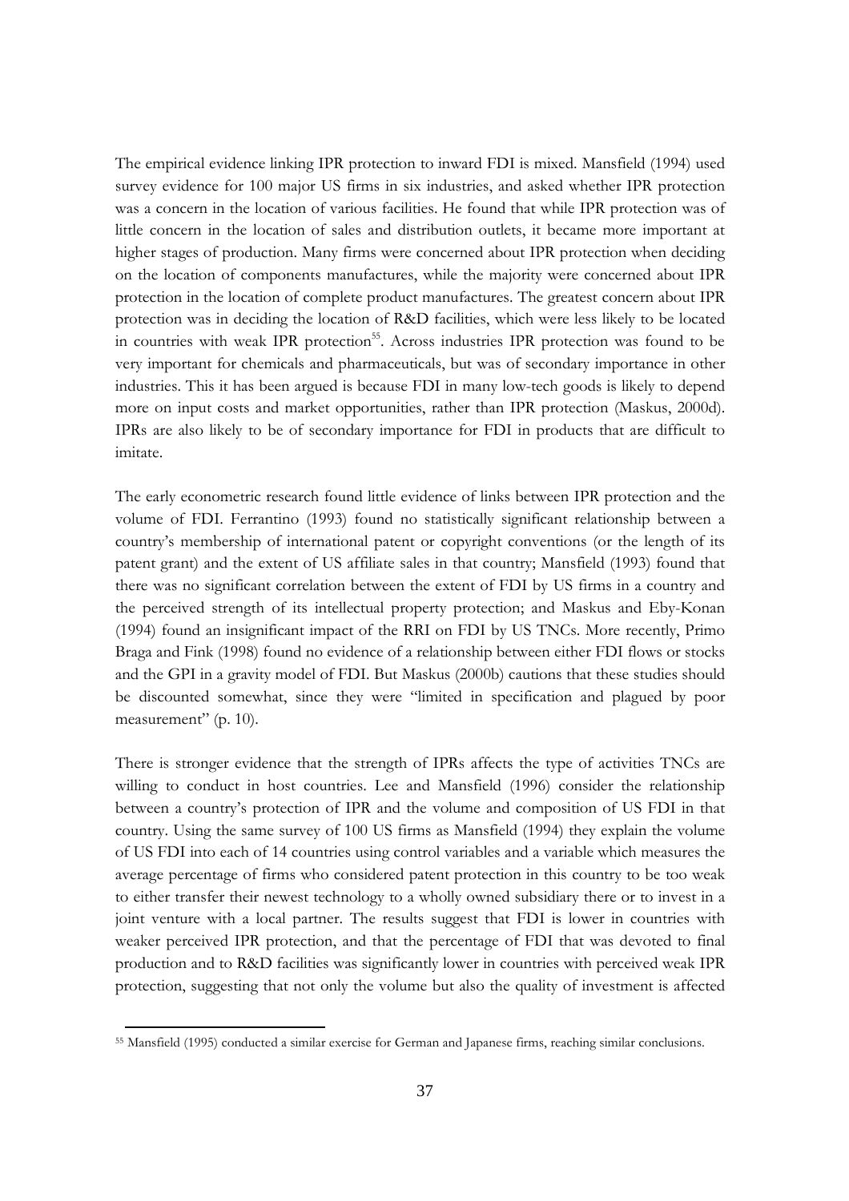The empirical evidence linking IPR protection to inward FDI is mixed. Mansfield (1994) used survey evidence for 100 major US firms in six industries, and asked whether IPR protection was a concern in the location of various facilities. He found that while IPR protection was of little concern in the location of sales and distribution outlets, it became more important at higher stages of production. Many firms were concerned about IPR protection when deciding on the location of components manufactures, while the majority were concerned about IPR protection in the location of complete product manufactures. The greatest concern about IPR protection was in deciding the location of R&D facilities, which were less likely to be located in countries with weak IPR protection[55]. Across industries IPR protection was found to be very important for chemicals and pharmaceuticals, but was of secondary importance in other industries. This it has been argued is because FDI in many low-tech goods is likely to depend more on input costs and market opportunities, rather than IPR protection (Maskus, 2000d). IPRs are also likely to be of secondary importance for FDI in products that are difficult to imitate.

The early econometric research found little evidence of links between IPR protection and the volume of FDI. Ferrantino (1993) found no statistically significant relationship between a country's membership of international patent or copyright conventions (or the length of its patent grant) and the extent of US affiliate sales in that country; Mansfield (1993) found that there was no significant correlation between the extent of FDI by US firms in a country and the perceived strength of its intellectual property protection; and Maskus and Eby-Konan (1994) found an insignificant impact of the RRI on FDI by US TNCs. More recently, Primo Braga and Fink (1998) found no evidence of a relationship between either FDI flows or stocks and the GPI in a gravity model of FDI. But Maskus (2000b) cautions that these studies should be discounted somewhat, since they were "limited in specification and plagued by poor measurement" (p. 10).

There is stronger evidence that the strength of IPRs affects the type of activities TNCs are willing to conduct in host countries. Lee and Mansfield (1996) consider the relationship between a country's protection of IPR and the volume and composition of US FDI in that country. Using the same survey of 100 US firms as Mansfield (1994) they explain the volume of US FDI into each of 14 countries using control variables and a variable which measures the average percentage of firms who considered patent protection in this country to be too weak to either transfer their newest technology to a wholly owned subsidiary there or to invest in a joint venture with a local partner. The results suggest that FDI is lower in countries with weaker perceived IPR protection, and that the percentage of FDI that was devoted to final production and to R&D facilities was significantly lower in countries with perceived weak IPR protection, suggesting that not only the volume but also the quality of investment is affected

[55] Mansfield (1995) conducted a similar exercise for German and Japanese firms, reaching similar conclusions.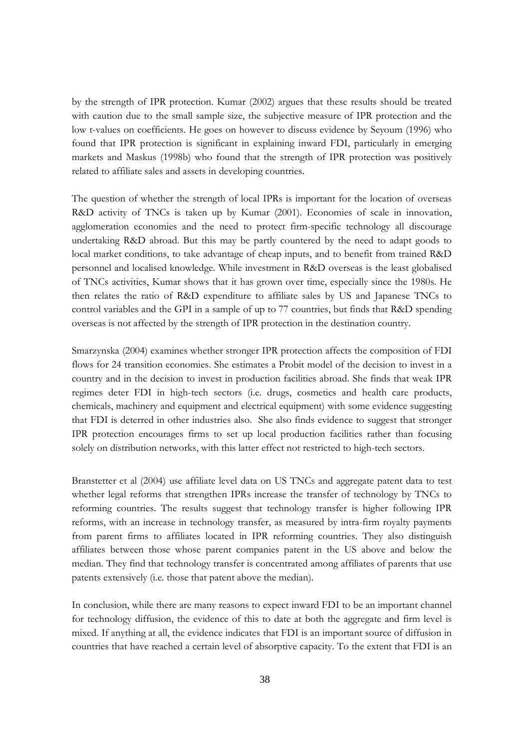by the strength of IPR protection. Kumar (2002) argues that these results should be treated with caution due to the small sample size, the subjective measure of IPR protection and the low t-values on coefficients. He goes on however to discuss evidence by Seyoum (1996) who found that IPR protection is significant in explaining inward FDI, particularly in emerging markets and Maskus (1998b) who found that the strength of IPR protection was positively related to affiliate sales and assets in developing countries.

The question of whether the strength of local IPRs is important for the location of overseas R&D activity of TNCs is taken up by Kumar (2001). Economies of scale in innovation, agglomeration economies and the need to protect firm-specific technology all discourage undertaking R&D abroad. But this may be partly countered by the need to adapt goods to local market conditions, to take advantage of cheap inputs, and to benefit from trained R&D personnel and localised knowledge. While investment in R&D overseas is the least globalised of TNCs activities, Kumar shows that it has grown over time, especially since the 1980s. He then relates the ratio of R&D expenditure to affiliate sales by US and Japanese TNCs to control variables and the GPI in a sample of up to 77 countries, but finds that R&D spending overseas is not affected by the strength of IPR protection in the destination country.

Smarzynska (2004) examines whether stronger IPR protection affects the composition of FDI flows for 24 transition economies. She estimates a Probit model of the decision to invest in a country and in the decision to invest in production facilities abroad. She finds that weak IPR regimes deter FDI in high-tech sectors (i.e. drugs, cosmetics and health care products, chemicals, machinery and equipment and electrical equipment) with some evidence suggesting that FDI is deterred in other industries also. She also finds evidence to suggest that stronger IPR protection encourages firms to set up local production facilities rather than focusing solely on distribution networks, with this latter effect not restricted to high-tech sectors.

Branstetter et al (2004) use affiliate level data on US TNCs and aggregate patent data to test whether legal reforms that strengthen IPRs increase the transfer of technology by TNCs to reforming countries. The results suggest that technology transfer is higher following IPR reforms, with an increase in technology transfer, as measured by intra-firm royalty payments from parent firms to affiliates located in IPR reforming countries. They also distinguish affiliates between those whose parent companies patent in the US above and below the median. They find that technology transfer is concentrated among affiliates of parents that use patents extensively (i.e. those that patent above the median).

In conclusion, while there are many reasons to expect inward FDI to be an important channel for technology diffusion, the evidence of this to date at both the aggregate and firm level is mixed. If anything at all, the evidence indicates that FDI is an important source of diffusion in countries that have reached a certain level of absorptive capacity. To the extent that FDI is an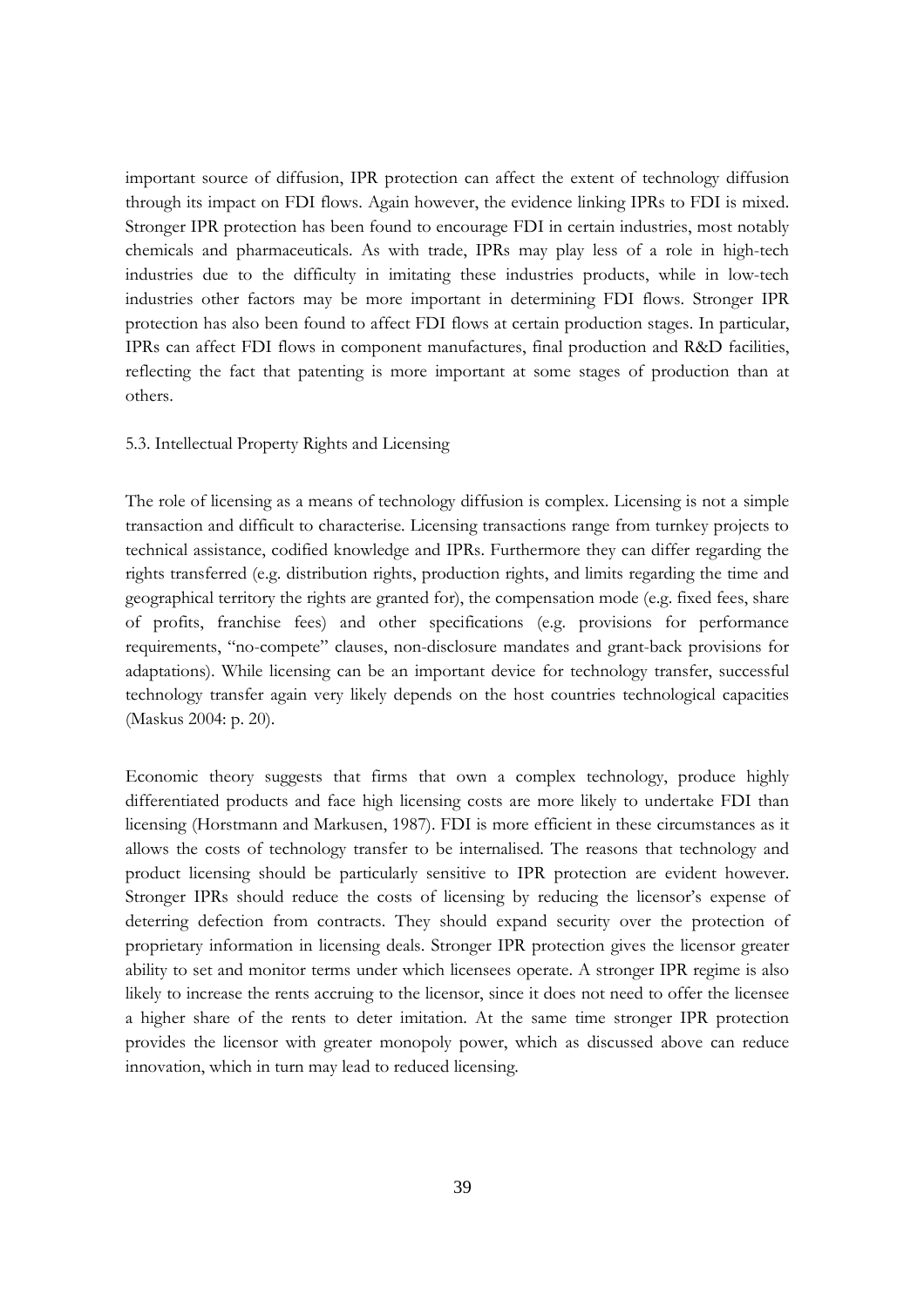important source of diffusion, IPR protection can affect the extent of technology diffusion through its impact on FDI flows. Again however, the evidence linking IPRs to FDI is mixed. Stronger IPR protection has been found to encourage FDI in certain industries, most notably chemicals and pharmaceuticals. As with trade, IPRs may play less of a role in high-tech industries due to the difficulty in imitating these industries products, while in low-tech industries other factors may be more important in determining FDI flows. Stronger IPR protection has also been found to affect FDI flows at certain production stages. In particular, IPRs can affect FDI flows in component manufactures, final production and R&D facilities, reflecting the fact that patenting is more important at some stages of production than at others.

## 5.3. Intellectual Property Rights and Licensing

The role of licensing as a means of technology diffusion is complex. Licensing is not a simple transaction and difficult to characterise. Licensing transactions range from turnkey projects to technical assistance, codified knowledge and IPRs. Furthermore they can differ regarding the rights transferred (e.g. distribution rights, production rights, and limits regarding the time and geographical territory the rights are granted for), the compensation mode (e.g. fixed fees, share of profits, franchise fees) and other specifications (e.g. provisions for performance requirements, "no-compete" clauses, non-disclosure mandates and grant-back provisions for adaptations). While licensing can be an important device for technology transfer, successful technology transfer again very likely depends on the host countries technological capacities (Maskus 2004: p. 20).

Economic theory suggests that firms that own a complex technology, produce highly differentiated products and face high licensing costs are more likely to undertake FDI than licensing (Horstmann and Markusen, 1987). FDI is more efficient in these circumstances as it allows the costs of technology transfer to be internalised. The reasons that technology and product licensing should be particularly sensitive to IPR protection are evident however. Stronger IPRs should reduce the costs of licensing by reducing the licensor's expense of deterring defection from contracts. They should expand security over the protection of proprietary information in licensing deals. Stronger IPR protection gives the licensor greater ability to set and monitor terms under which licensees operate. A stronger IPR regime is also likely to increase the rents accruing to the licensor, since it does not need to offer the licensee a higher share of the rents to deter imitation. At the same time stronger IPR protection provides the licensor with greater monopoly power, which as discussed above can reduce innovation, which in turn may lead to reduced licensing.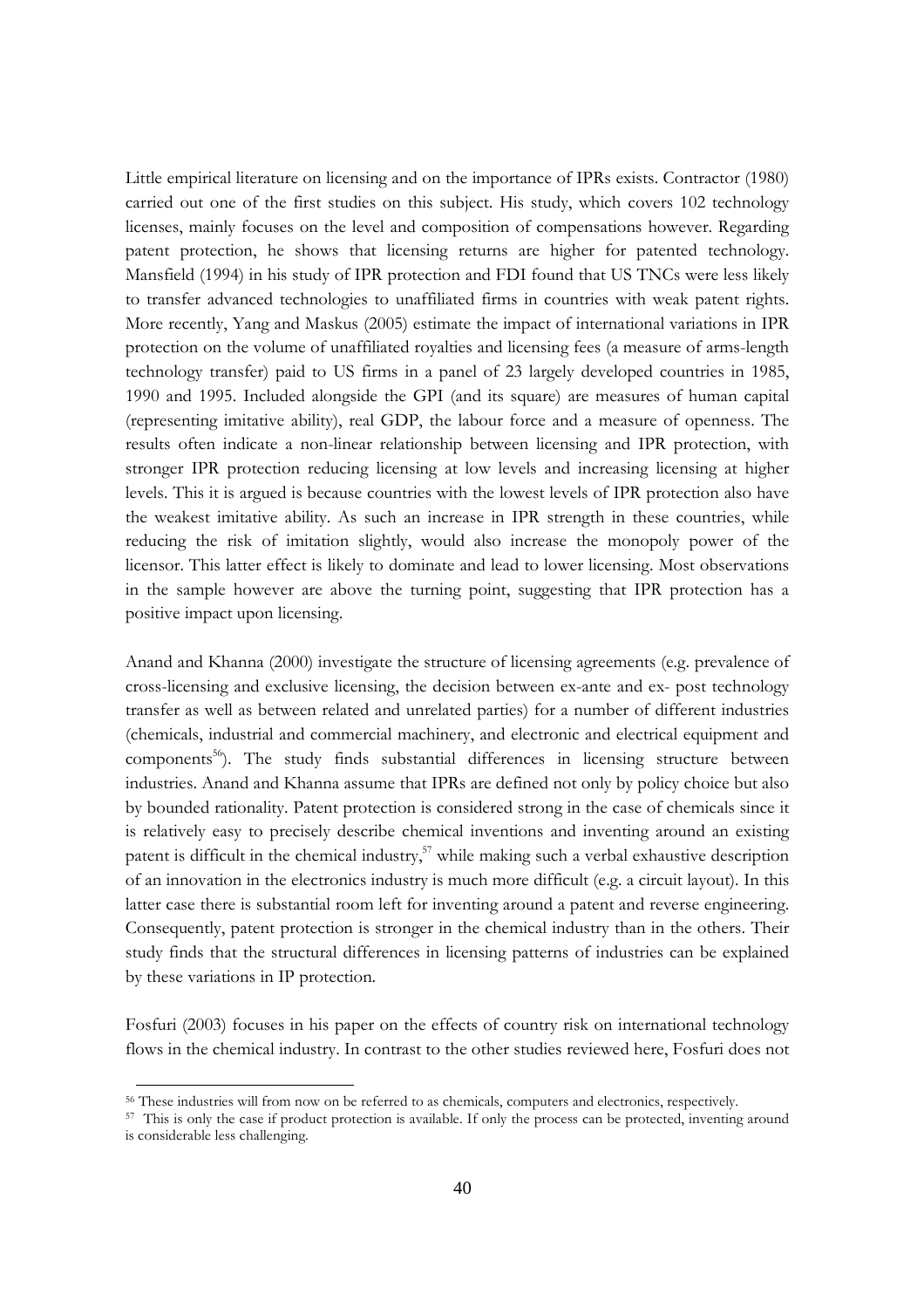Little empirical literature on licensing and on the importance of IPRs exists. Contractor (1980) carried out one of the first studies on this subject. His study, which covers 102 technology licenses, mainly focuses on the level and composition of compensations however. Regarding patent protection, he shows that licensing returns are higher for patented technology. Mansfield (1994) in his study of IPR protection and FDI found that US TNCs were less likely to transfer advanced technologies to unaffiliated firms in countries with weak patent rights. More recently, Yang and Maskus (2005) estimate the impact of international variations in IPR protection on the volume of unaffiliated royalties and licensing fees (a measure of arms-length technology transfer) paid to US firms in a panel of 23 largely developed countries in 1985, 1990 and 1995. Included alongside the GPI (and its square) are measures of human capital (representing imitative ability), real GDP, the labour force and a measure of openness. The results often indicate a non-linear relationship between licensing and IPR protection, with stronger IPR protection reducing licensing at low levels and increasing licensing at higher levels. This it is argued is because countries with the lowest levels of IPR protection also have the weakest imitative ability. As such an increase in IPR strength in these countries, while reducing the risk of imitation slightly, would also increase the monopoly power of the licensor. This latter effect is likely to dominate and lead to lower licensing. Most observations in the sample however are above the turning point, suggesting that IPR protection has a positive impact upon licensing.

Anand and Khanna (2000) investigate the structure of licensing agreements (e.g. prevalence of cross-licensing and exclusive licensing, the decision between ex-ante and ex- post technology transfer as well as between related and unrelated parties) for a number of different industries (chemicals, industrial and commercial machinery, and electronic and electrical equipment and components[56]). The study finds substantial differences in licensing structure between industries. Anand and Khanna assume that IPRs are defined not only by policy choice but also by bounded rationality. Patent protection is considered strong in the case of chemicals since it is relatively easy to precisely describe chemical inventions and inventing around an existing patent is difficult in the chemical industry,[57] while making such a verbal exhaustive description of an innovation in the electronics industry is much more difficult (e.g. a circuit layout). In this latter case there is substantial room left for inventing around a patent and reverse engineering. Consequently, patent protection is stronger in the chemical industry than in the others. Their study finds that the structural differences in licensing patterns of industries can be explained by these variations in IP protection.

Fosfuri (2003) focuses in his paper on the effects of country risk on international technology flows in the chemical industry. In contrast to the other studies reviewed here, Fosfuri does not

---

[56] These industries will from now on be referred to as chemicals, computers and electronics, respectively.

[57] This is only the case if product protection is available. If only the process can be protected, inventing around is considerable less challenging.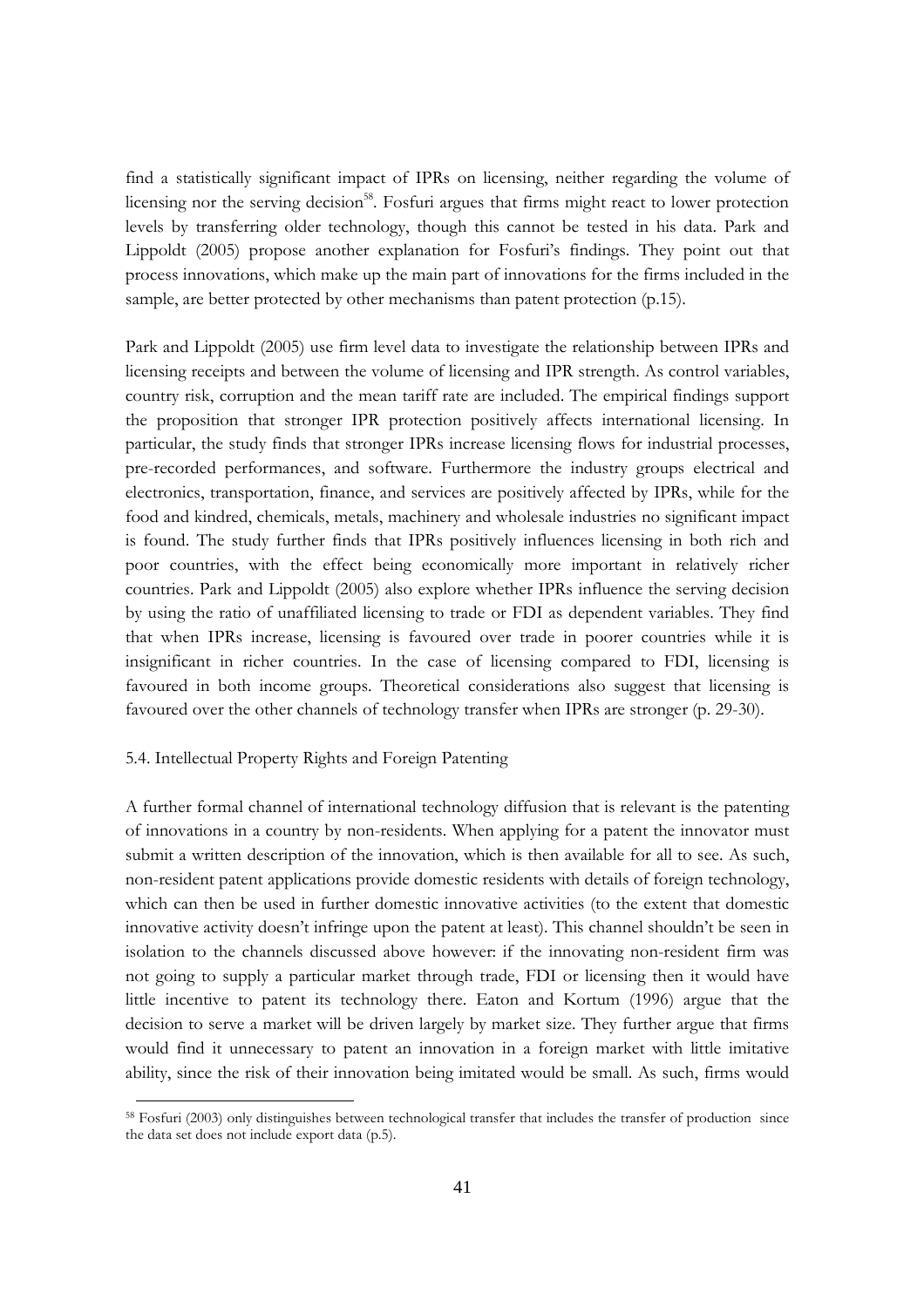find a statistically significant impact of IPRs on licensing, neither regarding the volume of licensing nor the serving decision[58]. Fosfuri argues that firms might react to lower protection levels by transferring older technology, though this cannot be tested in his data. Park and Lippoldt (2005) propose another explanation for Fosfuri's findings. They point out that process innovations, which make up the main part of innovations for the firms included in the sample, are better protected by other mechanisms than patent protection (p.15).

Park and Lippoldt (2005) use firm level data to investigate the relationship between IPRs and licensing receipts and between the volume of licensing and IPR strength. As control variables, country risk, corruption and the mean tariff rate are included. The empirical findings support the proposition that stronger IPR protection positively affects international licensing. In particular, the study finds that stronger IPRs increase licensing flows for industrial processes, pre-recorded performances, and software. Furthermore the industry groups electrical and electronics, transportation, finance, and services are positively affected by IPRs, while for the food and kindred, chemicals, metals, machinery and wholesale industries no significant impact is found. The study further finds that IPRs positively influences licensing in both rich and poor countries, with the effect being economically more important in relatively richer countries. Park and Lippoldt (2005) also explore whether IPRs influence the serving decision by using the ratio of unaffiliated licensing to trade or FDI as dependent variables. They find that when IPRs increase, licensing is favoured over trade in poorer countries while it is insignificant in richer countries. In the case of licensing compared to FDI, licensing is favoured in both income groups. Theoretical considerations also suggest that licensing is favoured over the other channels of technology transfer when IPRs are stronger (p. 29-30).

### 5.4. Intellectual Property Rights and Foreign Patenting

A further formal channel of international technology diffusion that is relevant is the patenting of innovations in a country by non-residents. When applying for a patent the innovator must submit a written description of the innovation, which is then available for all to see. As such, non-resident patent applications provide domestic residents with details of foreign technology, which can then be used in further domestic innovative activities (to the extent that domestic innovative activity doesn't infringe upon the patent at least). This channel shouldn't be seen in isolation to the channels discussed above however: if the innovating non-resident firm was not going to supply a particular market through trade, FDI or licensing then it would have little incentive to patent its technology there. Eaton and Kortum (1996) argue that the decision to serve a market will be driven largely by market size. They further argue that firms would find it unnecessary to patent an innovation in a foreign market with little imitative ability, since the risk of their innovation being imitated would be small. As such, firms would

---

[58] Fosfuri (2003) only distinguishes between technological transfer that includes the transfer of production since the data set does not include export data (p.5).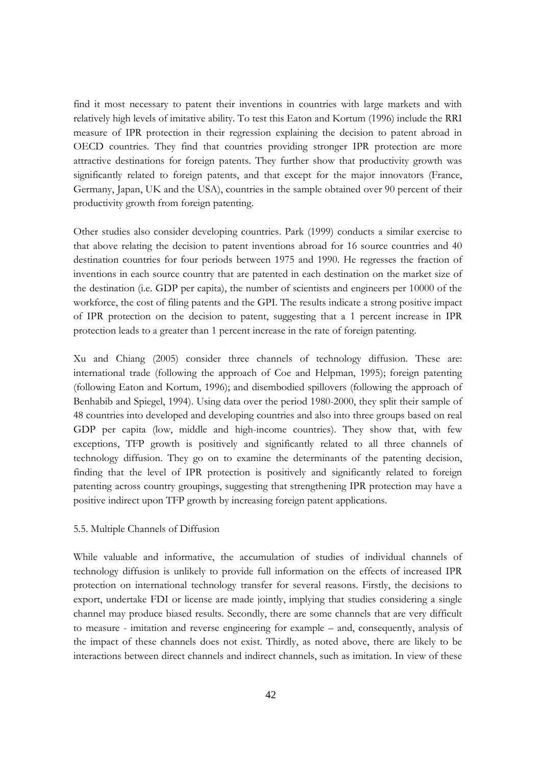find it most necessary to patent their inventions in countries with large markets and with relatively high levels of imitative ability. To test this Eaton and Kortum (1996) include the RRI measure of IPR protection in their regression explaining the decision to patent abroad in OECD countries. They find that countries providing stronger IPR protection are more attractive destinations for foreign patents. They further show that productivity growth was significantly related to foreign patents, and that except for the major innovators (France, Germany, Japan, UK and the USA), countries in the sample obtained over 90 percent of their productivity growth from foreign patenting.

Other studies also consider developing countries. Park (1999) conducts a similar exercise to that above relating the decision to patent inventions abroad for 16 source countries and 40 destination countries for four periods between 1975 and 1990. He regresses the fraction of inventions in each source country that are patented in each destination on the market size of the destination (i.e. GDP per capita), the number of scientists and engineers per 10000 of the workforce, the cost of filing patents and the GPI. The results indicate a strong positive impact of IPR protection on the decision to patent, suggesting that a 1 percent increase in IPR protection leads to a greater than 1 percent increase in the rate of foreign patenting.

Xu and Chiang (2005) consider three channels of technology diffusion. These are: international trade (following the approach of Coe and Helpman, 1995); foreign patenting (following Eaton and Kortum, 1996); and disembodied spillovers (following the approach of Benhabib and Spiegel, 1994). Using data over the period 1980-2000, they split their sample of 48 countries into developed and developing countries and also into three groups based on real GDP per capita (low, middle and high-income countries). They show that, with few exceptions, TFP growth is positively and significantly related to all three channels of technology diffusion. They go on to examine the determinants of the patenting decision, finding that the level of IPR protection is positively and significantly related to foreign patenting across country groupings, suggesting that strengthening IPR protection may have a positive indirect upon TFP growth by increasing foreign patent applications.

### 5.5. Multiple Channels of Diffusion

While valuable and informative, the accumulation of studies of individual channels of technology diffusion is unlikely to provide full information on the effects of increased IPR protection on international technology transfer for several reasons. Firstly, the decisions to export, undertake FDI or license are made jointly, implying that studies considering a single channel may produce biased results. Secondly, there are some channels that are very difficult to measure - imitation and reverse engineering for example – and, consequently, analysis of the impact of these channels does not exist. Thirdly, as noted above, there are likely to be interactions between direct channels and indirect channels, such as imitation. In view of these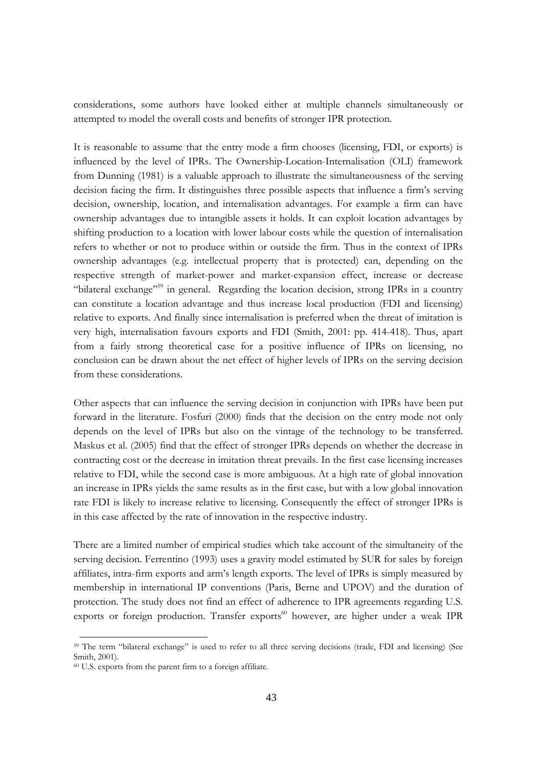considerations, some authors have looked either at multiple channels simultaneously or attempted to model the overall costs and benefits of stronger IPR protection.

It is reasonable to assume that the entry mode a firm chooses (licensing, FDI, or exports) is influenced by the level of IPRs. The Ownership-Location-Internalisation (OLI) framework from Dunning (1981) is a valuable approach to illustrate the simultaneousness of the serving decision facing the firm. It distinguishes three possible aspects that influence a firm's serving decision, ownership, location, and internalisation advantages. For example a firm can have ownership advantages due to intangible assets it holds. It can exploit location advantages by shifting production to a location with lower labour costs while the question of internalisation refers to whether or not to produce within or outside the firm. Thus in the context of IPRs ownership advantages (e.g. intellectual property that is protected) can, depending on the respective strength of market-power and market-expansion effect, increase or decrease "bilateral exchange"[59] in general. Regarding the location decision, strong IPRs in a country can constitute a location advantage and thus increase local production (FDI and licensing) relative to exports. And finally since internalisation is preferred when the threat of imitation is very high, internalisation favours exports and FDI (Smith, 2001: pp. 414-418). Thus, apart from a fairly strong theoretical case for a positive influence of IPRs on licensing, no conclusion can be drawn about the net effect of higher levels of IPRs on the serving decision from these considerations.

Other aspects that can influence the serving decision in conjunction with IPRs have been put forward in the literature. Fosfuri (2000) finds that the decision on the entry mode not only depends on the level of IPRs but also on the vintage of the technology to be transferred. Maskus et al. (2005) find that the effect of stronger IPRs depends on whether the decrease in contracting cost or the decrease in imitation threat prevails. In the first case licensing increases relative to FDI, while the second case is more ambiguous. At a high rate of global innovation an increase in IPRs yields the same results as in the first case, but with a low global innovation rate FDI is likely to increase relative to licensing. Consequently the effect of stronger IPRs is in this case affected by the rate of innovation in the respective industry.

There are a limited number of empirical studies which take account of the simultaneity of the serving decision. Ferrentino (1993) uses a gravity model estimated by SUR for sales by foreign affiliates, intra-firm exports and arm's length exports. The level of IPRs is simply measured by membership in international IP conventions (Paris, Berne and UPOV) and the duration of protection. The study does not find an effect of adherence to IPR agreements regarding U.S. exports or foreign production. Transfer exports[60] however, are higher under a weak IPR

[59] The term "bilateral exchange" is used to refer to all three serving decisions (trade, FDI and licensing) (See Smith, 2001).

[60] U.S. exports from the parent firm to a foreign affiliate.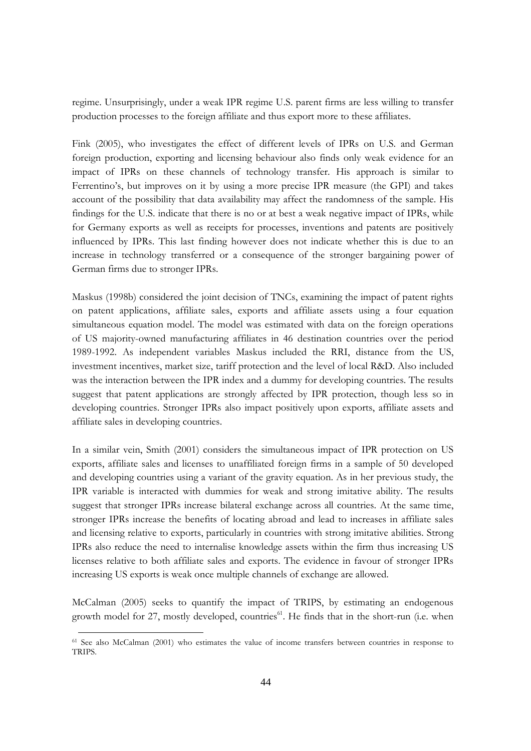regime. Unsurprisingly, under a weak IPR regime U.S. parent firms are less willing to transfer production processes to the foreign affiliate and thus export more to these affiliates.

Fink (2005), who investigates the effect of different levels of IPRs on U.S. and German foreign production, exporting and licensing behaviour also finds only weak evidence for an impact of IPRs on these channels of technology transfer. His approach is similar to Ferrentino's, but improves on it by using a more precise IPR measure (the GPI) and takes account of the possibility that data availability may affect the randomness of the sample. His findings for the U.S. indicate that there is no or at best a weak negative impact of IPRs, while for Germany exports as well as receipts for processes, inventions and patents are positively influenced by IPRs. This last finding however does not indicate whether this is due to an increase in technology transferred or a consequence of the stronger bargaining power of German firms due to stronger IPRs.

Maskus (1998b) considered the joint decision of TNCs, examining the impact of patent rights on patent applications, affiliate sales, exports and affiliate assets using a four equation simultaneous equation model. The model was estimated with data on the foreign operations of US majority-owned manufacturing affiliates in 46 destination countries over the period 1989-1992. As independent variables Maskus included the RRI, distance from the US, investment incentives, market size, tariff protection and the level of local R&D. Also included was the interaction between the IPR index and a dummy for developing countries. The results suggest that patent applications are strongly affected by IPR protection, though less so in developing countries. Stronger IPRs also impact positively upon exports, affiliate assets and affiliate sales in developing countries.

In a similar vein, Smith (2001) considers the simultaneous impact of IPR protection on US exports, affiliate sales and licenses to unaffiliated foreign firms in a sample of 50 developed and developing countries using a variant of the gravity equation. As in her previous study, the IPR variable is interacted with dummies for weak and strong imitative ability. The results suggest that stronger IPRs increase bilateral exchange across all countries. At the same time, stronger IPRs increase the benefits of locating abroad and lead to increases in affiliate sales and licensing relative to exports, particularly in countries with strong imitative abilities. Strong IPRs also reduce the need to internalise knowledge assets within the firm thus increasing US licenses relative to both affiliate sales and exports. The evidence in favour of stronger IPRs increasing US exports is weak once multiple channels of exchange are allowed.

McCalman (2005) seeks to quantify the impact of TRIPS, by estimating an endogenous growth model for 27, mostly developed, countries[61]. He finds that in the short-run (i.e. when

[61] See also McCalman (2001) who estimates the value of income transfers between countries in response to TRIPS.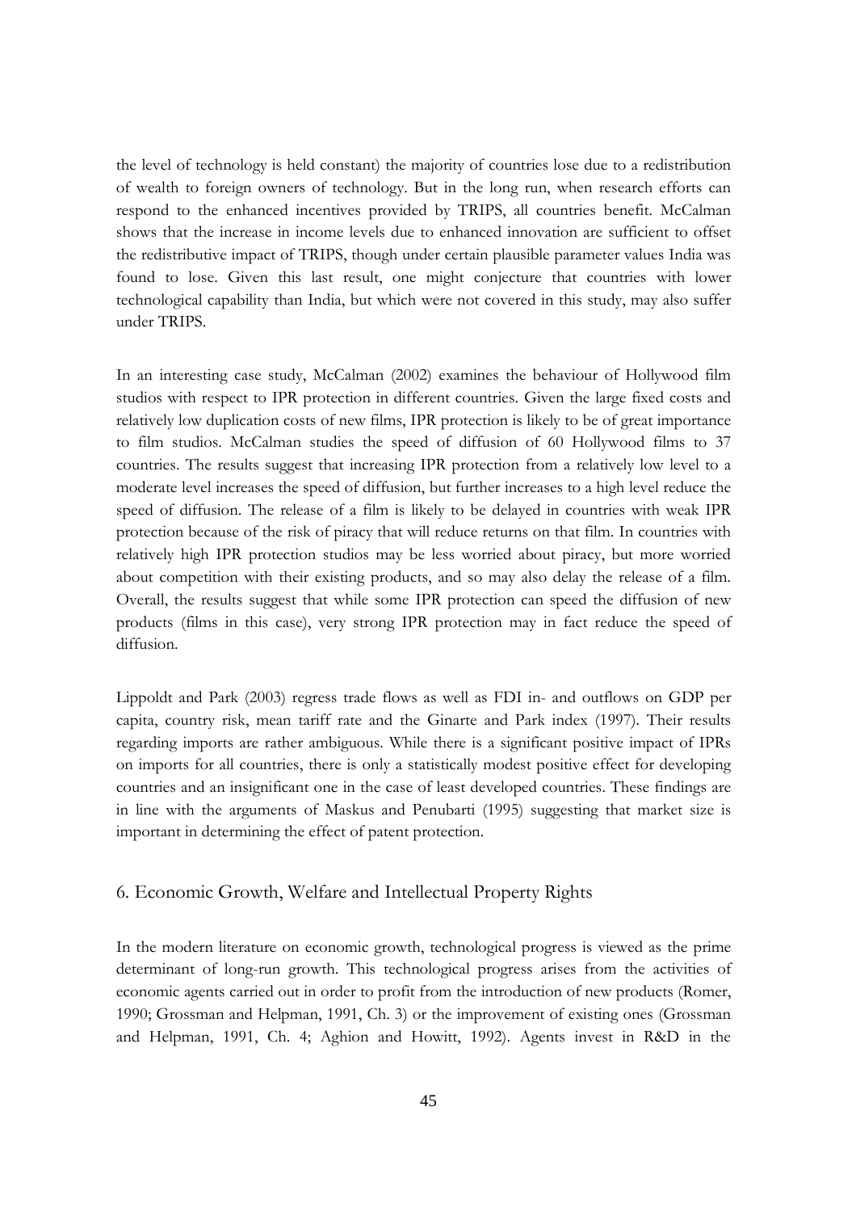the level of technology is held constant) the majority of countries lose due to a redistribution of wealth to foreign owners of technology. But in the long run, when research efforts can respond to the enhanced incentives provided by TRIPS, all countries benefit. McCalman shows that the increase in income levels due to enhanced innovation are sufficient to offset the redistributive impact of TRIPS, though under certain plausible parameter values India was found to lose. Given this last result, one might conjecture that countries with lower technological capability than India, but which were not covered in this study, may also suffer under TRIPS.

In an interesting case study, McCalman (2002) examines the behaviour of Hollywood film studios with respect to IPR protection in different countries. Given the large fixed costs and relatively low duplication costs of new films, IPR protection is likely to be of great importance to film studios. McCalman studies the speed of diffusion of 60 Hollywood films to 37 countries. The results suggest that increasing IPR protection from a relatively low level to a moderate level increases the speed of diffusion, but further increases to a high level reduce the speed of diffusion. The release of a film is likely to be delayed in countries with weak IPR protection because of the risk of piracy that will reduce returns on that film. In countries with relatively high IPR protection studios may be less worried about piracy, but more worried about competition with their existing products, and so may also delay the release of a film. Overall, the results suggest that while some IPR protection can speed the diffusion of new products (films in this case), very strong IPR protection may in fact reduce the speed of diffusion.

Lippoldt and Park (2003) regress trade flows as well as FDI in- and outflows on GDP per capita, country risk, mean tariff rate and the Ginarte and Park index (1997). Their results regarding imports are rather ambiguous. While there is a significant positive impact of IPRs on imports for all countries, there is only a statistically modest positive effect for developing countries and an insignificant one in the case of least developed countries. These findings are in line with the arguments of Maskus and Penubarti (1995) suggesting that market size is important in determining the effect of patent protection.

## 6. Economic Growth, Welfare and Intellectual Property Rights

In the modern literature on economic growth, technological progress is viewed as the prime determinant of long-run growth. This technological progress arises from the activities of economic agents carried out in order to profit from the introduction of new products (Romer, 1990; Grossman and Helpman, 1991, Ch. 3) or the improvement of existing ones (Grossman and Helpman, 1991, Ch. 4; Aghion and Howitt, 1992). Agents invest in R&D in the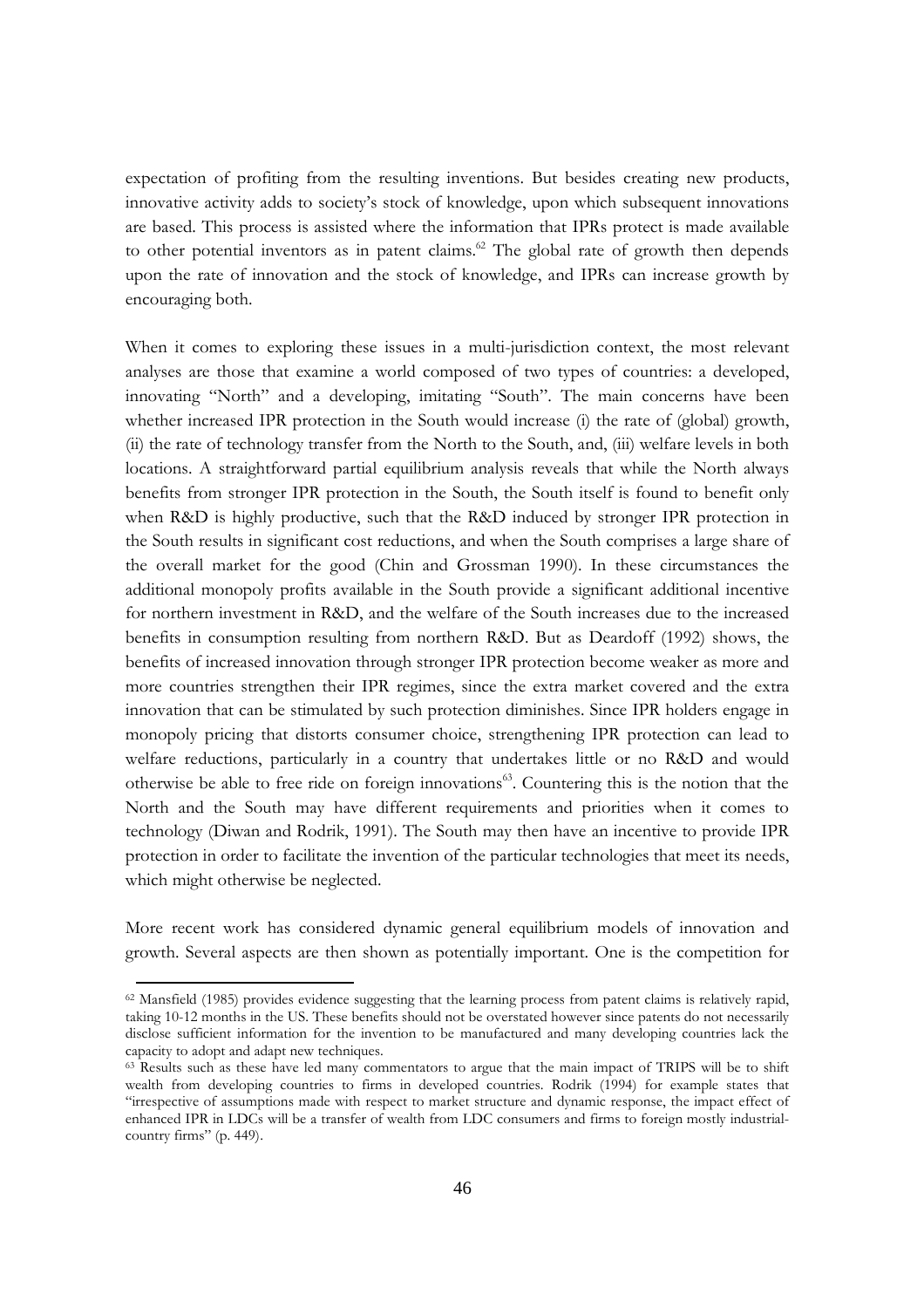expectation of profiting from the resulting inventions. But besides creating new products, innovative activity adds to society's stock of knowledge, upon which subsequent innovations are based. This process is assisted where the information that IPRs protect is made available to other potential inventors as in patent claims.[62] The global rate of growth then depends upon the rate of innovation and the stock of knowledge, and IPRs can increase growth by encouraging both.

When it comes to exploring these issues in a multi-jurisdiction context, the most relevant analyses are those that examine a world composed of two types of countries: a developed, innovating "North" and a developing, imitating "South". The main concerns have been whether increased IPR protection in the South would increase (i) the rate of (global) growth, (ii) the rate of technology transfer from the North to the South, and, (iii) welfare levels in both locations. A straightforward partial equilibrium analysis reveals that while the North always benefits from stronger IPR protection in the South, the South itself is found to benefit only when R&D is highly productive, such that the R&D induced by stronger IPR protection in the South results in significant cost reductions, and when the South comprises a large share of the overall market for the good (Chin and Grossman 1990). In these circumstances the additional monopoly profits available in the South provide a significant additional incentive for northern investment in R&D, and the welfare of the South increases due to the increased benefits in consumption resulting from northern R&D. But as Deardoff (1992) shows, the benefits of increased innovation through stronger IPR protection become weaker as more and more countries strengthen their IPR regimes, since the extra market covered and the extra innovation that can be stimulated by such protection diminishes. Since IPR holders engage in monopoly pricing that distorts consumer choice, strengthening IPR protection can lead to welfare reductions, particularly in a country that undertakes little or no R&D and would otherwise be able to free ride on foreign innovations[63]. Countering this is the notion that the North and the South may have different requirements and priorities when it comes to technology (Diwan and Rodrik, 1991). The South may then have an incentive to provide IPR protection in order to facilitate the invention of the particular technologies that meet its needs, which might otherwise be neglected.

More recent work has considered dynamic general equilibrium models of innovation and growth. Several aspects are then shown as potentially important. One is the competition for

---

[62] Mansfield (1985) provides evidence suggesting that the learning process from patent claims is relatively rapid, taking 10-12 months in the US. These benefits should not be overstated however since patents do not necessarily disclose sufficient information for the invention to be manufactured and many developing countries lack the capacity to adopt and adapt new techniques.

[63] Results such as these have led many commentators to argue that the main impact of TRIPS will be to shift wealth from developing countries to firms in developed countries. Rodrik (1994) for example states that "irrespective of assumptions made with respect to market structure and dynamic response, the impact effect of enhanced IPR in LDCs will be a transfer of wealth from LDC consumers and firms to foreign mostly industrial-country firms" (p. 449).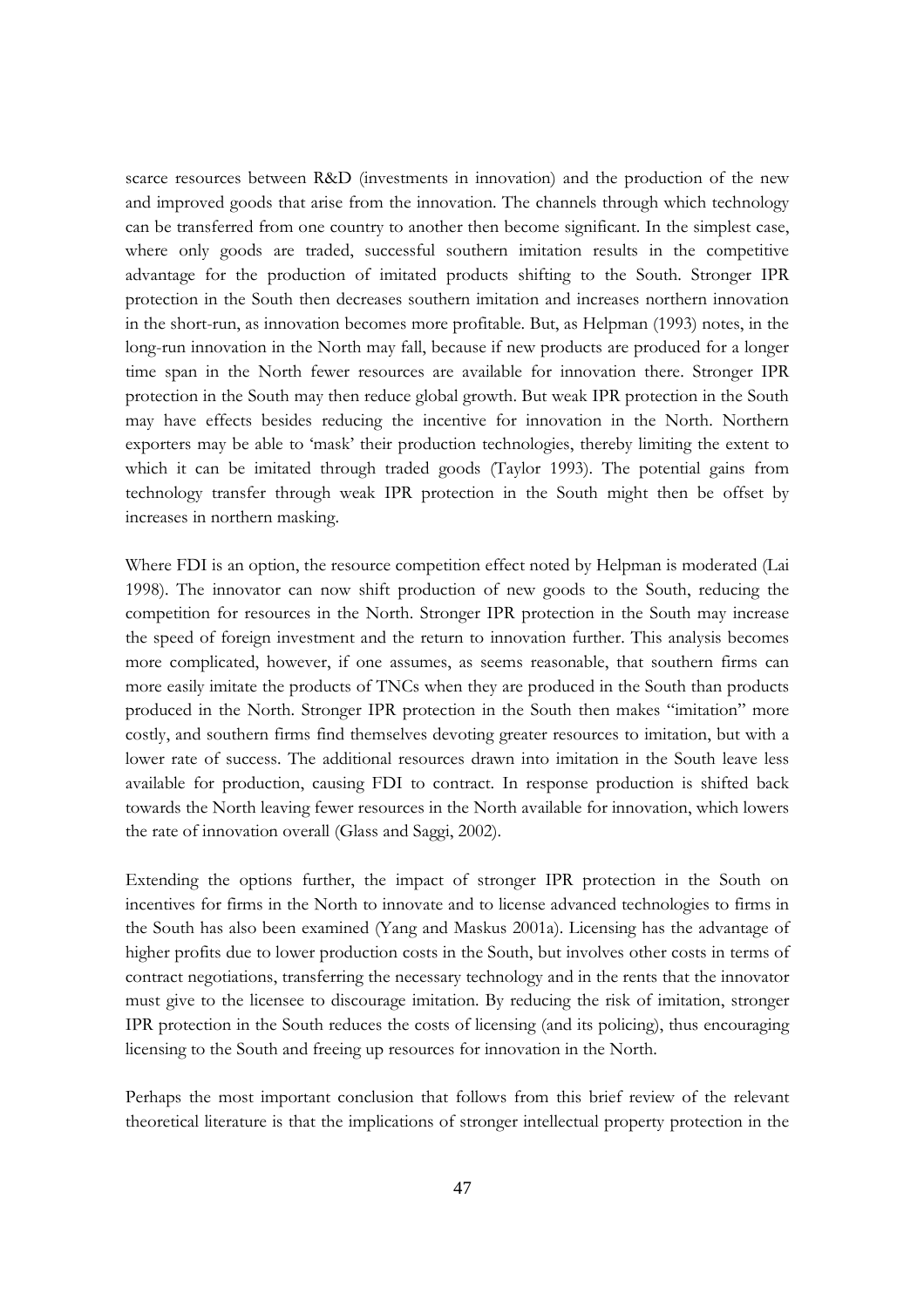scarce resources between R&D (investments in innovation) and the production of the new and improved goods that arise from the innovation. The channels through which technology can be transferred from one country to another then become significant. In the simplest case, where only goods are traded, successful southern imitation results in the competitive advantage for the production of imitated products shifting to the South. Stronger IPR protection in the South then decreases southern imitation and increases northern innovation in the short-run, as innovation becomes more profitable. But, as Helpman (1993) notes, in the long-run innovation in the North may fall, because if new products are produced for a longer time span in the North fewer resources are available for innovation there. Stronger IPR protection in the South may then reduce global growth. But weak IPR protection in the South may have effects besides reducing the incentive for innovation in the North. Northern exporters may be able to 'mask' their production technologies, thereby limiting the extent to which it can be imitated through traded goods (Taylor 1993). The potential gains from technology transfer through weak IPR protection in the South might then be offset by increases in northern masking.

Where FDI is an option, the resource competition effect noted by Helpman is moderated (Lai 1998). The innovator can now shift production of new goods to the South, reducing the competition for resources in the North. Stronger IPR protection in the South may increase the speed of foreign investment and the return to innovation further. This analysis becomes more complicated, however, if one assumes, as seems reasonable, that southern firms can more easily imitate the products of TNCs when they are produced in the South than products produced in the North. Stronger IPR protection in the South then makes "imitation" more costly, and southern firms find themselves devoting greater resources to imitation, but with a lower rate of success. The additional resources drawn into imitation in the South leave less available for production, causing FDI to contract. In response production is shifted back towards the North leaving fewer resources in the North available for innovation, which lowers the rate of innovation overall (Glass and Saggi, 2002).

Extending the options further, the impact of stronger IPR protection in the South on incentives for firms in the North to innovate and to license advanced technologies to firms in the South has also been examined (Yang and Maskus 2001a). Licensing has the advantage of higher profits due to lower production costs in the South, but involves other costs in terms of contract negotiations, transferring the necessary technology and in the rents that the innovator must give to the licensee to discourage imitation. By reducing the risk of imitation, stronger IPR protection in the South reduces the costs of licensing (and its policing), thus encouraging licensing to the South and freeing up resources for innovation in the North.

Perhaps the most important conclusion that follows from this brief review of the relevant theoretical literature is that the implications of stronger intellectual property protection in the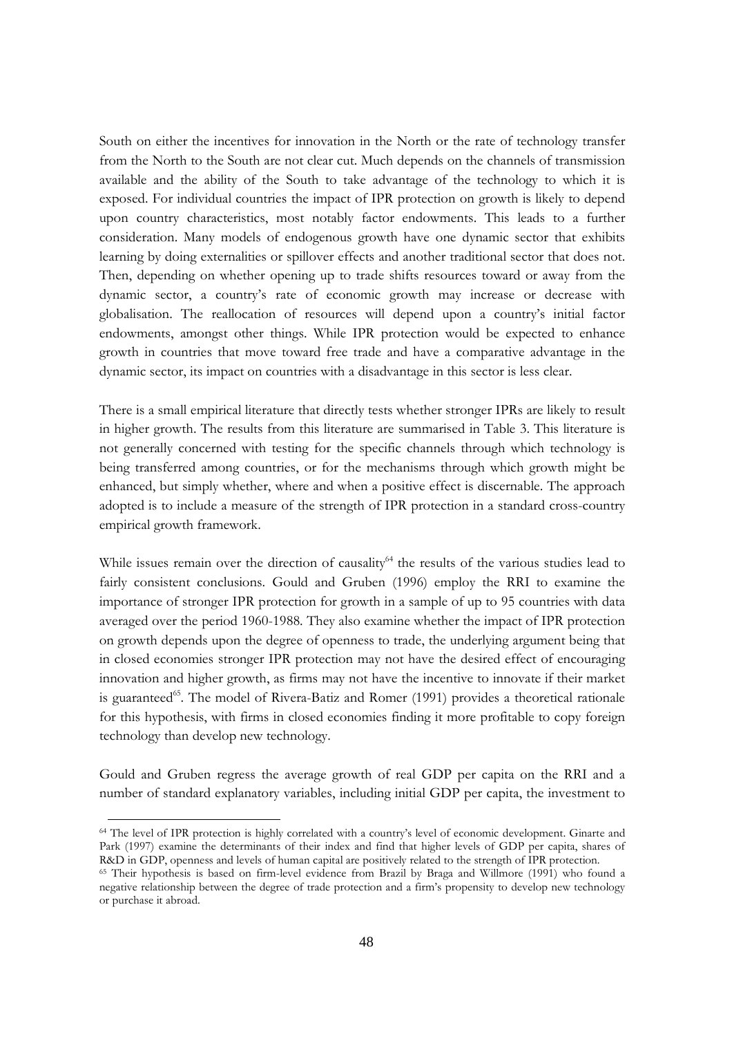South on either the incentives for innovation in the North or the rate of technology transfer from the North to the South are not clear cut. Much depends on the channels of transmission available and the ability of the South to take advantage of the technology to which it is exposed. For individual countries the impact of IPR protection on growth is likely to depend upon country characteristics, most notably factor endowments. This leads to a further consideration. Many models of endogenous growth have one dynamic sector that exhibits learning by doing externalities or spillover effects and another traditional sector that does not. Then, depending on whether opening up to trade shifts resources toward or away from the dynamic sector, a country's rate of economic growth may increase or decrease with globalisation. The reallocation of resources will depend upon a country's initial factor endowments, amongst other things. While IPR protection would be expected to enhance growth in countries that move toward free trade and have a comparative advantage in the dynamic sector, its impact on countries with a disadvantage in this sector is less clear.

There is a small empirical literature that directly tests whether stronger IPRs are likely to result in higher growth. The results from this literature are summarised in Table 3. This literature is not generally concerned with testing for the specific channels through which technology is being transferred among countries, or for the mechanisms through which growth might be enhanced, but simply whether, where and when a positive effect is discernable. The approach adopted is to include a measure of the strength of IPR protection in a standard cross-country empirical growth framework.

While issues remain over the direction of causality[64] the results of the various studies lead to fairly consistent conclusions. Gould and Gruben (1996) employ the RRI to examine the importance of stronger IPR protection for growth in a sample of up to 95 countries with data averaged over the period 1960-1988. They also examine whether the impact of IPR protection on growth depends upon the degree of openness to trade, the underlying argument being that in closed economies stronger IPR protection may not have the desired effect of encouraging innovation and higher growth, as firms may not have the incentive to innovate if their market is guaranteed[65]. The model of Rivera-Batiz and Romer (1991) provides a theoretical rationale for this hypothesis, with firms in closed economies finding it more profitable to copy foreign technology than develop new technology.

Gould and Gruben regress the average growth of real GDP per capita on the RRI and a number of standard explanatory variables, including initial GDP per capita, the investment to

---

[64] The level of IPR protection is highly correlated with a country's level of economic development. Ginarte and Park (1997) examine the determinants of their index and find that higher levels of GDP per capita, shares of R&D in GDP, openness and levels of human capital are positively related to the strength of IPR protection.

[65] Their hypothesis is based on firm-level evidence from Brazil by Braga and Willmore (1991) who found a negative relationship between the degree of trade protection and a firm's propensity to develop new technology or purchase it abroad.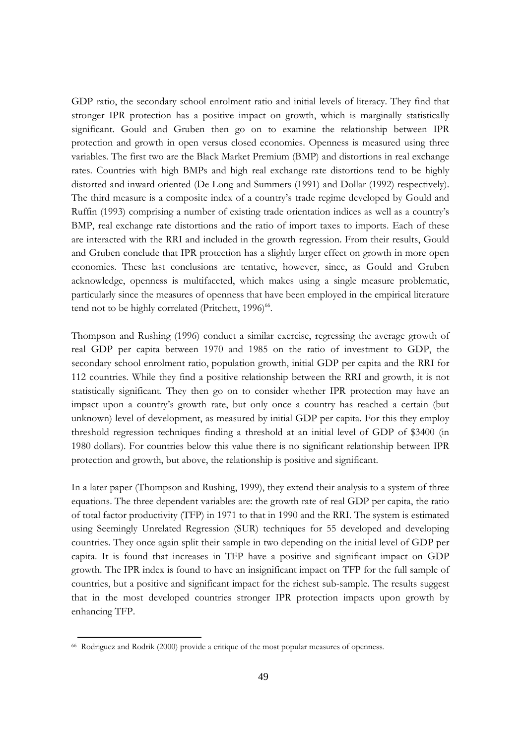GDP ratio, the secondary school enrolment ratio and initial levels of literacy. They find that stronger IPR protection has a positive impact on growth, which is marginally statistically significant. Gould and Gruben then go on to examine the relationship between IPR protection and growth in open versus closed economies. Openness is measured using three variables. The first two are the Black Market Premium (BMP) and distortions in real exchange rates. Countries with high BMPs and high real exchange rate distortions tend to be highly distorted and inward oriented (De Long and Summers (1991) and Dollar (1992) respectively). The third measure is a composite index of a country's trade regime developed by Gould and Ruffin (1993) comprising a number of existing trade orientation indices as well as a country's BMP, real exchange rate distortions and the ratio of import taxes to imports. Each of these are interacted with the RRI and included in the growth regression. From their results, Gould and Gruben conclude that IPR protection has a slightly larger effect on growth in more open economies. These last conclusions are tentative, however, since, as Gould and Gruben acknowledge, openness is multifaceted, which makes using a single measure problematic, particularly since the measures of openness that have been employed in the empirical literature tend not to be highly correlated (Pritchett, 1996)[66].

Thompson and Rushing (1996) conduct a similar exercise, regressing the average growth of real GDP per capita between 1970 and 1985 on the ratio of investment to GDP, the secondary school enrolment ratio, population growth, initial GDP per capita and the RRI for 112 countries. While they find a positive relationship between the RRI and growth, it is not statistically significant. They then go on to consider whether IPR protection may have an impact upon a country's growth rate, but only once a country has reached a certain (but unknown) level of development, as measured by initial GDP per capita. For this they employ threshold regression techniques finding a threshold at an initial level of GDP of $3400 (in 1980 dollars). For countries below this value there is no significant relationship between IPR protection and growth, but above, the relationship is positive and significant.

In a later paper (Thompson and Rushing, 1999), they extend their analysis to a system of three equations. The three dependent variables are: the growth rate of real GDP per capita, the ratio of total factor productivity (TFP) in 1971 to that in 1990 and the RRI. The system is estimated using Seemingly Unrelated Regression (SUR) techniques for 55 developed and developing countries. They once again split their sample in two depending on the initial level of GDP per capita. It is found that increases in TFP have a positive and significant impact on GDP growth. The IPR index is found to have an insignificant impact on TFP for the full sample of countries, but a positive and significant impact for the richest sub-sample. The results suggest that in the most developed countries stronger IPR protection impacts upon growth by enhancing TFP.

[66] Rodriguez and Rodrik (2000) provide a critique of the most popular measures of openness.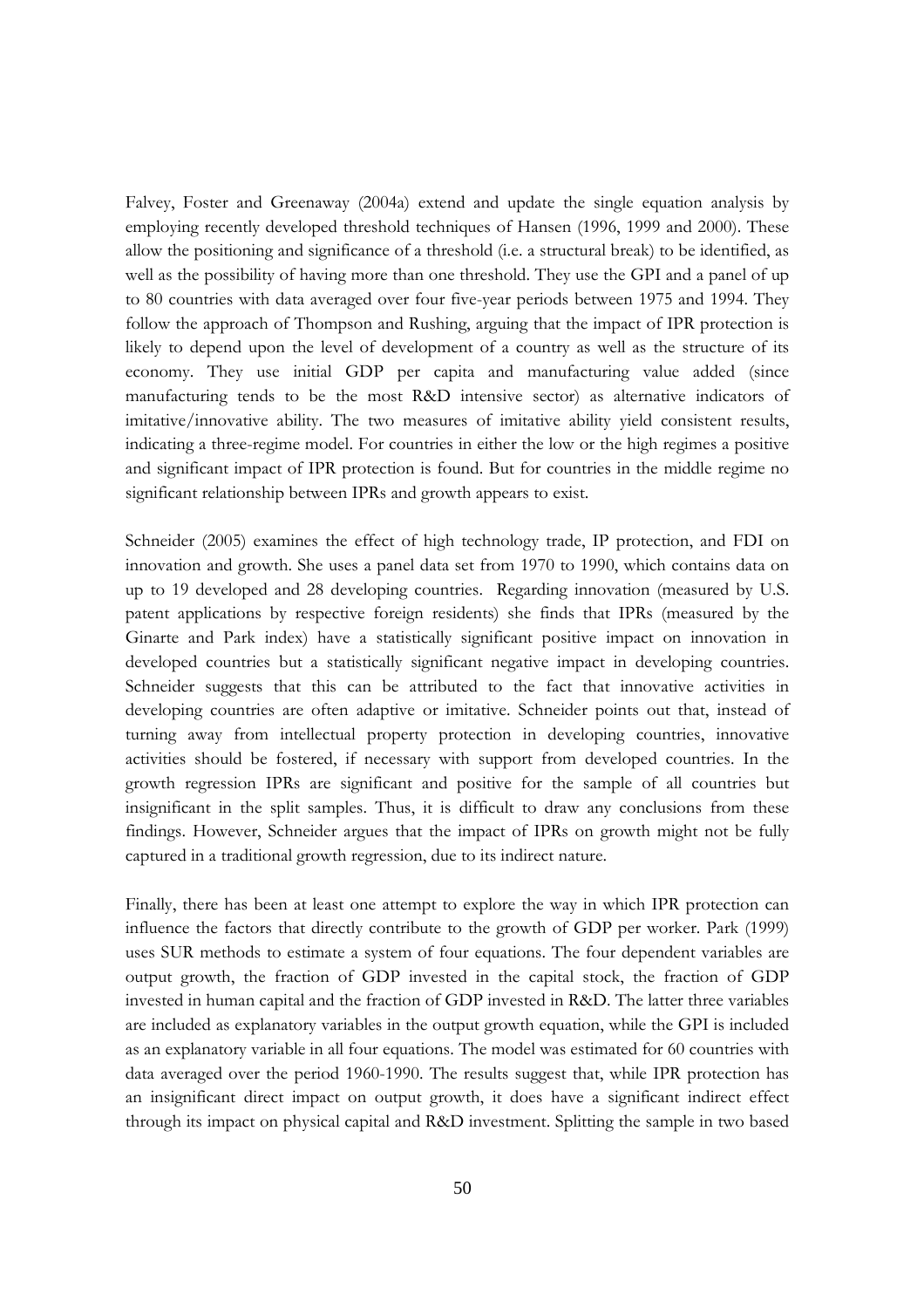Falvey, Foster and Greenaway (2004a) extend and update the single equation analysis by employing recently developed threshold techniques of Hansen (1996, 1999 and 2000). These allow the positioning and significance of a threshold (i.e. a structural break) to be identified, as well as the possibility of having more than one threshold. They use the GPI and a panel of up to 80 countries with data averaged over four five-year periods between 1975 and 1994. They follow the approach of Thompson and Rushing, arguing that the impact of IPR protection is likely to depend upon the level of development of a country as well as the structure of its economy. They use initial GDP per capita and manufacturing value added (since manufacturing tends to be the most R&D intensive sector) as alternative indicators of imitative/innovative ability. The two measures of imitative ability yield consistent results, indicating a three-regime model. For countries in either the low or the high regimes a positive and significant impact of IPR protection is found. But for countries in the middle regime no significant relationship between IPRs and growth appears to exist.

Schneider (2005) examines the effect of high technology trade, IP protection, and FDI on innovation and growth. She uses a panel data set from 1970 to 1990, which contains data on up to 19 developed and 28 developing countries. Regarding innovation (measured by U.S. patent applications by respective foreign residents) she finds that IPRs (measured by the Ginarte and Park index) have a statistically significant positive impact on innovation in developed countries but a statistically significant negative impact in developing countries. Schneider suggests that this can be attributed to the fact that innovative activities in developing countries are often adaptive or imitative. Schneider points out that, instead of turning away from intellectual property protection in developing countries, innovative activities should be fostered, if necessary with support from developed countries. In the growth regression IPRs are significant and positive for the sample of all countries but insignificant in the split samples. Thus, it is difficult to draw any conclusions from these findings. However, Schneider argues that the impact of IPRs on growth might not be fully captured in a traditional growth regression, due to its indirect nature.

Finally, there has been at least one attempt to explore the way in which IPR protection can influence the factors that directly contribute to the growth of GDP per worker. Park (1999) uses SUR methods to estimate a system of four equations. The four dependent variables are output growth, the fraction of GDP invested in the capital stock, the fraction of GDP invested in human capital and the fraction of GDP invested in R&D. The latter three variables are included as explanatory variables in the output growth equation, while the GPI is included as an explanatory variable in all four equations. The model was estimated for 60 countries with data averaged over the period 1960-1990. The results suggest that, while IPR protection has an insignificant direct impact on output growth, it does have a significant indirect effect through its impact on physical capital and R&D investment. Splitting the sample in two based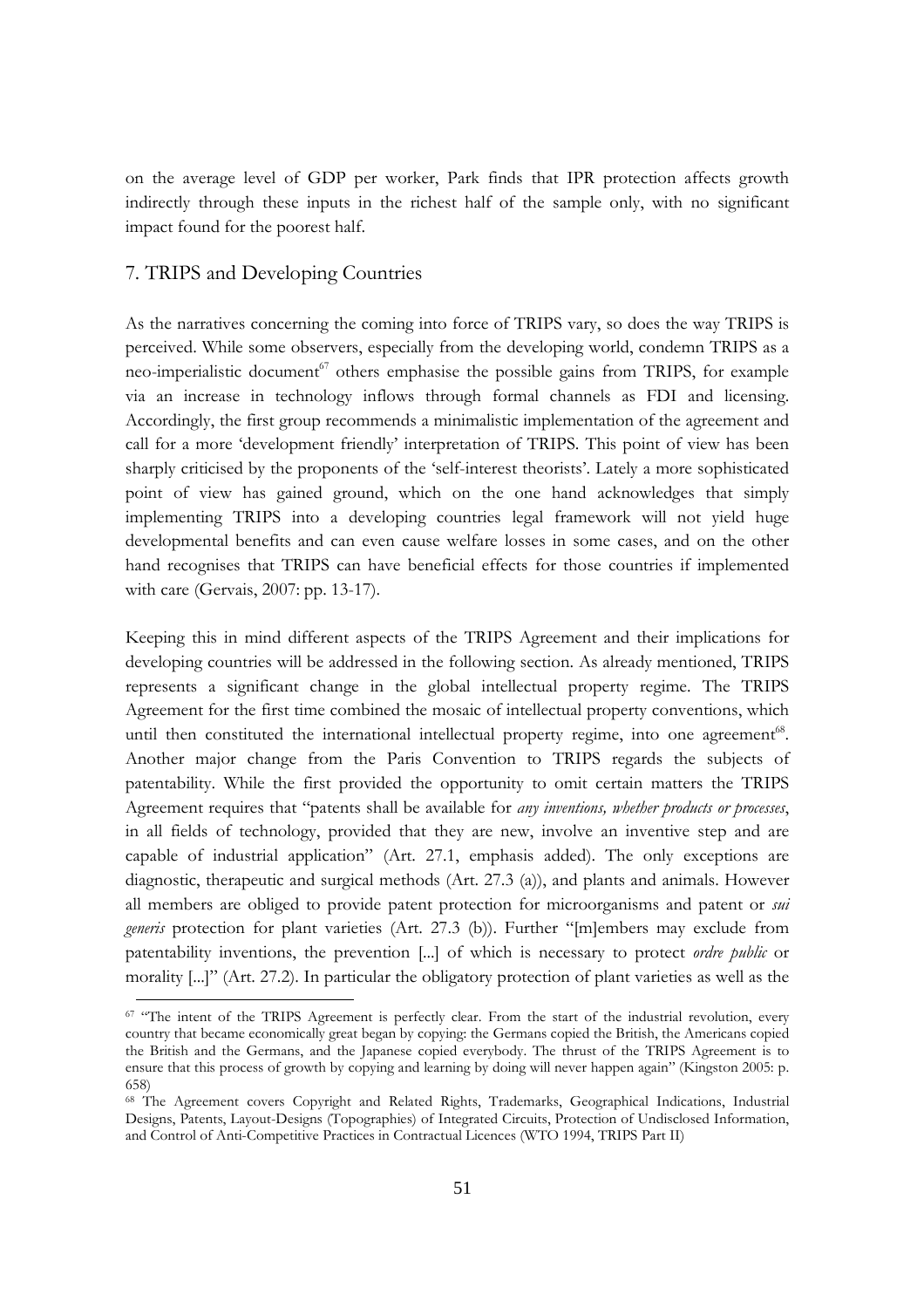on the average level of GDP per worker, Park finds that IPR protection affects growth indirectly through these inputs in the richest half of the sample only, with no significant impact found for the poorest half.

## 7. TRIPS and Developing Countries

As the narratives concerning the coming into force of TRIPS vary, so does the way TRIPS is perceived. While some observers, especially from the developing world, condemn TRIPS as a neo-imperialistic document[67] others emphasise the possible gains from TRIPS, for example via an increase in technology inflows through formal channels as FDI and licensing. Accordingly, the first group recommends a minimalistic implementation of the agreement and call for a more 'development friendly' interpretation of TRIPS. This point of view has been sharply criticised by the proponents of the 'self-interest theorists'. Lately a more sophisticated point of view has gained ground, which on the one hand acknowledges that simply implementing TRIPS into a developing countries legal framework will not yield huge developmental benefits and can even cause welfare losses in some cases, and on the other hand recognises that TRIPS can have beneficial effects for those countries if implemented with care (Gervais, 2007: pp. 13-17).

Keeping this in mind different aspects of the TRIPS Agreement and their implications for developing countries will be addressed in the following section. As already mentioned, TRIPS represents a significant change in the global intellectual property regime. The TRIPS Agreement for the first time combined the mosaic of intellectual property conventions, which until then constituted the international intellectual property regime, into one agreement[68]. Another major change from the Paris Convention to TRIPS regards the subjects of patentability. While the first provided the opportunity to omit certain matters the TRIPS Agreement requires that "patents shall be available for *any inventions, whether products or processes*, in all fields of technology, provided that they are new, involve an inventive step and are capable of industrial application" (Art. 27.1, emphasis added). The only exceptions are diagnostic, therapeutic and surgical methods (Art. 27.3 (a)), and plants and animals. However all members are obliged to provide patent protection for microorganisms and patent or *sui generis* protection for plant varieties (Art. 27.3 (b)). Further "[m]embers may exclude from patentability inventions, the prevention [...] of which is necessary to protect *ordre public* or morality [...]" (Art. 27.2). In particular the obligatory protection of plant varieties as well as the

[67] "The intent of the TRIPS Agreement is perfectly clear. From the start of the industrial revolution, every country that became economically great began by copying: the Germans copied the British, the Americans copied the British and the Germans, and the Japanese copied everybody. The thrust of the TRIPS Agreement is to ensure that this process of growth by copying and learning by doing will never happen again" (Kingston 2005: p. 658)

[68] The Agreement covers Copyright and Related Rights, Trademarks, Geographical Indications, Industrial Designs, Patents, Layout-Designs (Topographies) of Integrated Circuits, Protection of Undisclosed Information, and Control of Anti-Competitive Practices in Contractual Licences (WTO 1994, TRIPS Part II)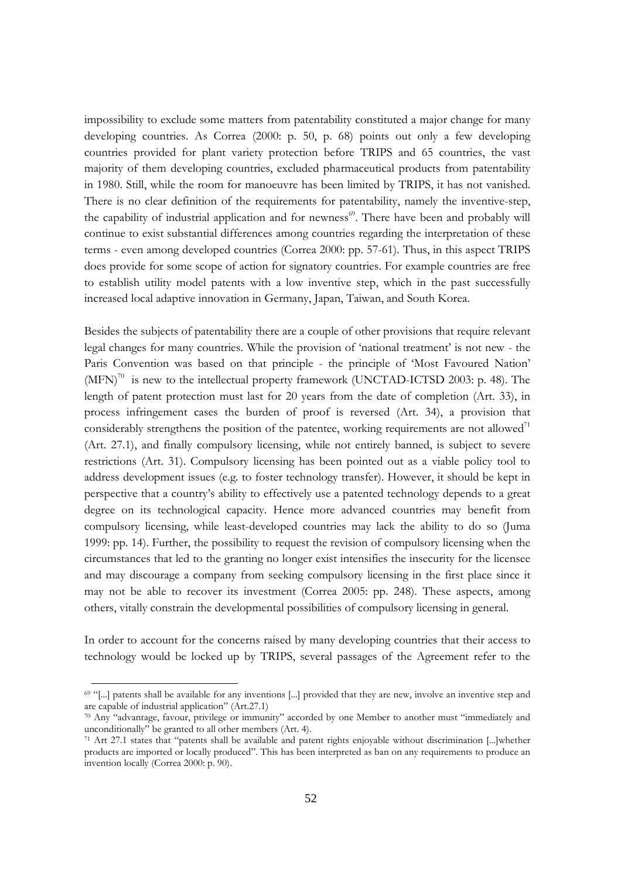impossibility to exclude some matters from patentability constituted a major change for many developing countries. As Correa (2000: p. 50, p. 68) points out only a few developing countries provided for plant variety protection before TRIPS and 65 countries, the vast majority of them developing countries, excluded pharmaceutical products from patentability in 1980. Still, while the room for manoeuvre has been limited by TRIPS, it has not vanished. There is no clear definition of the requirements for patentability, namely the inventive-step, the capability of industrial application and for newness[69]. There have been and probably will continue to exist substantial differences among countries regarding the interpretation of these terms - even among developed countries (Correa 2000: pp. 57-61). Thus, in this aspect TRIPS does provide for some scope of action for signatory countries. For example countries are free to establish utility model patents with a low inventive step, which in the past successfully increased local adaptive innovation in Germany, Japan, Taiwan, and South Korea.

Besides the subjects of patentability there are a couple of other provisions that require relevant legal changes for many countries. While the provision of 'national treatment' is not new - the Paris Convention was based on that principle - the principle of 'Most Favoured Nation' (MFN)[70] is new to the intellectual property framework (UNCTAD-ICTSD 2003: p. 48). The length of patent protection must last for 20 years from the date of completion (Art. 33), in process infringement cases the burden of proof is reversed (Art. 34), a provision that considerably strengthens the position of the patentee, working requirements are not allowed[71] (Art. 27.1), and finally compulsory licensing, while not entirely banned, is subject to severe restrictions (Art. 31). Compulsory licensing has been pointed out as a viable policy tool to address development issues (e.g. to foster technology transfer). However, it should be kept in perspective that a country's ability to effectively use a patented technology depends to a great degree on its technological capacity. Hence more advanced countries may benefit from compulsory licensing, while least-developed countries may lack the ability to do so (Juma 1999: pp. 14). Further, the possibility to request the revision of compulsory licensing when the circumstances that led to the granting no longer exist intensifies the insecurity for the licensee and may discourage a company from seeking compulsory licensing in the first place since it may not be able to recover its investment (Correa 2005: pp. 248). These aspects, among others, vitally constrain the developmental possibilities of compulsory licensing in general.

In order to account for the concerns raised by many developing countries that their access to technology would be locked up by TRIPS, several passages of the Agreement refer to the

---

[69] "[...] patents shall be available for any inventions [...] provided that they are new, involve an inventive step and are capable of industrial application" (Art.27.1)

[70] Any "advantage, favour, privilege or immunity" accorded by one Member to another must "immediately and unconditionally" be granted to all other members (Art. 4).

[71] Art 27.1 states that "patents shall be available and patent rights enjoyable without discrimination [...]whether products are imported or locally produced". This has been interpreted as ban on any requirements to produce an invention locally (Correa 2000: p. 90).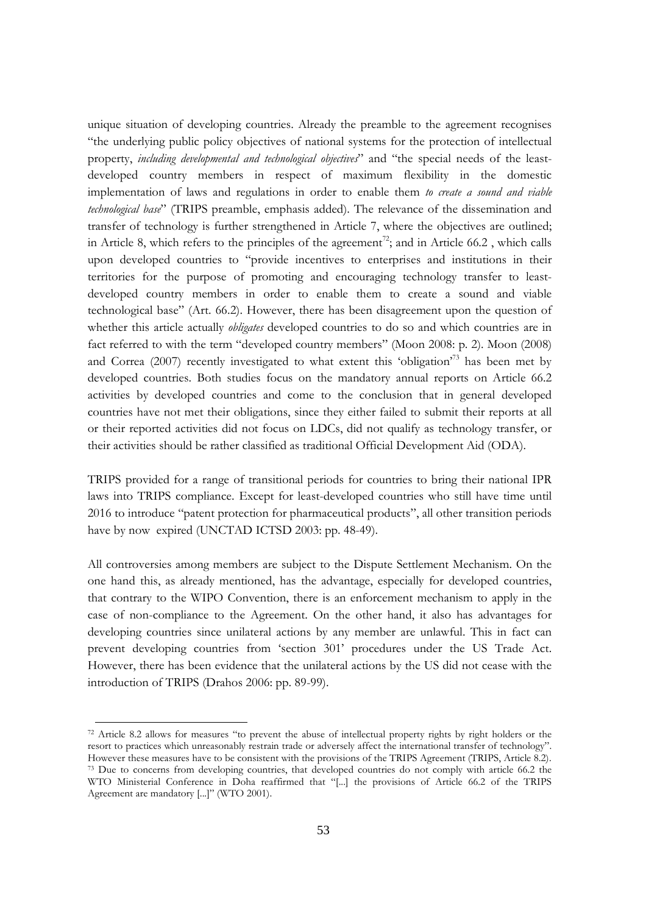unique situation of developing countries. Already the preamble to the agreement recognises "the underlying public policy objectives of national systems for the protection of intellectual property, *including developmental and technological objectives*" and "the special needs of the least-developed country members in respect of maximum flexibility in the domestic implementation of laws and regulations in order to enable them *to create a sound and viable technological base*" (TRIPS preamble, emphasis added). The relevance of the dissemination and transfer of technology is further strengthened in Article 7, where the objectives are outlined; in Article 8, which refers to the principles of the agreement[72]; and in Article 66.2 , which calls upon developed countries to "provide incentives to enterprises and institutions in their territories for the purpose of promoting and encouraging technology transfer to least-developed country members in order to enable them to create a sound and viable technological base" (Art. 66.2). However, there has been disagreement upon the question of whether this article actually *obligates* developed countries to do so and which countries are in fact referred to with the term "developed country members" (Moon 2008: p. 2). Moon (2008) and Correa (2007) recently investigated to what extent this 'obligation'[73] has been met by developed countries. Both studies focus on the mandatory annual reports on Article 66.2 activities by developed countries and come to the conclusion that in general developed countries have not met their obligations, since they either failed to submit their reports at all or their reported activities did not focus on LDCs, did not qualify as technology transfer, or their activities should be rather classified as traditional Official Development Aid (ODA).

TRIPS provided for a range of transitional periods for countries to bring their national IPR laws into TRIPS compliance. Except for least-developed countries who still have time until 2016 to introduce "patent protection for pharmaceutical products", all other transition periods have by now expired (UNCTAD ICTSD 2003: pp. 48-49).

All controversies among members are subject to the Dispute Settlement Mechanism. On the one hand this, as already mentioned, has the advantage, especially for developed countries, that contrary to the WIPO Convention, there is an enforcement mechanism to apply in the case of non-compliance to the Agreement. On the other hand, it also has advantages for developing countries since unilateral actions by any member are unlawful. This in fact can prevent developing countries from 'section 301' procedures under the US Trade Act. However, there has been evidence that the unilateral actions by the US did not cease with the introduction of TRIPS (Drahos 2006: pp. 89-99).

---

[72] Article 8.2 allows for measures "to prevent the abuse of intellectual property rights by right holders or the resort to practices which unreasonably restrain trade or adversely affect the international transfer of technology". However these measures have to be consistent with the provisions of the TRIPS Agreement (TRIPS, Article 8.2).

[73] Due to concerns from developing countries, that developed countries do not comply with article 66.2 the WTO Ministerial Conference in Doha reaffirmed that "[...] the provisions of Article 66.2 of the TRIPS Agreement are mandatory [...]" (WTO 2001).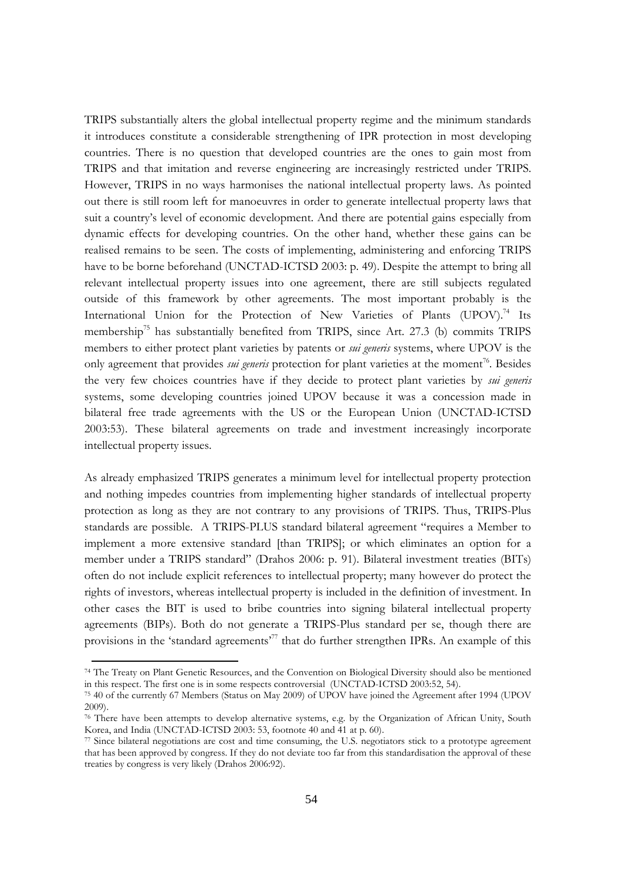TRIPS substantially alters the global intellectual property regime and the minimum standards it introduces constitute a considerable strengthening of IPR protection in most developing countries. There is no question that developed countries are the ones to gain most from TRIPS and that imitation and reverse engineering are increasingly restricted under TRIPS. However, TRIPS in no ways harmonises the national intellectual property laws. As pointed out there is still room left for manoeuvres in order to generate intellectual property laws that suit a country's level of economic development. And there are potential gains especially from dynamic effects for developing countries. On the other hand, whether these gains can be realised remains to be seen. The costs of implementing, administering and enforcing TRIPS have to be borne beforehand (UNCTAD-ICTSD 2003: p. 49). Despite the attempt to bring all relevant intellectual property issues into one agreement, there are still subjects regulated outside of this framework by other agreements. The most important probably is the International Union for the Protection of New Varieties of Plants (UPOV).[74] Its membership[75] has substantially benefited from TRIPS, since Art. 27.3 (b) commits TRIPS members to either protect plant varieties by patents or *sui generis* systems, where UPOV is the only agreement that provides *sui generis* protection for plant varieties at the moment[76]. Besides the very few choices countries have if they decide to protect plant varieties by *sui generis* systems, some developing countries joined UPOV because it was a concession made in bilateral free trade agreements with the US or the European Union (UNCTAD-ICTSD 2003:53). These bilateral agreements on trade and investment increasingly incorporate intellectual property issues.

As already emphasized TRIPS generates a minimum level for intellectual property protection and nothing impedes countries from implementing higher standards of intellectual property protection as long as they are not contrary to any provisions of TRIPS. Thus, TRIPS-Plus standards are possible. A TRIPS-PLUS standard bilateral agreement "requires a Member to implement a more extensive standard [than TRIPS]; or which eliminates an option for a member under a TRIPS standard" (Drahos 2006: p. 91). Bilateral investment treaties (BITs) often do not include explicit references to intellectual property; many however do protect the rights of investors, whereas intellectual property is included in the definition of investment. In other cases the BIT is used to bribe countries into signing bilateral intellectual property agreements (BIPs). Both do not generate a TRIPS-Plus standard per se, though there are provisions in the 'standard agreements'[77] that do further strengthen IPRs. An example of this

---

[74] The Treaty on Plant Genetic Resources, and the Convention on Biological Diversity should also be mentioned in this respect. The first one is in some respects controversial (UNCTAD-ICTSD 2003:52, 54).

[75] 40 of the currently 67 Members (Status on May 2009) of UPOV have joined the Agreement after 1994 (UPOV 2009).

[76] There have been attempts to develop alternative systems, e.g. by the Organization of African Unity, South Korea, and India (UNCTAD-ICTSD 2003: 53, footnote 40 and 41 at p. 60).

[77] Since bilateral negotiations are cost and time consuming, the U.S. negotiators stick to a prototype agreement that has been approved by congress. If they do not deviate too far from this standardisation the approval of these treaties by congress is very likely (Drahos 2006:92).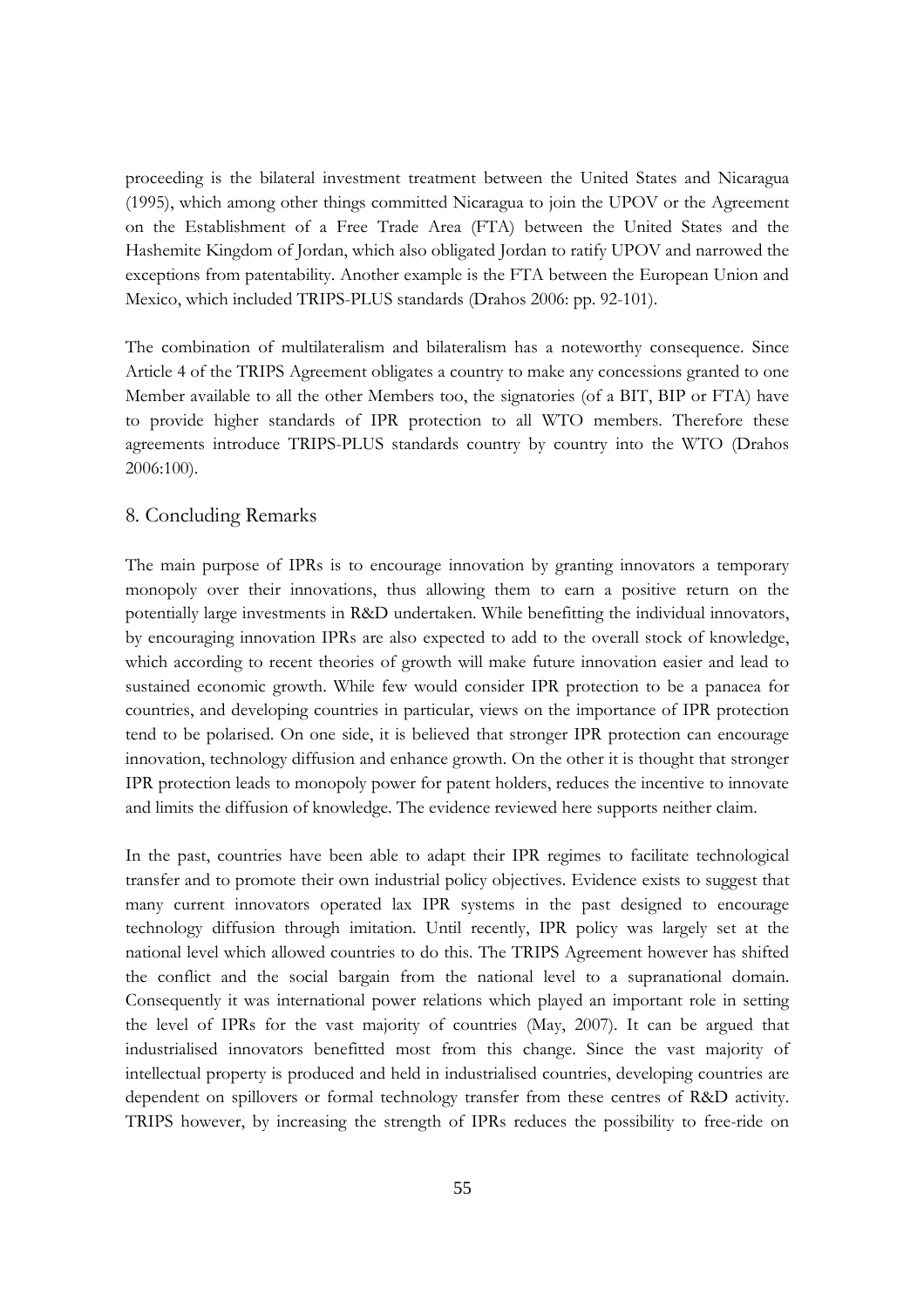proceeding is the bilateral investment treatment between the United States and Nicaragua (1995), which among other things committed Nicaragua to join the UPOV or the Agreement on the Establishment of a Free Trade Area (FTA) between the United States and the Hashemite Kingdom of Jordan, which also obligated Jordan to ratify UPOV and narrowed the exceptions from patentability. Another example is the FTA between the European Union and Mexico, which included TRIPS-PLUS standards (Drahos 2006: pp. 92-101).

The combination of multilateralism and bilateralism has a noteworthy consequence. Since Article 4 of the TRIPS Agreement obligates a country to make any concessions granted to one Member available to all the other Members too, the signatories (of a BIT, BIP or FTA) have to provide higher standards of IPR protection to all WTO members. Therefore these agreements introduce TRIPS-PLUS standards country by country into the WTO (Drahos 2006:100).

## 8. Concluding Remarks

The main purpose of IPRs is to encourage innovation by granting innovators a temporary monopoly over their innovations, thus allowing them to earn a positive return on the potentially large investments in R&D undertaken. While benefitting the individual innovators, by encouraging innovation IPRs are also expected to add to the overall stock of knowledge, which according to recent theories of growth will make future innovation easier and lead to sustained economic growth. While few would consider IPR protection to be a panacea for countries, and developing countries in particular, views on the importance of IPR protection tend to be polarised. On one side, it is believed that stronger IPR protection can encourage innovation, technology diffusion and enhance growth. On the other it is thought that stronger IPR protection leads to monopoly power for patent holders, reduces the incentive to innovate and limits the diffusion of knowledge. The evidence reviewed here supports neither claim.

In the past, countries have been able to adapt their IPR regimes to facilitate technological transfer and to promote their own industrial policy objectives. Evidence exists to suggest that many current innovators operated lax IPR systems in the past designed to encourage technology diffusion through imitation. Until recently, IPR policy was largely set at the national level which allowed countries to do this. The TRIPS Agreement however has shifted the conflict and the social bargain from the national level to a supranational domain. Consequently it was international power relations which played an important role in setting the level of IPRs for the vast majority of countries (May, 2007). It can be argued that industrialised innovators benefitted most from this change. Since the vast majority of intellectual property is produced and held in industrialised countries, developing countries are dependent on spillovers or formal technology transfer from these centres of R&D activity. TRIPS however, by increasing the strength of IPRs reduces the possibility to free-ride on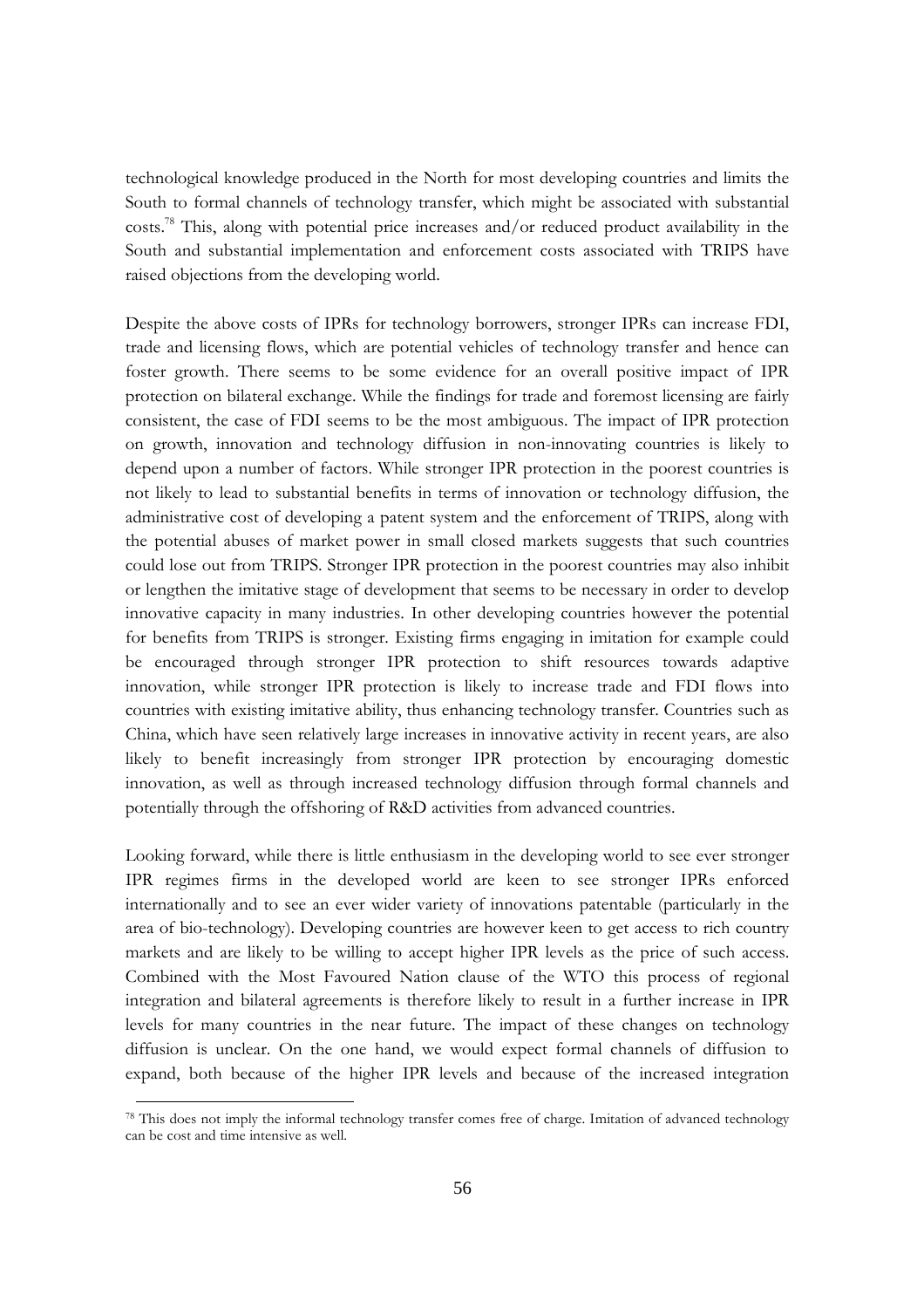technological knowledge produced in the North for most developing countries and limits the South to formal channels of technology transfer, which might be associated with substantial costs.[78] This, along with potential price increases and/or reduced product availability in the South and substantial implementation and enforcement costs associated with TRIPS have raised objections from the developing world.

Despite the above costs of IPRs for technology borrowers, stronger IPRs can increase FDI, trade and licensing flows, which are potential vehicles of technology transfer and hence can foster growth. There seems to be some evidence for an overall positive impact of IPR protection on bilateral exchange. While the findings for trade and foremost licensing are fairly consistent, the case of FDI seems to be the most ambiguous. The impact of IPR protection on growth, innovation and technology diffusion in non-innovating countries is likely to depend upon a number of factors. While stronger IPR protection in the poorest countries is not likely to lead to substantial benefits in terms of innovation or technology diffusion, the administrative cost of developing a patent system and the enforcement of TRIPS, along with the potential abuses of market power in small closed markets suggests that such countries could lose out from TRIPS. Stronger IPR protection in the poorest countries may also inhibit or lengthen the imitative stage of development that seems to be necessary in order to develop innovative capacity in many industries. In other developing countries however the potential for benefits from TRIPS is stronger. Existing firms engaging in imitation for example could be encouraged through stronger IPR protection to shift resources towards adaptive innovation, while stronger IPR protection is likely to increase trade and FDI flows into countries with existing imitative ability, thus enhancing technology transfer. Countries such as China, which have seen relatively large increases in innovative activity in recent years, are also likely to benefit increasingly from stronger IPR protection by encouraging domestic innovation, as well as through increased technology diffusion through formal channels and potentially through the offshoring of R&D activities from advanced countries.

Looking forward, while there is little enthusiasm in the developing world to see ever stronger IPR regimes firms in the developed world are keen to see stronger IPRs enforced internationally and to see an ever wider variety of innovations patentable (particularly in the area of bio-technology). Developing countries are however keen to get access to rich country markets and are likely to be willing to accept higher IPR levels as the price of such access. Combined with the Most Favoured Nation clause of the WTO this process of regional integration and bilateral agreements is therefore likely to result in a further increase in IPR levels for many countries in the near future. The impact of these changes on technology diffusion is unclear. On the one hand, we would expect formal channels of diffusion to expand, both because of the higher IPR levels and because of the increased integration

[78] This does not imply the informal technology transfer comes free of charge. Imitation of advanced technology can be cost and time intensive as well.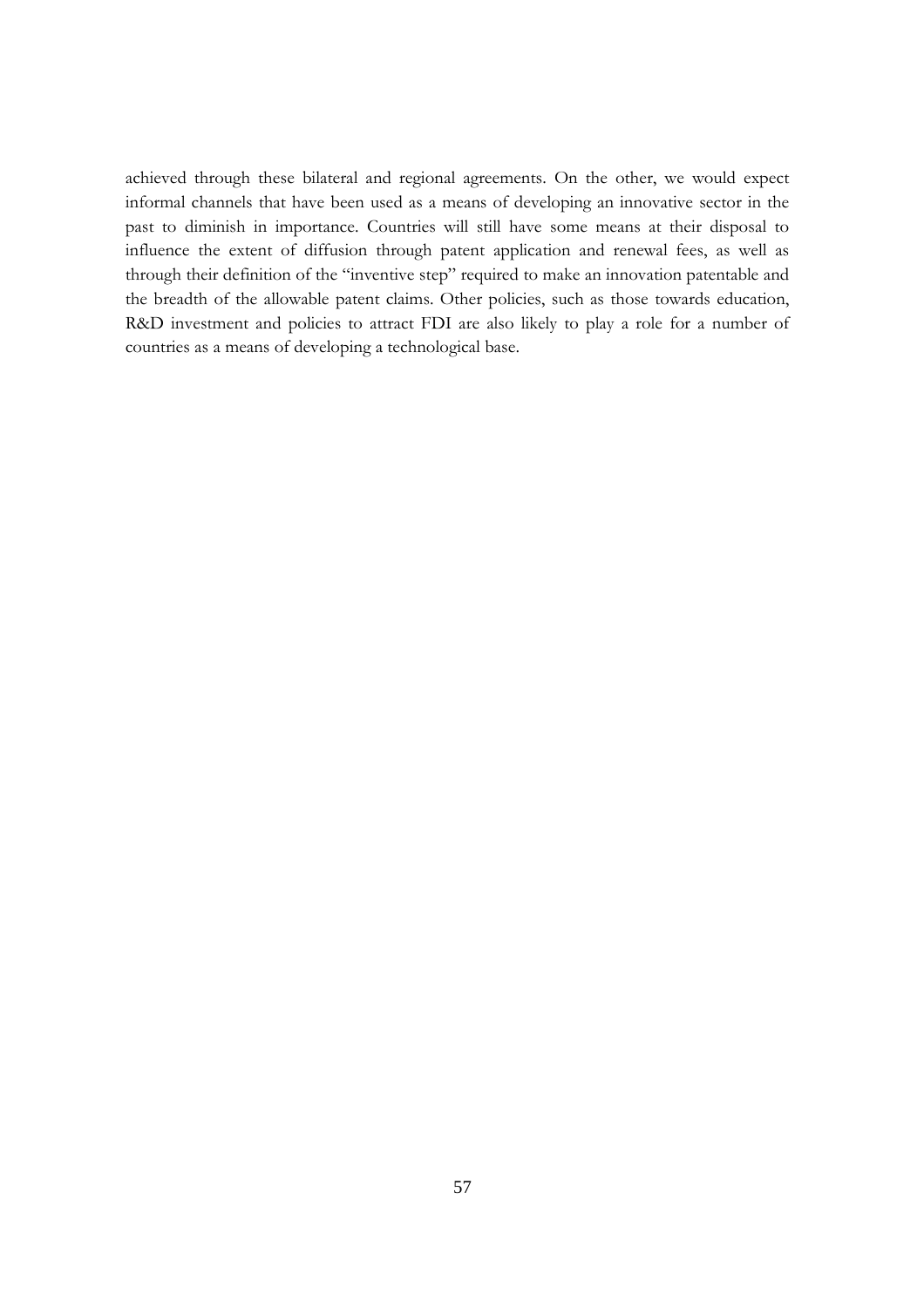achieved through these bilateral and regional agreements. On the other, we would expect informal channels that have been used as a means of developing an innovative sector in the past to diminish in importance. Countries will still have some means at their disposal to influence the extent of diffusion through patent application and renewal fees, as well as through their definition of the "inventive step" required to make an innovation patentable and the breadth of the allowable patent claims. Other policies, such as those towards education, R&D investment and policies to attract FDI are also likely to play a role for a number of countries as a means of developing a technological base.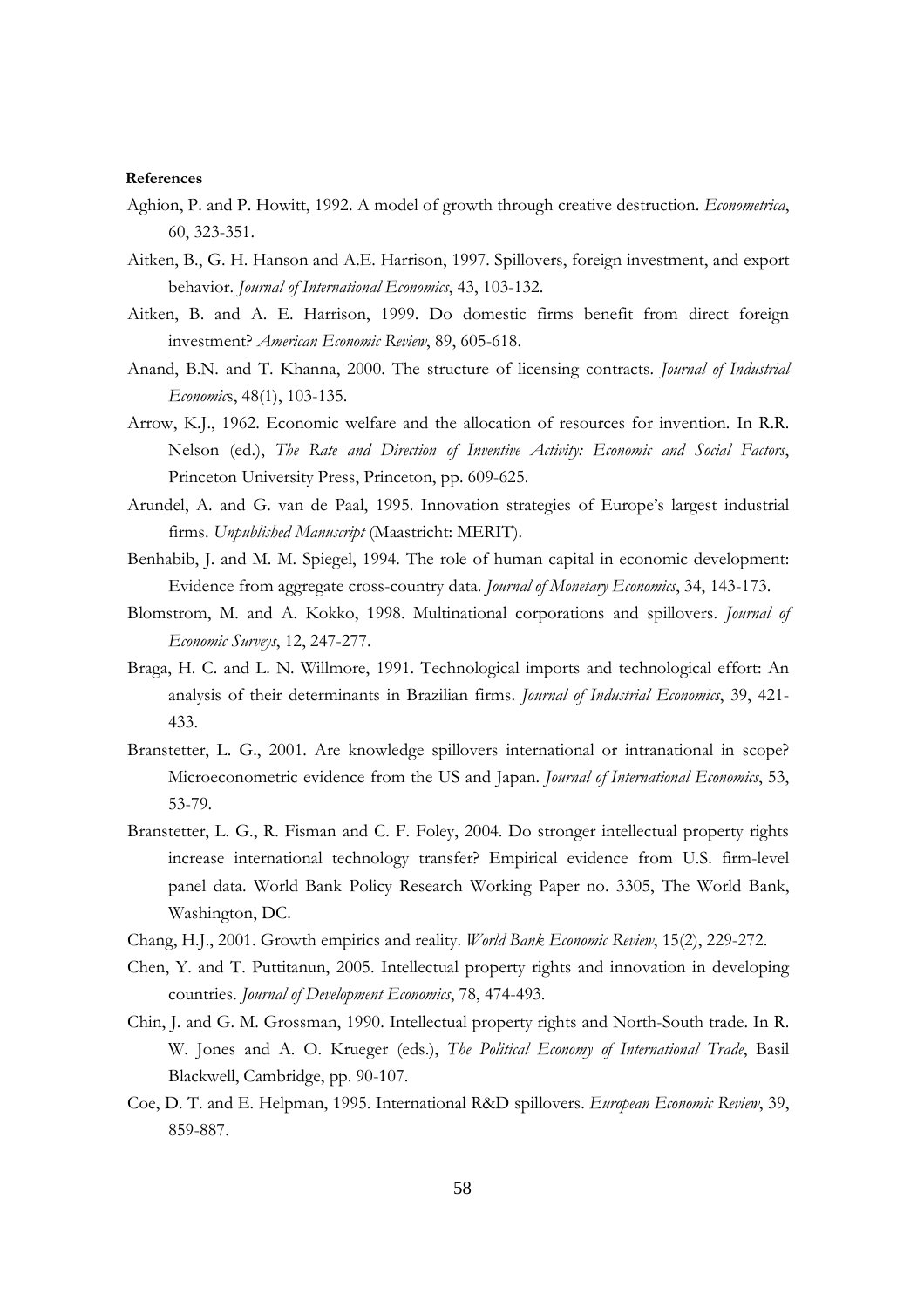**References**

Aghion, P. and P. Howitt, 1992. A model of growth through creative destruction. *Econometrica*, 60, 323-351.

Aitken, B., G. H. Hanson and A.E. Harrison, 1997. Spillovers, foreign investment, and export behavior. *Journal of International Economics*, 43, 103-132.

Aitken, B. and A. E. Harrison, 1999. Do domestic firms benefit from direct foreign investment? *American Economic Review*, 89, 605-618.

Anand, B.N. and T. Khanna, 2000. The structure of licensing contracts. *Journal of Industrial Economics*, 48(1), 103-135.

Arrow, K.J., 1962. Economic welfare and the allocation of resources for invention. In R.R. Nelson (ed.), *The Rate and Direction of Inventive Activity: Economic and Social Factors*, Princeton University Press, Princeton, pp. 609-625.

Arundel, A. and G. van de Paal, 1995. Innovation strategies of Europe's largest industrial firms. *Unpublished Manuscript* (Maastricht: MERIT).

Benhabib, J. and M. M. Spiegel, 1994. The role of human capital in economic development: Evidence from aggregate cross-country data. *Journal of Monetary Economics*, 34, 143-173.

Blomstrom, M. and A. Kokko, 1998. Multinational corporations and spillovers. *Journal of Economic Surveys*, 12, 247-277.

Braga, H. C. and L. N. Willmore, 1991. Technological imports and technological effort: An analysis of their determinants in Brazilian firms. *Journal of Industrial Economics*, 39, 421-433.

Branstetter, L. G., 2001. Are knowledge spillovers international or intranational in scope? Microeconometric evidence from the US and Japan. *Journal of International Economics*, 53, 53-79.

Branstetter, L. G., R. Fisman and C. F. Foley, 2004. Do stronger intellectual property rights increase international technology transfer? Empirical evidence from U.S. firm-level panel data. World Bank Policy Research Working Paper no. 3305, The World Bank, Washington, DC.

Chang, H.J., 2001. Growth empirics and reality. *World Bank Economic Review*, 15(2), 229-272.

Chen, Y. and T. Puttitanun, 2005. Intellectual property rights and innovation in developing countries. *Journal of Development Economics*, 78, 474-493.

Chin, J. and G. M. Grossman, 1990. Intellectual property rights and North-South trade. In R. W. Jones and A. O. Krueger (eds.), *The Political Economy of International Trade*, Basil Blackwell, Cambridge, pp. 90-107.

Coe, D. T. and E. Helpman, 1995. International R&D spillovers. *European Economic Review*, 39, 859-887.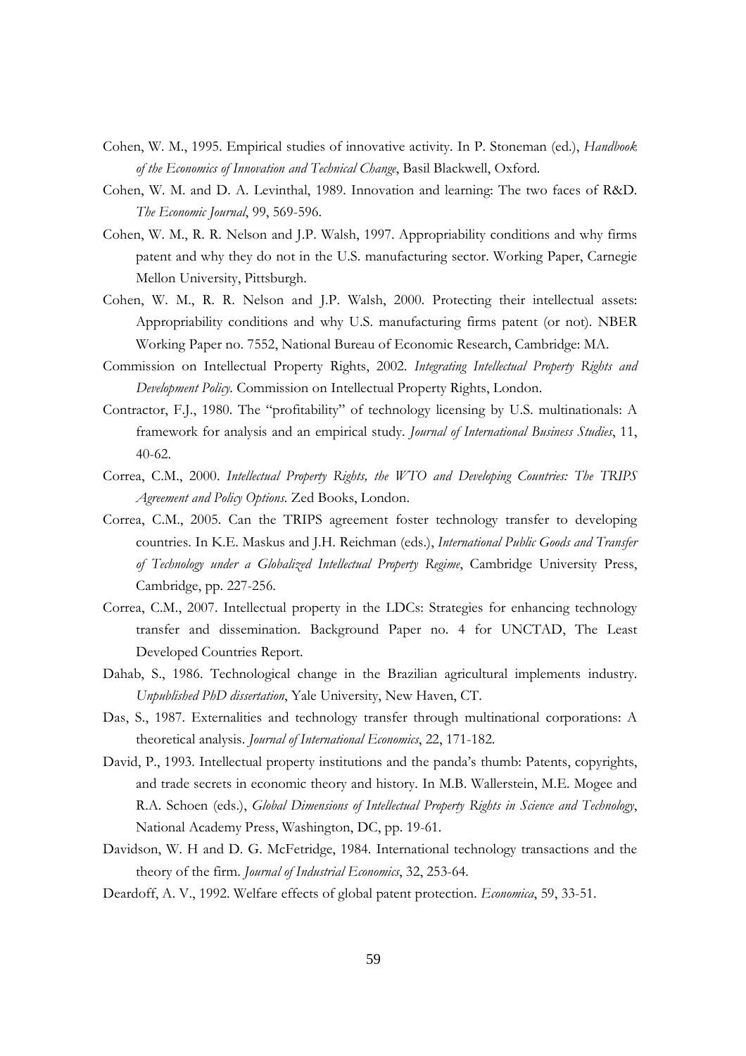Cohen, W. M., 1995. Empirical studies of innovative activity. In P. Stoneman (ed.), *Handbook of the Economics of Innovation and Technical Change*, Basil Blackwell, Oxford.

Cohen, W. M. and D. A. Levinthal, 1989. Innovation and learning: The two faces of R&D. *The Economic Journal*, 99, 569-596.

Cohen, W. M., R. R. Nelson and J.P. Walsh, 1997. Appropriability conditions and why firms patent and why they do not in the U.S. manufacturing sector. Working Paper, Carnegie Mellon University, Pittsburgh.

Cohen, W. M., R. R. Nelson and J.P. Walsh, 2000. Protecting their intellectual assets: Appropriability conditions and why U.S. manufacturing firms patent (or not). NBER Working Paper no. 7552, National Bureau of Economic Research, Cambridge: MA.

Commission on Intellectual Property Rights, 2002. *Integrating Intellectual Property Rights and Development Policy*. Commission on Intellectual Property Rights, London.

Contractor, F.J., 1980. The "profitability" of technology licensing by U.S. multinationals: A framework for analysis and an empirical study. *Journal of International Business Studies*, 11, 40-62.

Correa, C.M., 2000. *Intellectual Property Rights, the WTO and Developing Countries: The TRIPS Agreement and Policy Options*. Zed Books, London.

Correa, C.M., 2005. Can the TRIPS agreement foster technology transfer to developing countries. In K.E. Maskus and J.H. Reichman (eds.), *International Public Goods and Transfer of Technology under a Globalized Intellectual Property Regime*, Cambridge University Press, Cambridge, pp. 227-256.

Correa, C.M., 2007. Intellectual property in the LDCs: Strategies for enhancing technology transfer and dissemination. Background Paper no. 4 for UNCTAD, The Least Developed Countries Report.

Dahab, S., 1986. Technological change in the Brazilian agricultural implements industry. *Unpublished PhD dissertation*, Yale University, New Haven, CT.

Das, S., 1987. Externalities and technology transfer through multinational corporations: A theoretical analysis. *Journal of International Economics*, 22, 171-182.

David, P., 1993. Intellectual property institutions and the panda's thumb: Patents, copyrights, and trade secrets in economic theory and history. In M.B. Wallerstein, M.E. Mogee and R.A. Schoen (eds.), *Global Dimensions of Intellectual Property Rights in Science and Technology*, National Academy Press, Washington, DC, pp. 19-61.

Davidson, W. H and D. G. McFetridge, 1984. International technology transactions and the theory of the firm. *Journal of Industrial Economics*, 32, 253-64.

Deardoff, A. V., 1992. Welfare effects of global patent protection. *Economica*, 59, 33-51.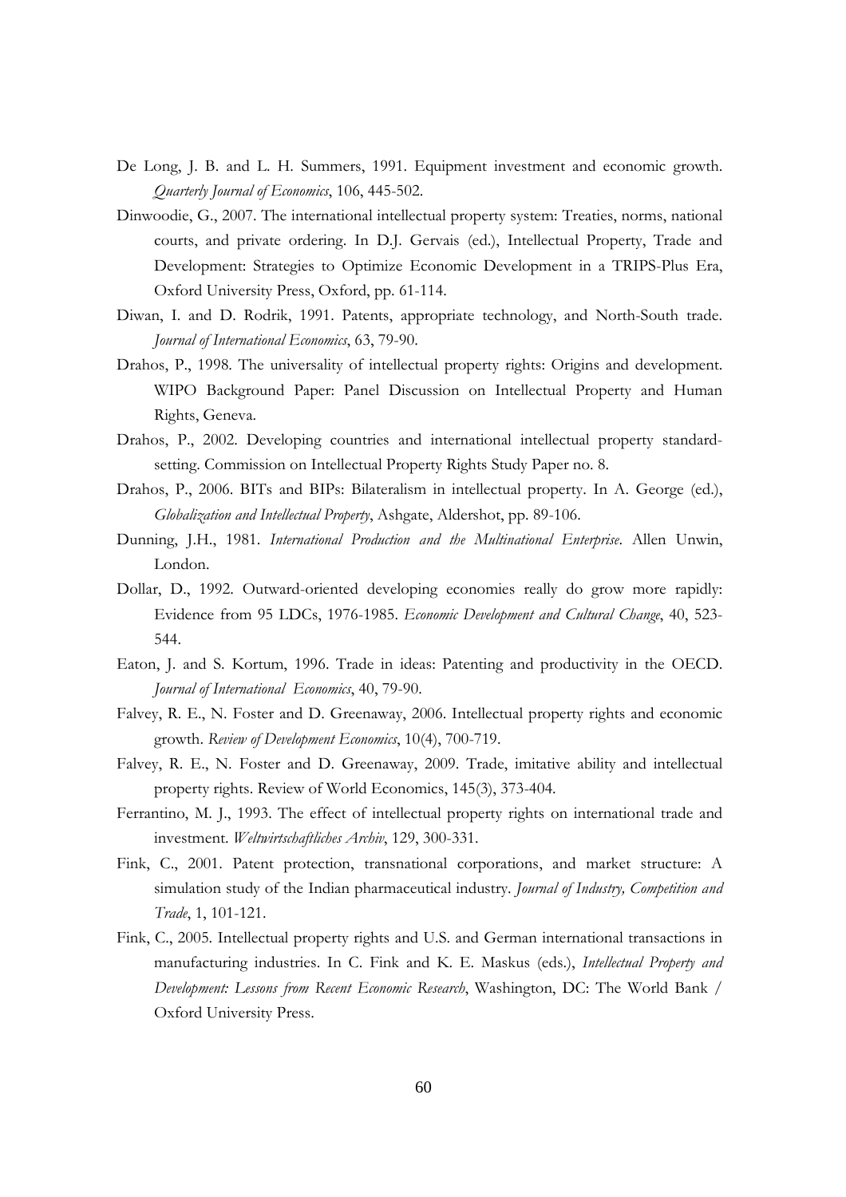De Long, J. B. and L. H. Summers, 1991. Equipment investment and economic growth. *Quarterly Journal of Economics*, 106, 445-502.

Dinwoodie, G., 2007. The international intellectual property system: Treaties, norms, national courts, and private ordering. In D.J. Gervais (ed.), Intellectual Property, Trade and Development: Strategies to Optimize Economic Development in a TRIPS-Plus Era, Oxford University Press, Oxford, pp. 61-114.

Diwan, I. and D. Rodrik, 1991. Patents, appropriate technology, and North-South trade. *Journal of International Economics*, 63, 79-90.

Drahos, P., 1998. The universality of intellectual property rights: Origins and development. WIPO Background Paper: Panel Discussion on Intellectual Property and Human Rights, Geneva.

Drahos, P., 2002. Developing countries and international intellectual property standard-setting. Commission on Intellectual Property Rights Study Paper no. 8.

Drahos, P., 2006. BITs and BIPs: Bilateralism in intellectual property. In A. George (ed.), *Globalization and Intellectual Property*, Ashgate, Aldershot, pp. 89-106.

Dunning, J.H., 1981. *International Production and the Multinational Enterprise*. Allen Unwin, London.

Dollar, D., 1992. Outward-oriented developing economies really do grow more rapidly: Evidence from 95 LDCs, 1976-1985. *Economic Development and Cultural Change*, 40, 523-544.

Eaton, J. and S. Kortum, 1996. Trade in ideas: Patenting and productivity in the OECD. *Journal of International Economics*, 40, 79-90.

Falvey, R. E., N. Foster and D. Greenaway, 2006. Intellectual property rights and economic growth. *Review of Development Economics*, 10(4), 700-719.

Falvey, R. E., N. Foster and D. Greenaway, 2009. Trade, imitative ability and intellectual property rights. Review of World Economics, 145(3), 373-404.

Ferrantino, M. J., 1993. The effect of intellectual property rights on international trade and investment. *Weltwirtschaftliches Archiv*, 129, 300-331.

Fink, C., 2001. Patent protection, transnational corporations, and market structure: A simulation study of the Indian pharmaceutical industry. *Journal of Industry, Competition and Trade*, 1, 101-121.

Fink, C., 2005. Intellectual property rights and U.S. and German international transactions in manufacturing industries. In C. Fink and K. E. Maskus (eds.), *Intellectual Property and Development: Lessons from Recent Economic Research*, Washington, DC: The World Bank / Oxford University Press.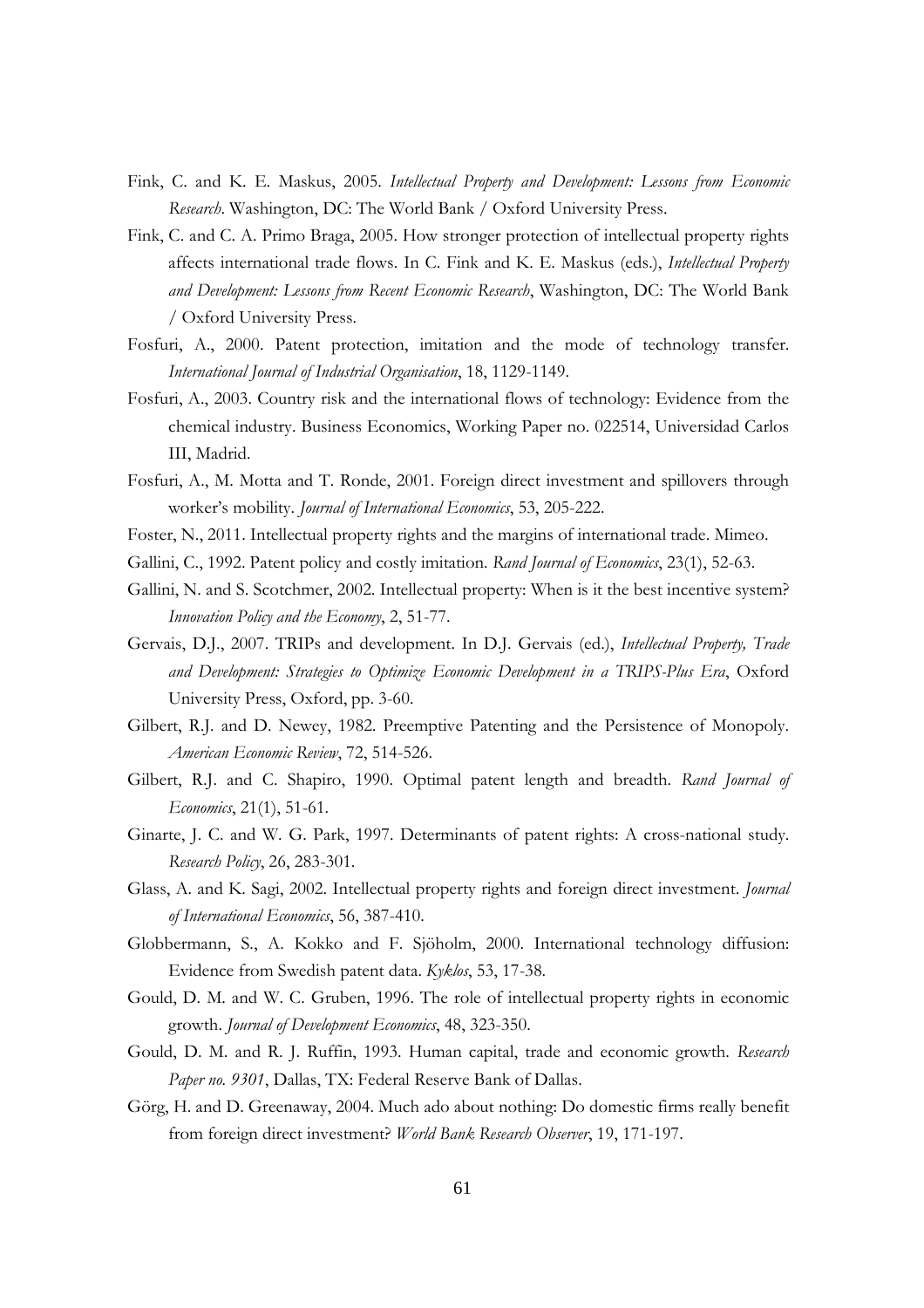Fink, C. and K. E. Maskus, 2005. *Intellectual Property and Development: Lessons from Economic Research*. Washington, DC: The World Bank / Oxford University Press.

Fink, C. and C. A. Primo Braga, 2005. How stronger protection of intellectual property rights affects international trade flows. In C. Fink and K. E. Maskus (eds.), *Intellectual Property and Development: Lessons from Recent Economic Research*, Washington, DC: The World Bank / Oxford University Press.

Fosfuri, A., 2000. Patent protection, imitation and the mode of technology transfer. *International Journal of Industrial Organisation*, 18, 1129-1149.

Fosfuri, A., 2003. Country risk and the international flows of technology: Evidence from the chemical industry. Business Economics, Working Paper no. 022514, Universidad Carlos III, Madrid.

Fosfuri, A., M. Motta and T. Ronde, 2001. Foreign direct investment and spillovers through worker's mobility. *Journal of International Economics*, 53, 205-222.

Foster, N., 2011. Intellectual property rights and the margins of international trade. Mimeo.

Gallini, C., 1992. Patent policy and costly imitation. *Rand Journal of Economics*, 23(1), 52-63.

Gallini, N. and S. Scotchmer, 2002. Intellectual property: When is it the best incentive system? *Innovation Policy and the Economy*, 2, 51-77.

Gervais, D.J., 2007. TRIPs and development. In D.J. Gervais (ed.), *Intellectual Property, Trade and Development: Strategies to Optimize Economic Development in a TRIPS-Plus Era*, Oxford University Press, Oxford, pp. 3-60.

Gilbert, R.J. and D. Newey, 1982. Preemptive Patenting and the Persistence of Monopoly. *American Economic Review*, 72, 514-526.

Gilbert, R.J. and C. Shapiro, 1990. Optimal patent length and breadth. *Rand Journal of Economics*, 21(1), 51-61.

Ginarte, J. C. and W. G. Park, 1997. Determinants of patent rights: A cross-national study. *Research Policy*, 26, 283-301.

Glass, A. and K. Sagi, 2002. Intellectual property rights and foreign direct investment. *Journal of International Economics*, 56, 387-410.

Globbermann, S., A. Kokko and F. Sjöholm, 2000. International technology diffusion: Evidence from Swedish patent data. *Kyklos*, 53, 17-38.

Gould, D. M. and W. C. Gruben, 1996. The role of intellectual property rights in economic growth. *Journal of Development Economics*, 48, 323-350.

Gould, D. M. and R. J. Ruffin, 1993. Human capital, trade and economic growth. *Research Paper no. 9301*, Dallas, TX: Federal Reserve Bank of Dallas.

Görg, H. and D. Greenaway, 2004. Much ado about nothing: Do domestic firms really benefit from foreign direct investment? *World Bank Research Observer*, 19, 171-197.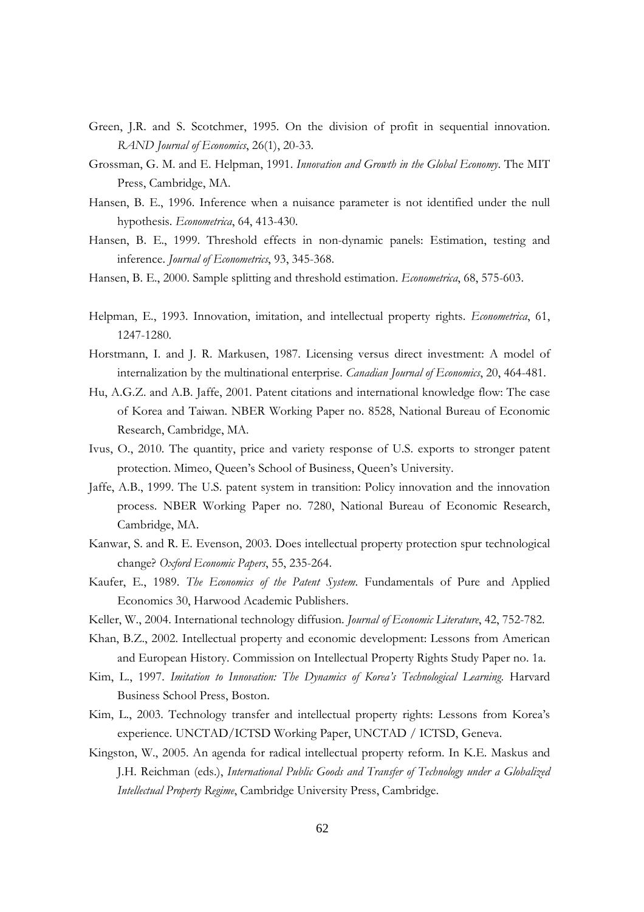Green, J.R. and S. Scotchmer, 1995. On the division of profit in sequential innovation. *RAND Journal of Economics*, 26(1), 20-33.

Grossman, G. M. and E. Helpman, 1991. *Innovation and Growth in the Global Economy*. The MIT Press, Cambridge, MA.

Hansen, B. E., 1996. Inference when a nuisance parameter is not identified under the null hypothesis. *Econometrica*, 64, 413-430.

Hansen, B. E., 1999. Threshold effects in non-dynamic panels: Estimation, testing and inference. *Journal of Econometrics*, 93, 345-368.

Hansen, B. E., 2000. Sample splitting and threshold estimation. *Econometrica*, 68, 575-603.

Helpman, E., 1993. Innovation, imitation, and intellectual property rights. *Econometrica*, 61, 1247-1280.

Horstmann, I. and J. R. Markusen, 1987. Licensing versus direct investment: A model of internalization by the multinational enterprise. *Canadian Journal of Economics*, 20, 464-481.

Hu, A.G.Z. and A.B. Jaffe, 2001. Patent citations and international knowledge flow: The case of Korea and Taiwan. NBER Working Paper no. 8528, National Bureau of Economic Research, Cambridge, MA.

Ivus, O., 2010. The quantity, price and variety response of U.S. exports to stronger patent protection. Mimeo, Queen's School of Business, Queen's University.

Jaffe, A.B., 1999. The U.S. patent system in transition: Policy innovation and the innovation process. NBER Working Paper no. 7280, National Bureau of Economic Research, Cambridge, MA.

Kanwar, S. and R. E. Evenson, 2003. Does intellectual property protection spur technological change? *Oxford Economic Papers*, 55, 235-264.

Kaufer, E., 1989. *The Economics of the Patent System*. Fundamentals of Pure and Applied Economics 30, Harwood Academic Publishers.

Keller, W., 2004. International technology diffusion. *Journal of Economic Literature*, 42, 752-782.

Khan, B.Z., 2002. Intellectual property and economic development: Lessons from American and European History. Commission on Intellectual Property Rights Study Paper no. 1a.

Kim, L., 1997. *Imitation to Innovation: The Dynamics of Korea's Technological Learning*. Harvard Business School Press, Boston.

Kim, L., 2003. Technology transfer and intellectual property rights: Lessons from Korea's experience. UNCTAD/ICTSD Working Paper, UNCTAD / ICTSD, Geneva.

Kingston, W., 2005. An agenda for radical intellectual property reform. In K.E. Maskus and J.H. Reichman (eds.), *International Public Goods and Transfer of Technology under a Globalized Intellectual Property Regime*, Cambridge University Press, Cambridge.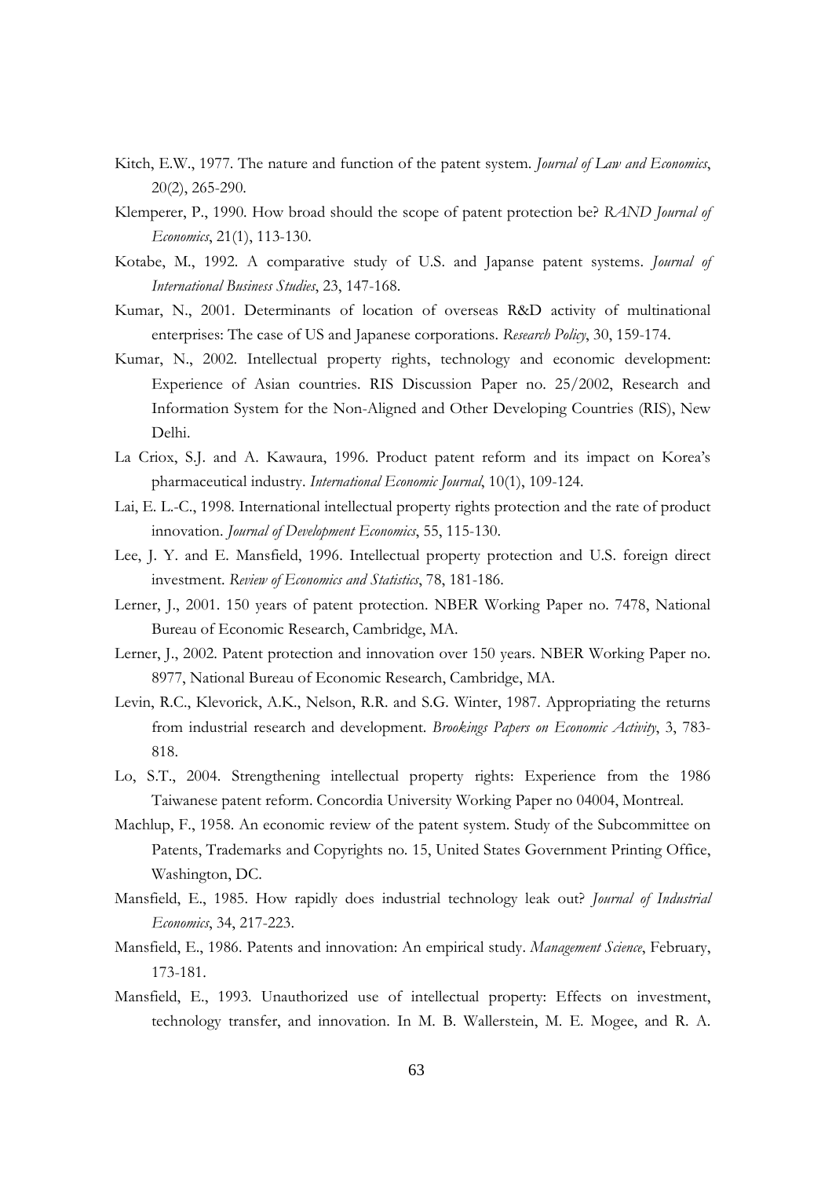Kitch, E.W., 1977. The nature and function of the patent system. *Journal of Law and Economics*, 20(2), 265-290.

Klemperer, P., 1990. How broad should the scope of patent protection be? *RAND Journal of Economics*, 21(1), 113-130.

Kotabe, M., 1992. A comparative study of U.S. and Japanse patent systems. *Journal of International Business Studies*, 23, 147-168.

Kumar, N., 2001. Determinants of location of overseas R&D activity of multinational enterprises: The case of US and Japanese corporations. *Research Policy*, 30, 159-174.

Kumar, N., 2002. Intellectual property rights, technology and economic development: Experience of Asian countries. RIS Discussion Paper no. 25/2002, Research and Information System for the Non-Aligned and Other Developing Countries (RIS), New Delhi.

La Criox, S.J. and A. Kawaura, 1996. Product patent reform and its impact on Korea's pharmaceutical industry. *International Economic Journal*, 10(1), 109-124.

Lai, E. L.-C., 1998. International intellectual property rights protection and the rate of product innovation. *Journal of Development Economics*, 55, 115-130.

Lee, J. Y. and E. Mansfield, 1996. Intellectual property protection and U.S. foreign direct investment. *Review of Economics and Statistics*, 78, 181-186.

Lerner, J., 2001. 150 years of patent protection. NBER Working Paper no. 7478, National Bureau of Economic Research, Cambridge, MA.

Lerner, J., 2002. Patent protection and innovation over 150 years. NBER Working Paper no. 8977, National Bureau of Economic Research, Cambridge, MA.

Levin, R.C., Klevorick, A.K., Nelson, R.R. and S.G. Winter, 1987. Appropriating the returns from industrial research and development. *Brookings Papers on Economic Activity*, 3, 783-818.

Lo, S.T., 2004. Strengthening intellectual property rights: Experience from the 1986 Taiwanese patent reform. Concordia University Working Paper no 04004, Montreal.

Machlup, F., 1958. An economic review of the patent system. Study of the Subcommittee on Patents, Trademarks and Copyrights no. 15, United States Government Printing Office, Washington, DC.

Mansfield, E., 1985. How rapidly does industrial technology leak out? *Journal of Industrial Economics*, 34, 217-223.

Mansfield, E., 1986. Patents and innovation: An empirical study. *Management Science*, February, 173-181.

Mansfield, E., 1993. Unauthorized use of intellectual property: Effects on investment, technology transfer, and innovation. In M. B. Wallerstein, M. E. Mogee, and R. A.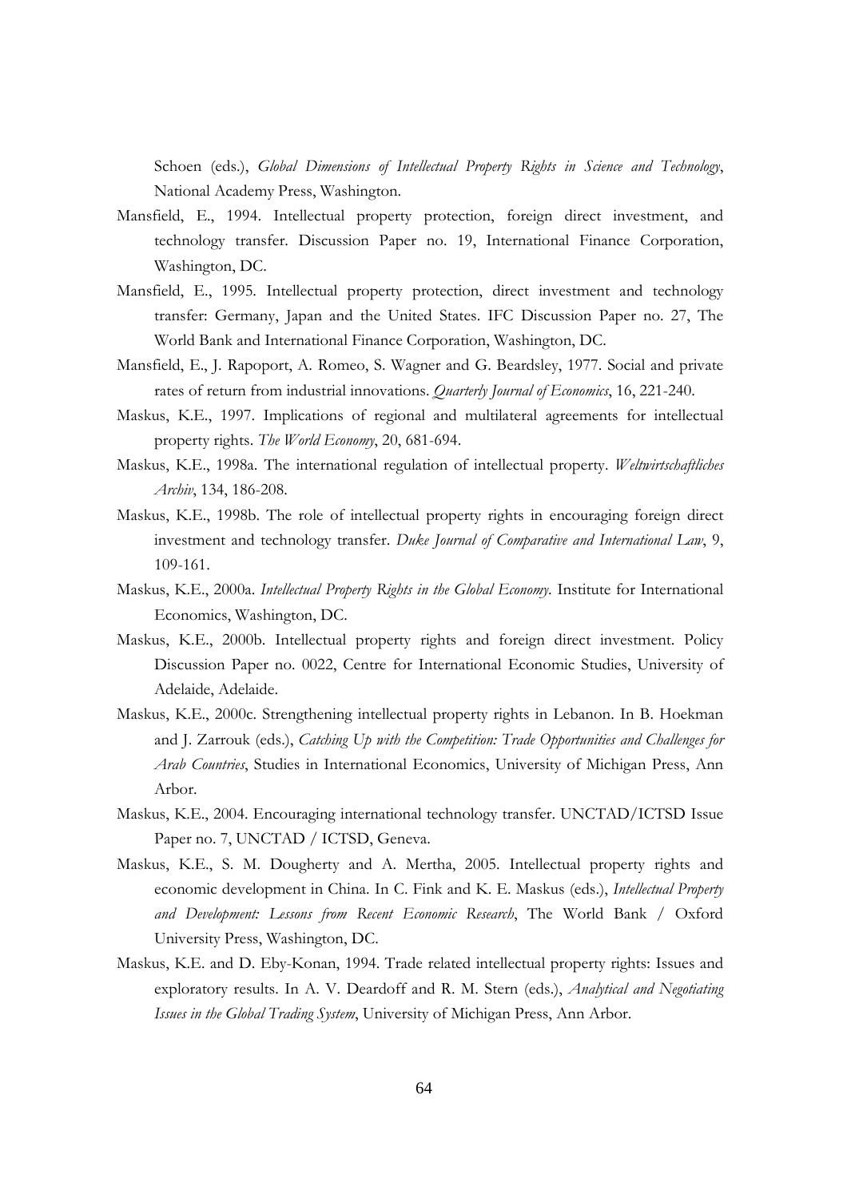Schoen (eds.), *Global Dimensions of Intellectual Property Rights in Science and Technology*, National Academy Press, Washington.

Mansfield, E., 1994. Intellectual property protection, foreign direct investment, and technology transfer. Discussion Paper no. 19, International Finance Corporation, Washington, DC.

Mansfield, E., 1995. Intellectual property protection, direct investment and technology transfer: Germany, Japan and the United States. IFC Discussion Paper no. 27, The World Bank and International Finance Corporation, Washington, DC.

Mansfield, E., J. Rapoport, A. Romeo, S. Wagner and G. Beardsley, 1977. Social and private rates of return from industrial innovations. *Quarterly Journal of Economics*, 16, 221-240.

Maskus, K.E., 1997. Implications of regional and multilateral agreements for intellectual property rights. *The World Economy*, 20, 681-694.

Maskus, K.E., 1998a. The international regulation of intellectual property. *Weltwirtschaftliches Archiv*, 134, 186-208.

Maskus, K.E., 1998b. The role of intellectual property rights in encouraging foreign direct investment and technology transfer. *Duke Journal of Comparative and International Law*, 9, 109-161.

Maskus, K.E., 2000a. *Intellectual Property Rights in the Global Economy*. Institute for International Economics, Washington, DC.

Maskus, K.E., 2000b. Intellectual property rights and foreign direct investment. Policy Discussion Paper no. 0022, Centre for International Economic Studies, University of Adelaide, Adelaide.

Maskus, K.E., 2000c. Strengthening intellectual property rights in Lebanon. In B. Hoekman and J. Zarrouk (eds.), *Catching Up with the Competition: Trade Opportunities and Challenges for Arab Countries*, Studies in International Economics, University of Michigan Press, Ann Arbor.

Maskus, K.E., 2004. Encouraging international technology transfer. UNCTAD/ICTSD Issue Paper no. 7, UNCTAD / ICTSD, Geneva.

Maskus, K.E., S. M. Dougherty and A. Mertha, 2005. Intellectual property rights and economic development in China. In C. Fink and K. E. Maskus (eds.), *Intellectual Property and Development: Lessons from Recent Economic Research*, The World Bank / Oxford University Press, Washington, DC.

Maskus, K.E. and D. Eby-Konan, 1994. Trade related intellectual property rights: Issues and exploratory results. In A. V. Deardoff and R. M. Stern (eds.), *Analytical and Negotiating Issues in the Global Trading System*, University of Michigan Press, Ann Arbor.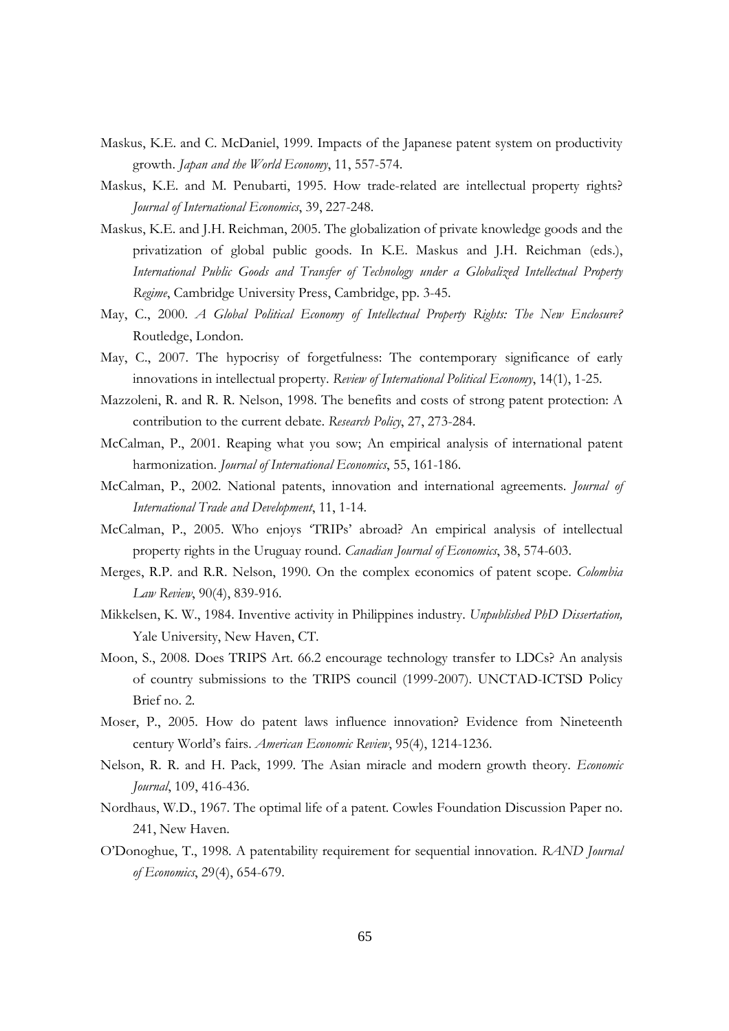Maskus, K.E. and C. McDaniel, 1999. Impacts of the Japanese patent system on productivity growth. *Japan and the World Economy*, 11, 557-574.

Maskus, K.E. and M. Penubarti, 1995. How trade-related are intellectual property rights? *Journal of International Economics*, 39, 227-248.

Maskus, K.E. and J.H. Reichman, 2005. The globalization of private knowledge goods and the privatization of global public goods. In K.E. Maskus and J.H. Reichman (eds.), *International Public Goods and Transfer of Technology under a Globalized Intellectual Property Regime*, Cambridge University Press, Cambridge, pp. 3-45.

May, C., 2000. *A Global Political Economy of Intellectual Property Rights: The New Enclosure?* Routledge, London.

May, C., 2007. The hypocrisy of forgetfulness: The contemporary significance of early innovations in intellectual property. *Review of International Political Economy*, 14(1), 1-25.

Mazzoleni, R. and R. R. Nelson, 1998. The benefits and costs of strong patent protection: A contribution to the current debate. *Research Policy*, 27, 273-284.

McCalman, P., 2001. Reaping what you sow; An empirical analysis of international patent harmonization. *Journal of International Economics*, 55, 161-186.

McCalman, P., 2002. National patents, innovation and international agreements. *Journal of International Trade and Development*, 11, 1-14.

McCalman, P., 2005. Who enjoys 'TRIPs' abroad? An empirical analysis of intellectual property rights in the Uruguay round. *Canadian Journal of Economics*, 38, 574-603.

Merges, R.P. and R.R. Nelson, 1990. On the complex economics of patent scope. *Colombia Law Review*, 90(4), 839-916.

Mikkelsen, K. W., 1984. Inventive activity in Philippines industry. *Unpublished PhD Dissertation,* Yale University, New Haven, CT.

Moon, S., 2008. Does TRIPS Art. 66.2 encourage technology transfer to LDCs? An analysis of country submissions to the TRIPS council (1999-2007). UNCTAD-ICTSD Policy Brief no. 2.

Moser, P., 2005. How do patent laws influence innovation? Evidence from Nineteenth century World's fairs. *American Economic Review*, 95(4), 1214-1236.

Nelson, R. R. and H. Pack, 1999. The Asian miracle and modern growth theory. *Economic Journal*, 109, 416-436.

Nordhaus, W.D., 1967. The optimal life of a patent. Cowles Foundation Discussion Paper no. 241, New Haven.

O'Donoghue, T., 1998. A patentability requirement for sequential innovation. *RAND Journal of Economics*, 29(4), 654-679.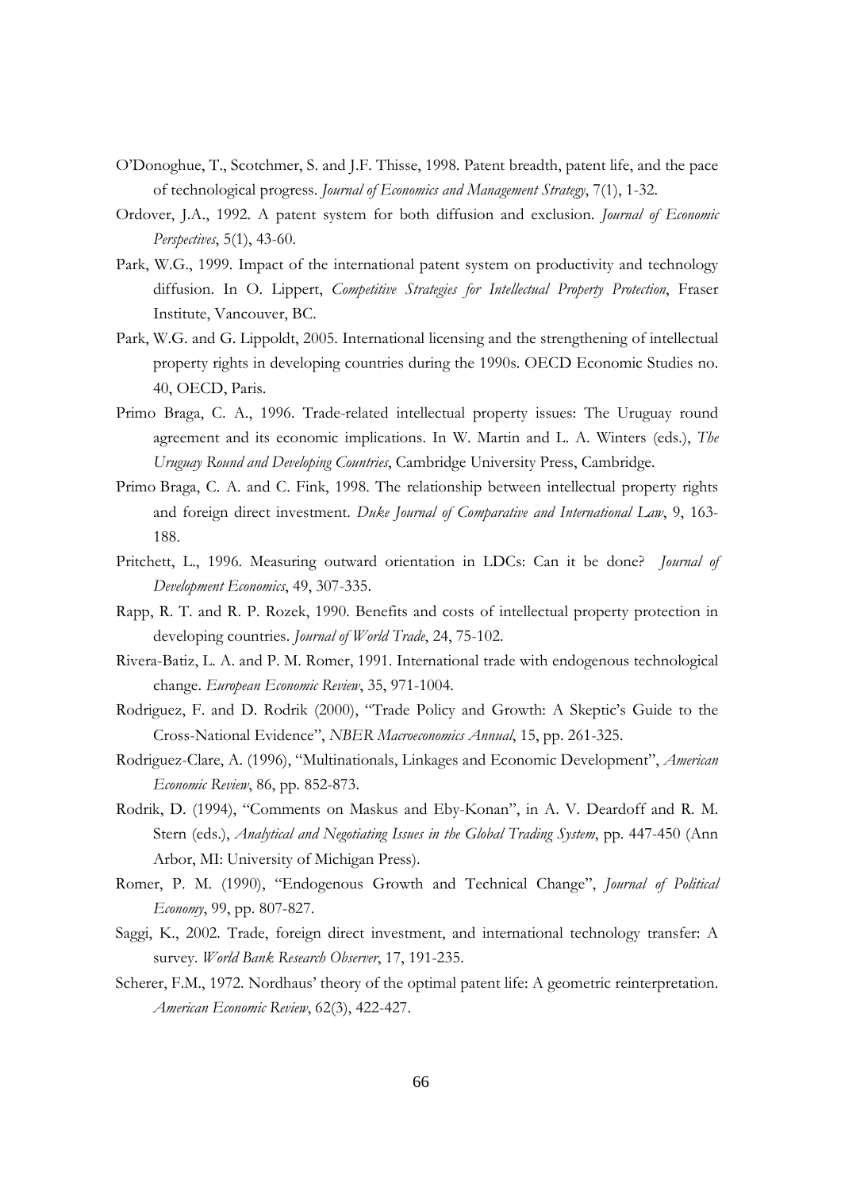O'Donoghue, T., Scotchmer, S. and J.F. Thisse, 1998. Patent breadth, patent life, and the pace of technological progress. *Journal of Economics and Management Strategy*, 7(1), 1-32.

Ordover, J.A., 1992. A patent system for both diffusion and exclusion. *Journal of Economic Perspectives*, 5(1), 43-60.

Park, W.G., 1999. Impact of the international patent system on productivity and technology diffusion. In O. Lippert, *Competitive Strategies for Intellectual Property Protection*, Fraser Institute, Vancouver, BC.

Park, W.G. and G. Lippoldt, 2005. International licensing and the strengthening of intellectual property rights in developing countries during the 1990s. OECD Economic Studies no. 40, OECD, Paris.

Primo Braga, C. A., 1996. Trade-related intellectual property issues: The Uruguay round agreement and its economic implications. In W. Martin and L. A. Winters (eds.), *The Uruguay Round and Developing Countries*, Cambridge University Press, Cambridge.

Primo Braga, C. A. and C. Fink, 1998. The relationship between intellectual property rights and foreign direct investment. *Duke Journal of Comparative and International Law*, 9, 163-188.

Pritchett, L., 1996. Measuring outward orientation in LDCs: Can it be done? *Journal of Development Economics*, 49, 307-335.

Rapp, R. T. and R. P. Rozek, 1990. Benefits and costs of intellectual property protection in developing countries. *Journal of World Trade*, 24, 75-102.

Rivera-Batiz, L. A. and P. M. Romer, 1991. International trade with endogenous technological change. *European Economic Review*, 35, 971-1004.

Rodriguez, F. and D. Rodrik (2000), "Trade Policy and Growth: A Skeptic's Guide to the Cross-National Evidence", *NBER Macroeconomics Annual*, 15, pp. 261-325.

Rodriguez-Clare, A. (1996), "Multinationals, Linkages and Economic Development", *American Economic Review*, 86, pp. 852-873.

Rodrik, D. (1994), "Comments on Maskus and Eby-Konan", in A. V. Deardoff and R. M. Stern (eds.), *Analytical and Negotiating Issues in the Global Trading System*, pp. 447-450 (Ann Arbor, MI: University of Michigan Press).

Romer, P. M. (1990), "Endogenous Growth and Technical Change", *Journal of Political Economy*, 99, pp. 807-827.

Saggi, K., 2002. Trade, foreign direct investment, and international technology transfer: A survey. *World Bank Research Observer*, 17, 191-235.

Scherer, F.M., 1972. Nordhaus' theory of the optimal patent life: A geometric reinterpretation. *American Economic Review*, 62(3), 422-427.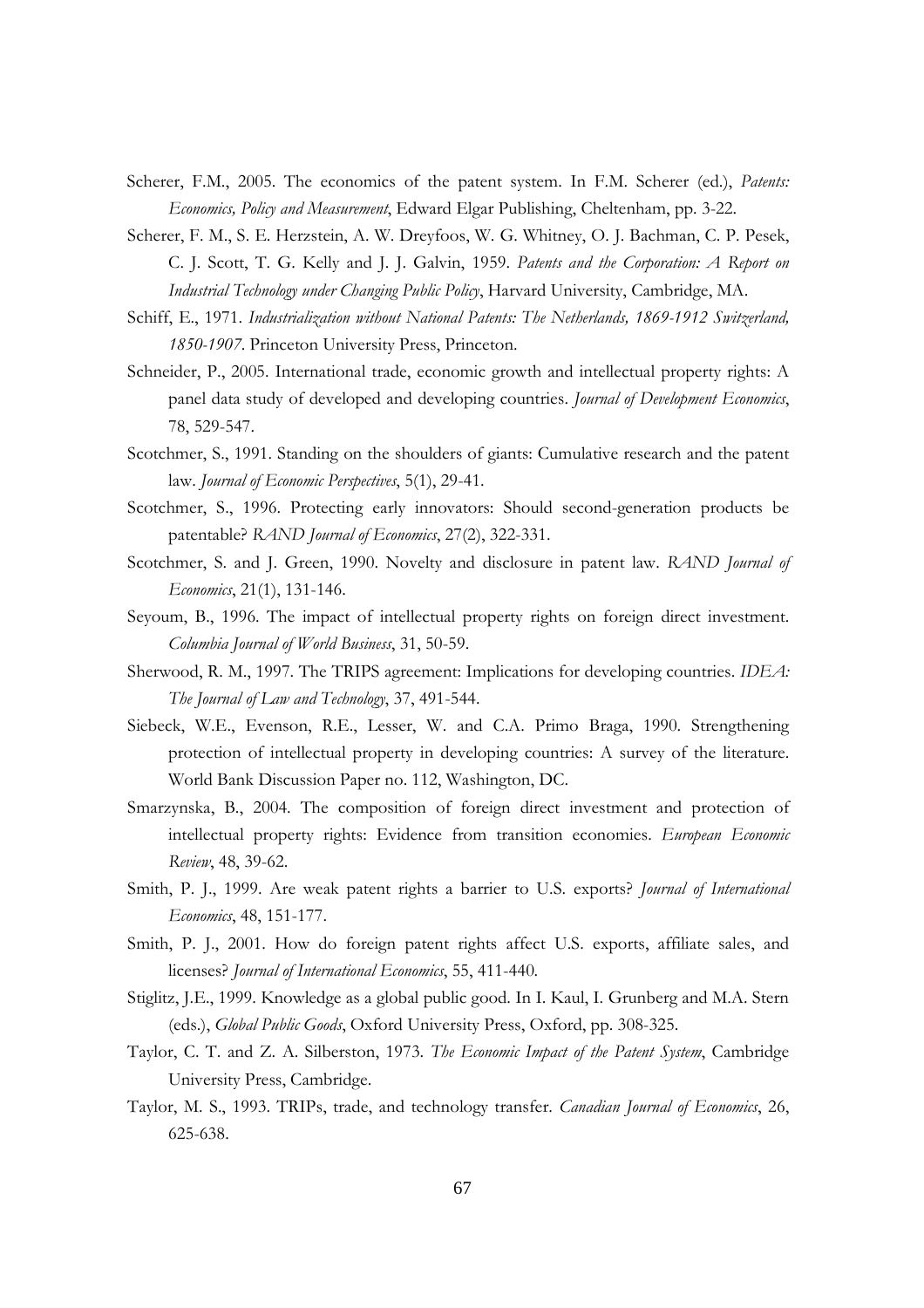Scherer, F.M., 2005. The economics of the patent system. In F.M. Scherer (ed.), *Patents: Economics, Policy and Measurement*, Edward Elgar Publishing, Cheltenham, pp. 3-22.

Scherer, F. M., S. E. Herzstein, A. W. Dreyfoos, W. G. Whitney, O. J. Bachman, C. P. Pesek, C. J. Scott, T. G. Kelly and J. J. Galvin, 1959. *Patents and the Corporation: A Report on Industrial Technology under Changing Public Policy*, Harvard University, Cambridge, MA.

Schiff, E., 1971. *Industrialization without National Patents: The Netherlands, 1869-1912 Switzerland, 1850-1907*. Princeton University Press, Princeton.

Schneider, P., 2005. International trade, economic growth and intellectual property rights: A panel data study of developed and developing countries. *Journal of Development Economics*, 78, 529-547.

Scotchmer, S., 1991. Standing on the shoulders of giants: Cumulative research and the patent law. *Journal of Economic Perspectives*, 5(1), 29-41.

Scotchmer, S., 1996. Protecting early innovators: Should second-generation products be patentable? *RAND Journal of Economics*, 27(2), 322-331.

Scotchmer, S. and J. Green, 1990. Novelty and disclosure in patent law. *RAND Journal of Economics*, 21(1), 131-146.

Seyoum, B., 1996. The impact of intellectual property rights on foreign direct investment. *Columbia Journal of World Business*, 31, 50-59.

Sherwood, R. M., 1997. The TRIPS agreement: Implications for developing countries. *IDEA: The Journal of Law and Technology*, 37, 491-544.

Siebeck, W.E., Evenson, R.E., Lesser, W. and C.A. Primo Braga, 1990. Strengthening protection of intellectual property in developing countries: A survey of the literature. World Bank Discussion Paper no. 112, Washington, DC.

Smarzynska, B., 2004. The composition of foreign direct investment and protection of intellectual property rights: Evidence from transition economies. *European Economic Review*, 48, 39-62.

Smith, P. J., 1999. Are weak patent rights a barrier to U.S. exports? *Journal of International Economics*, 48, 151-177.

Smith, P. J., 2001. How do foreign patent rights affect U.S. exports, affiliate sales, and licenses? *Journal of International Economics*, 55, 411-440.

Stiglitz, J.E., 1999. Knowledge as a global public good. In I. Kaul, I. Grunberg and M.A. Stern (eds.), *Global Public Goods*, Oxford University Press, Oxford, pp. 308-325.

Taylor, C. T. and Z. A. Silberston, 1973. *The Economic Impact of the Patent System*, Cambridge University Press, Cambridge.

Taylor, M. S., 1993. TRIPs, trade, and technology transfer. *Canadian Journal of Economics*, 26, 625-638.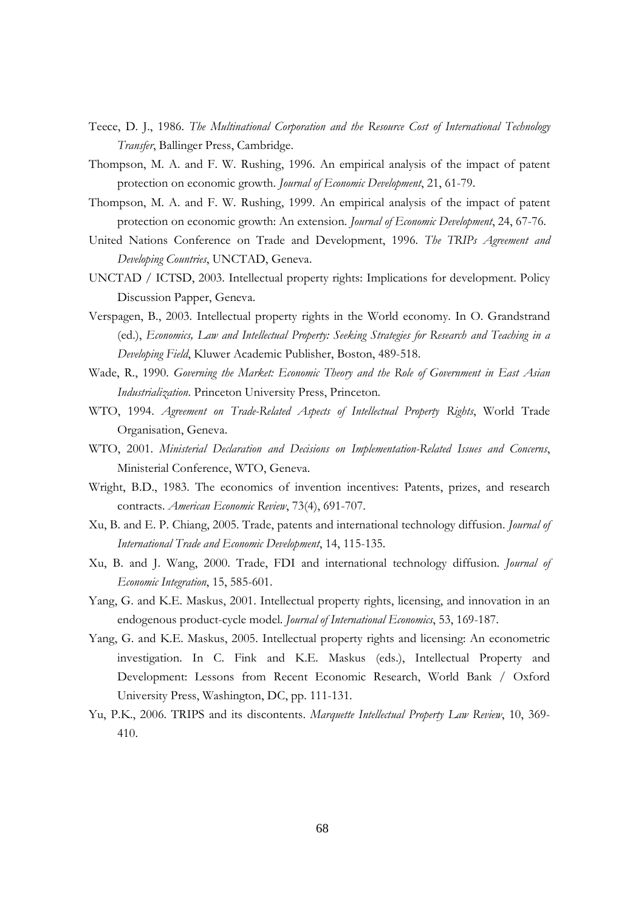Teece, D. J., 1986. *The Multinational Corporation and the Resource Cost of International Technology Transfer*, Ballinger Press, Cambridge.

Thompson, M. A. and F. W. Rushing, 1996. An empirical analysis of the impact of patent protection on economic growth. *Journal of Economic Development*, 21, 61-79.

Thompson, M. A. and F. W. Rushing, 1999. An empirical analysis of the impact of patent protection on economic growth: An extension. *Journal of Economic Development*, 24, 67-76.

United Nations Conference on Trade and Development, 1996. *The TRIPs Agreement and Developing Countries*, UNCTAD, Geneva.

UNCTAD / ICTSD, 2003. Intellectual property rights: Implications for development. Policy Discussion Papper, Geneva.

Verspagen, B., 2003. Intellectual property rights in the World economy. In O. Grandstrand (ed.), *Economics, Law and Intellectual Property: Seeking Strategies for Research and Teaching in a Developing Field*, Kluwer Academic Publisher, Boston, 489-518.

Wade, R., 1990. *Governing the Market: Economic Theory and the Role of Government in East Asian Industrialization*. Princeton University Press, Princeton.

WTO, 1994. *Agreement on Trade-Related Aspects of Intellectual Property Rights*, World Trade Organisation, Geneva.

WTO, 2001. *Ministerial Declaration and Decisions on Implementation-Related Issues and Concerns*, Ministerial Conference, WTO, Geneva.

Wright, B.D., 1983. The economics of invention incentives: Patents, prizes, and research contracts. *American Economic Review*, 73(4), 691-707.

Xu, B. and E. P. Chiang, 2005. Trade, patents and international technology diffusion. *Journal of International Trade and Economic Development*, 14, 115-135.

Xu, B. and J. Wang, 2000. Trade, FDI and international technology diffusion. *Journal of Economic Integration*, 15, 585-601.

Yang, G. and K.E. Maskus, 2001. Intellectual property rights, licensing, and innovation in an endogenous product-cycle model. *Journal of International Economics*, 53, 169-187.

Yang, G. and K.E. Maskus, 2005. Intellectual property rights and licensing: An econometric investigation. In C. Fink and K.E. Maskus (eds.), Intellectual Property and Development: Lessons from Recent Economic Research, World Bank / Oxford University Press, Washington, DC, pp. 111-131.

Yu, P.K., 2006. TRIPS and its discontents. *Marquette Intellectual Property Law Review*, 10, 369-410.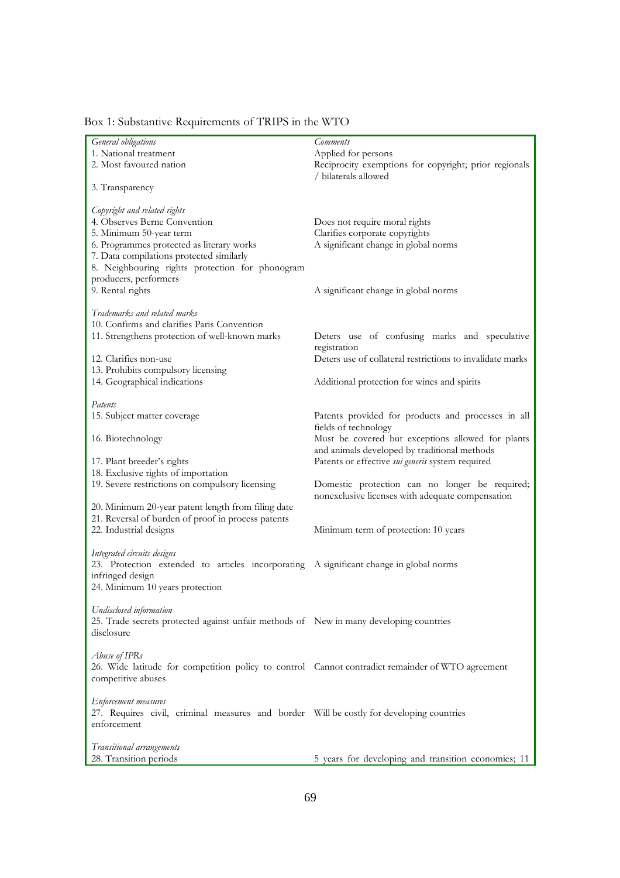Box 1: Substantive Requirements of TRIPS in the WTO

| *General obligations* | *Comments* |
|---|---|
| 1. National treatment | Applied for persons |
| 2. Most favoured nation | Reciprocity exemptions for copyright; prior regionals / bilaterals allowed |
| 3. Transparency | |
| *Copyright and related rights* | |
| 4. Observes Berne Convention | Does not require moral rights |
| 5. Minimum 50-year term | Clarifies corporate copyrights |
| 6. Programmes protected as literary works | A significant change in global norms |
| 7. Data compilations protected similarly | |
| 8. Neighbouring rights protection for phonogram producers, performers | |
| 9. Rental rights | A significant change in global norms |
| *Trademarks and related marks* | |
| 10. Confirms and clarifies Paris Convention | |
| 11. Strengthens protection of well-known marks | Deters use of confusing marks and speculative registration |
| 12. Clarifies non-use | Deters use of collateral restrictions to invalidate marks |
| 13. Prohibits compulsory licensing | |
| 14. Geographical indications | Additional protection for wines and spirits |
| *Patents* | |
| 15. Subject matter coverage | Patents provided for products and processes in all fields of technology |
| 16. Biotechnology | Must be covered but exceptions allowed for plants and animals developed by traditional methods |
| 17. Plant breeder's rights | Patents or effective *sui generis* system required |
| 18. Exclusive rights of importation | |
| 19. Severe restrictions on compulsory licensing | Domestic protection can no longer be required; nonexclusive licenses with adequate compensation |
| 20. Minimum 20-year patent length from filing date | |
| 21. Reversal of burden of proof in process patents | |
| 22. Industrial designs | Minimum term of protection: 10 years |
| *Integrated circuits designs* | |
| 23. Protection extended to articles incorporating infringed design | A significant change in global norms |
| 24. Minimum 10 years protection | |
| *Undisclosed information* | |
| 25. Trade secrets protected against unfair methods of disclosure | New in many developing countries |
| *Abuse of IPRs* | |
| 26. Wide latitude for competition policy to control competitive abuses | Cannot contradict remainder of WTO agreement |
| *Enforcement measures* | |
| 27. Requires civil, criminal measures and border enforcement | Will be costly for developing countries |
| *Transitional arrangements* | |
| 28. Transition periods | 5 years for developing and transition economies; 11 |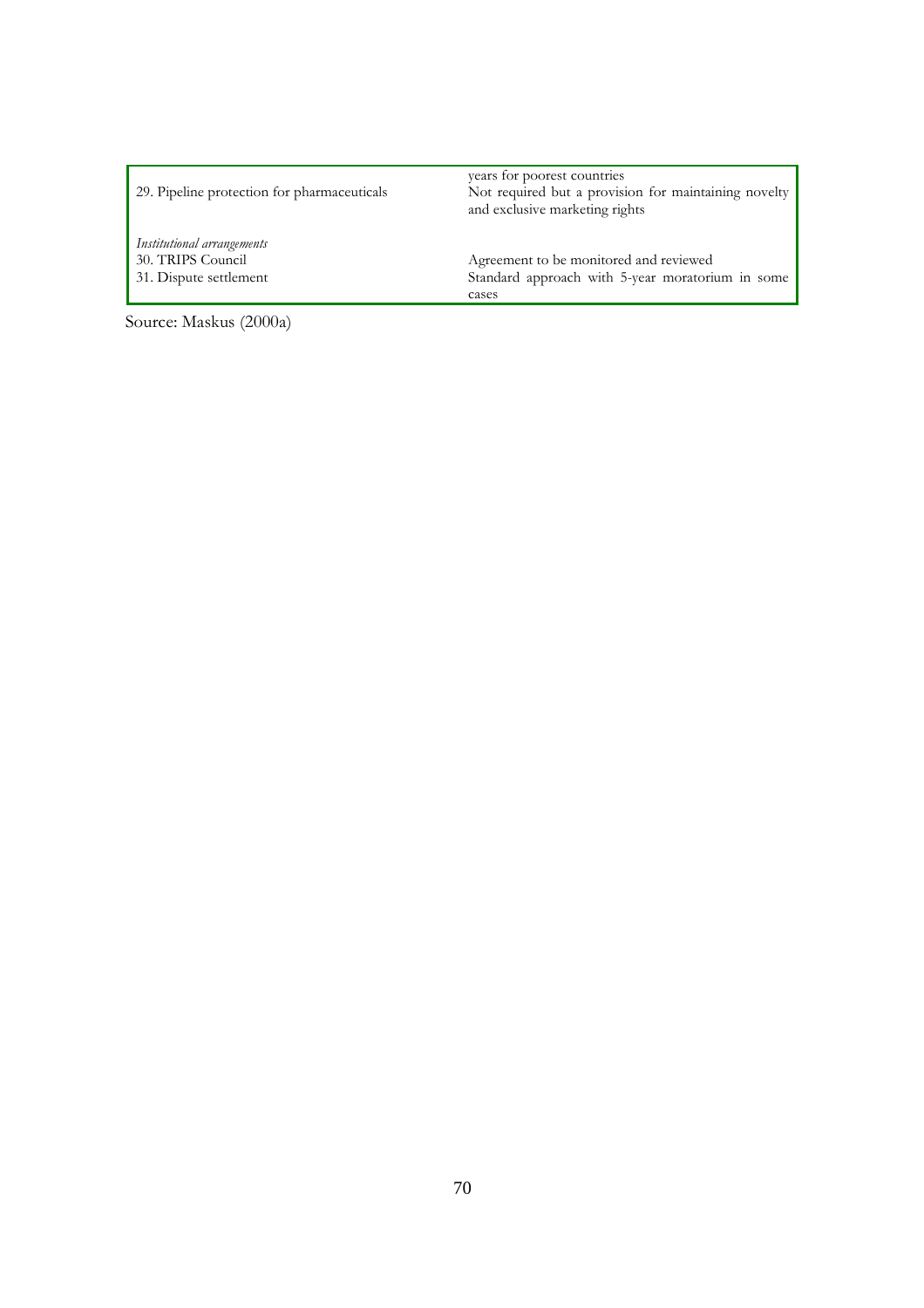| | |
|---|---|
| | years for poorest countries |
| 29. Pipeline protection for pharmaceuticals | Not required but a provision for maintaining novelty and exclusive marketing rights |
| *Institutional arrangements* | |
| 30. TRIPS Council | Agreement to be monitored and reviewed |
| 31. Dispute settlement | Standard approach with 5-year moratorium in some cases |

Source: Maskus (2000a)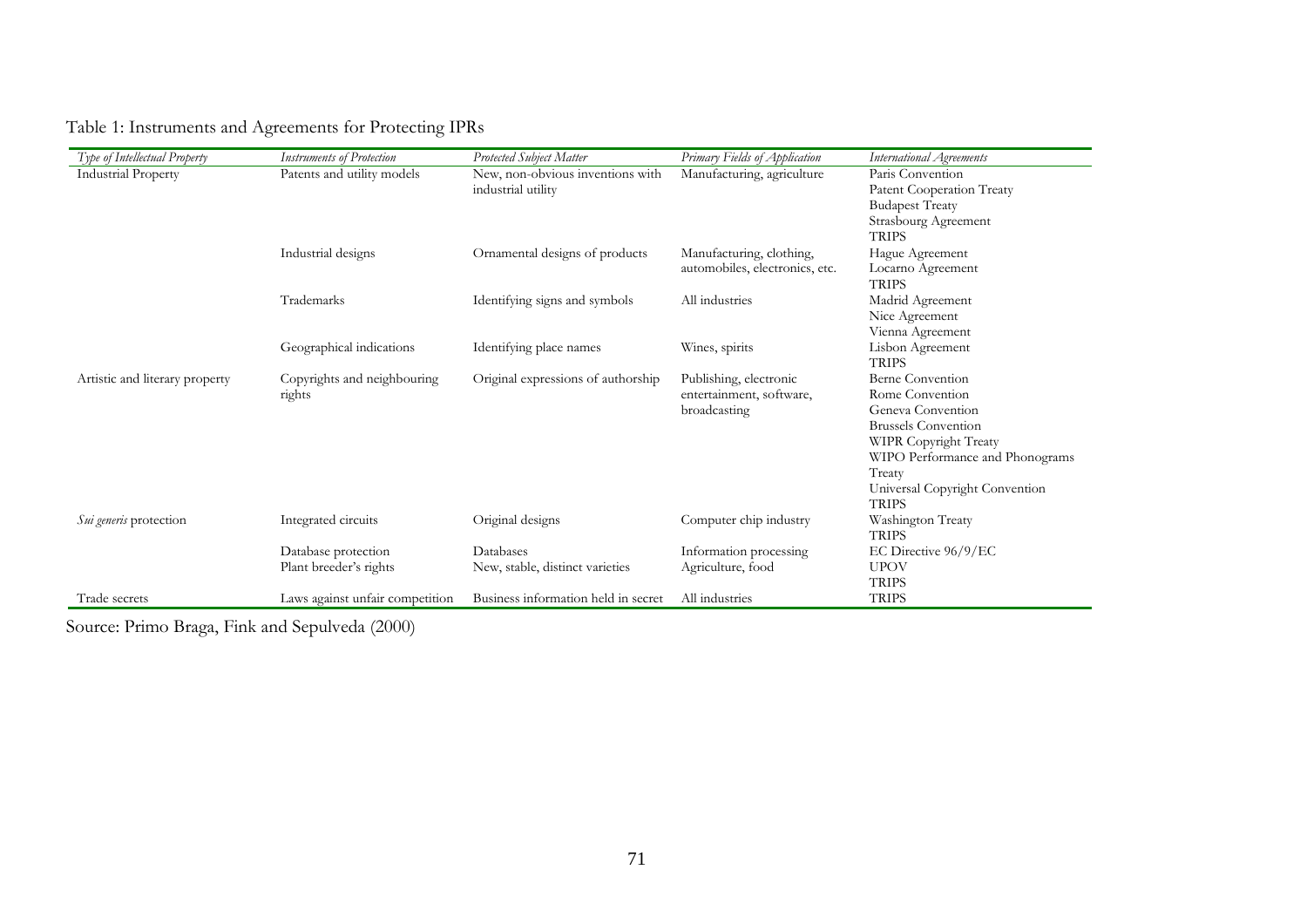Table 1: Instruments and Agreements for Protecting IPRs

| *Type of Intellectual Property* | *Instruments of Protection* | *Protected Subject Matter* | *Primary Fields of Application* | *International Agreements* |
|---|---|---|---|---|
| Industrial Property | Patents and utility models | New, non-obvious inventions with industrial utility | Manufacturing, agriculture | Paris Convention<br>Patent Cooperation Treaty<br>Budapest Treaty<br>Strasbourg Agreement<br>TRIPS |
| | Industrial designs | Ornamental designs of products | Manufacturing, clothing, automobiles, electronics, etc. | Hague Agreement<br>Locarno Agreement<br>TRIPS |
| | Trademarks | Identifying signs and symbols | All industries | Madrid Agreement<br>Nice Agreement<br>Vienna Agreement |
| | Geographical indications | Identifying place names | Wines, spirits | Lisbon Agreement<br>TRIPS |
| Artistic and literary property | Copyrights and neighbouring rights | Original expressions of authorship | Publishing, electronic entertainment, software, broadcasting | Berne Convention<br>Rome Convention<br>Geneva Convention<br>Brussels Convention<br>WIPR Copyright Treaty<br>WIPO Performance and Phonograms Treaty<br>Universal Copyright Convention<br>TRIPS |
| *Sui generis* protection | Integrated circuits | Original designs | Computer chip industry | Washington Treaty<br>TRIPS |
| | Database protection | Databases | Information processing | EC Directive 96/9/EC |
| | Plant breeder's rights | New, stable, distinct varieties | Agriculture, food | UPOV<br>TRIPS |
| Trade secrets | Laws against unfair competition | Business information held in secret | All industries | TRIPS |

Source: Primo Braga, Fink and Sepulveda (2000)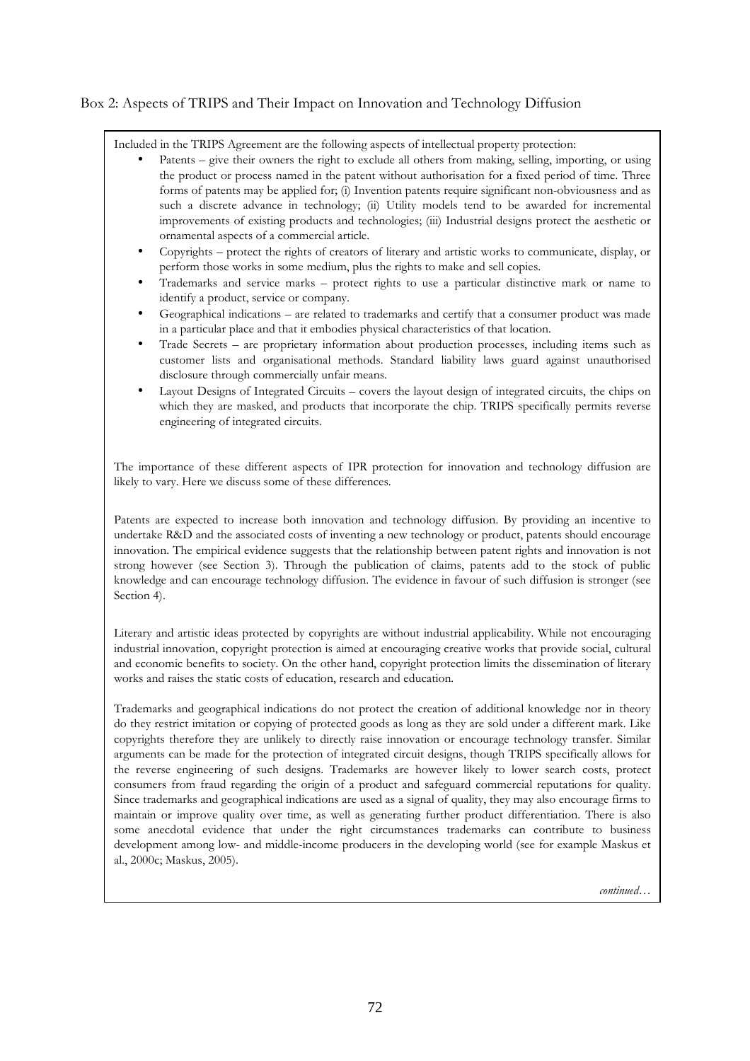Box 2: Aspects of TRIPS and Their Impact on Innovation and Technology Diffusion

Included in the TRIPS Agreement are the following aspects of intellectual property protection:

- Patents – give their owners the right to exclude all others from making, selling, importing, or using the product or process named in the patent without authorisation for a fixed period of time. Three forms of patents may be applied for; (i) Invention patents require significant non-obviousness and as such a discrete advance in technology; (ii) Utility models tend to be awarded for incremental improvements of existing products and technologies; (iii) Industrial designs protect the aesthetic or ornamental aspects of a commercial article.
- Copyrights – protect the rights of creators of literary and artistic works to communicate, display, or perform those works in some medium, plus the rights to make and sell copies.
- Trademarks and service marks – protect rights to use a particular distinctive mark or name to identify a product, service or company.
- Geographical indications – are related to trademarks and certify that a consumer product was made in a particular place and that it embodies physical characteristics of that location.
- Trade Secrets – are proprietary information about production processes, including items such as customer lists and organisational methods. Standard liability laws guard against unauthorised disclosure through commercially unfair means.
- Layout Designs of Integrated Circuits – covers the layout design of integrated circuits, the chips on which they are masked, and products that incorporate the chip. TRIPS specifically permits reverse engineering of integrated circuits.

The importance of these different aspects of IPR protection for innovation and technology diffusion are likely to vary. Here we discuss some of these differences.

Patents are expected to increase both innovation and technology diffusion. By providing an incentive to undertake R&D and the associated costs of inventing a new technology or product, patents should encourage innovation. The empirical evidence suggests that the relationship between patent rights and innovation is not strong however (see Section 3). Through the publication of claims, patents add to the stock of public knowledge and can encourage technology diffusion. The evidence in favour of such diffusion is stronger (see Section 4).

Literary and artistic ideas protected by copyrights are without industrial applicability. While not encouraging industrial innovation, copyright protection is aimed at encouraging creative works that provide social, cultural and economic benefits to society. On the other hand, copyright protection limits the dissemination of literary works and raises the static costs of education, research and education.

Trademarks and geographical indications do not protect the creation of additional knowledge nor in theory do they restrict imitation or copying of protected goods as long as they are sold under a different mark. Like copyrights therefore they are unlikely to directly raise innovation or encourage technology transfer. Similar arguments can be made for the protection of integrated circuit designs, though TRIPS specifically allows for the reverse engineering of such designs. Trademarks are however likely to lower search costs, protect consumers from fraud regarding the origin of a product and safeguard commercial reputations for quality. Since trademarks and geographical indications are used as a signal of quality, they may also encourage firms to maintain or improve quality over time, as well as generating further product differentiation. There is also some anecdotal evidence that under the right circumstances trademarks can contribute to business development among low- and middle-income producers in the developing world (see for example Maskus et al., 2000c; Maskus, 2005).

*continued…*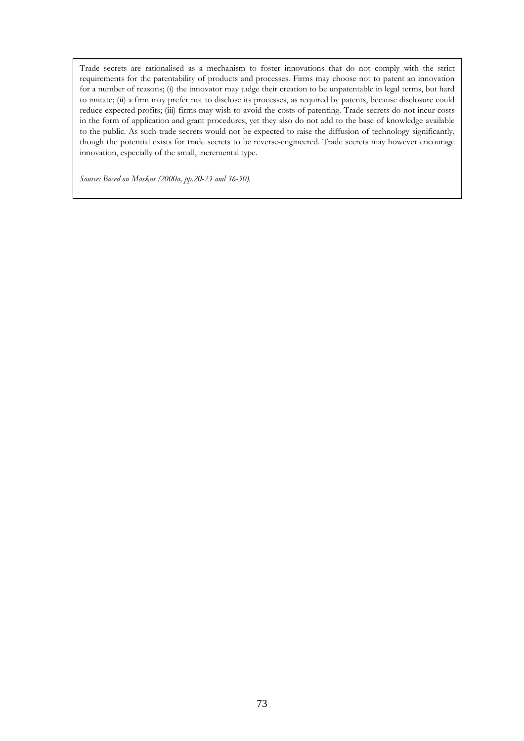Trade secrets are rationalised as a mechanism to foster innovations that do not comply with the strict requirements for the patentability of products and processes. Firms may choose not to patent an innovation for a number of reasons; (i) the innovator may judge their creation to be unpatentable in legal terms, but hard to imitate; (ii) a firm may prefer not to disclose its processes, as required by patents, because disclosure could reduce expected profits; (iii) firms may wish to avoid the costs of patenting. Trade secrets do not incur costs in the form of application and grant procedures, yet they also do not add to the base of knowledge available to the public. As such trade secrets would not be expected to raise the diffusion of technology significantly, though the potential exists for trade secrets to be reverse-engineered. Trade secrets may however encourage innovation, especially of the small, incremental type.

*Source: Based on Maskus (2000a, pp.20-23 and 36-50).*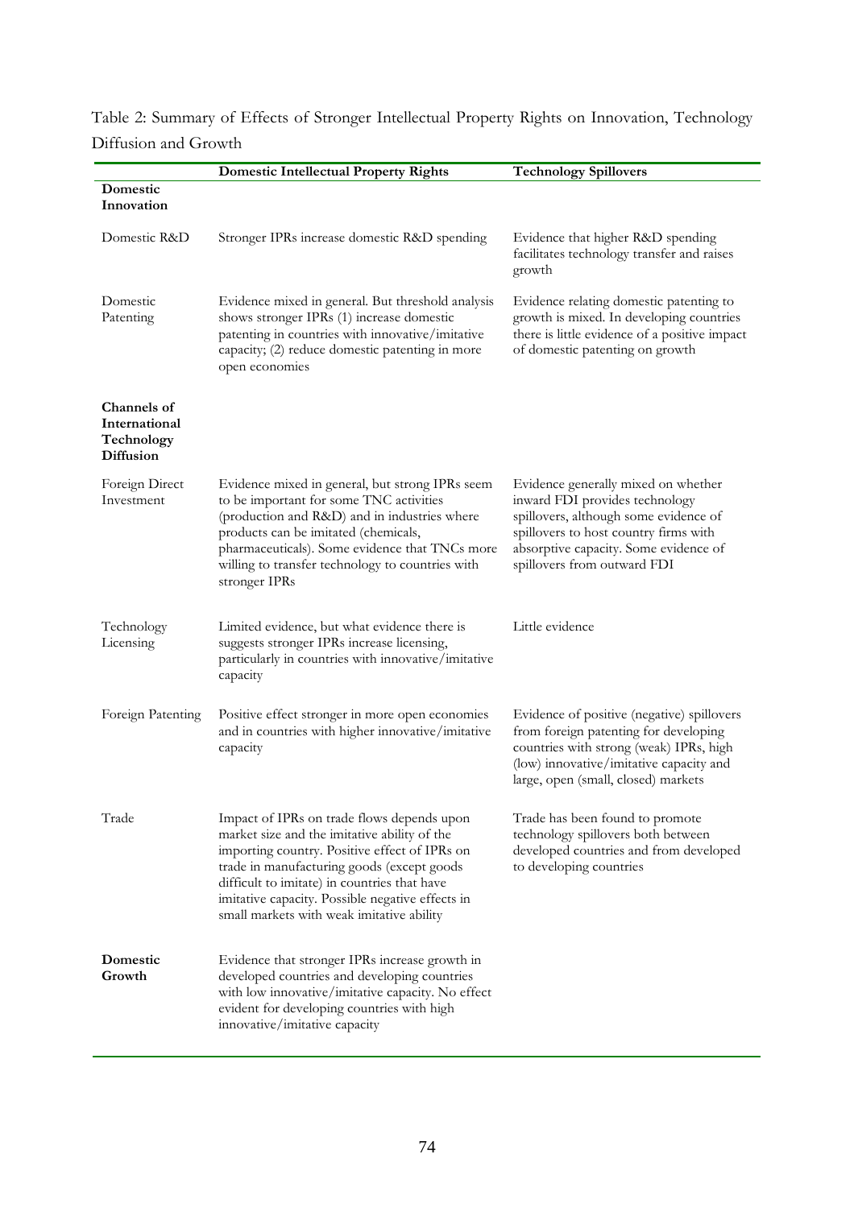Table 2: Summary of Effects of Stronger Intellectual Property Rights on Innovation, Technology Diffusion and Growth

| | Domestic Intellectual Property Rights | Technology Spillovers |
|---|---|---|
| **Domestic Innovation** | | |
| Domestic R&D | Stronger IPRs increase domestic R&D spending | Evidence that higher R&D spending facilitates technology transfer and raises growth |
| Domestic Patenting | Evidence mixed in general. But threshold analysis shows stronger IPRs (1) increase domestic patenting in countries with innovative/imitative capacity; (2) reduce domestic patenting in more open economies | Evidence relating domestic patenting to growth is mixed. In developing countries there is little evidence of a positive impact of domestic patenting on growth |
| **Channels of International Technology Diffusion** | | |
| Foreign Direct Investment | Evidence mixed in general, but strong IPRs seem to be important for some TNC activities (production and R&D) and in industries where products can be imitated (chemicals, pharmaceuticals). Some evidence that TNCs more willing to transfer technology to countries with stronger IPRs | Evidence generally mixed on whether inward FDI provides technology spillovers, although some evidence of spillovers to host country firms with absorptive capacity. Some evidence of spillovers from outward FDI |
| Technology Licensing | Limited evidence, but what evidence there is suggests stronger IPRs increase licensing, particularly in countries with innovative/imitative capacity | Little evidence |
| Foreign Patenting | Positive effect stronger in more open economies and in countries with higher innovative/imitative capacity | Evidence of positive (negative) spillovers from foreign patenting for developing countries with strong (weak) IPRs, high (low) innovative/imitative capacity and large, open (small, closed) markets |
| Trade | Impact of IPRs on trade flows depends upon market size and the imitative ability of the importing country. Positive effect of IPRs on trade in manufacturing goods (except goods difficult to imitate) in countries that have imitative capacity. Possible negative effects in small markets with weak imitative ability | Trade has been found to promote technology spillovers both between developed countries and from developed to developing countries |
| **Domestic Growth** | Evidence that stronger IPRs increase growth in developed countries and developing countries with low innovative/imitative capacity. No effect evident for developing countries with high innovative/imitative capacity | |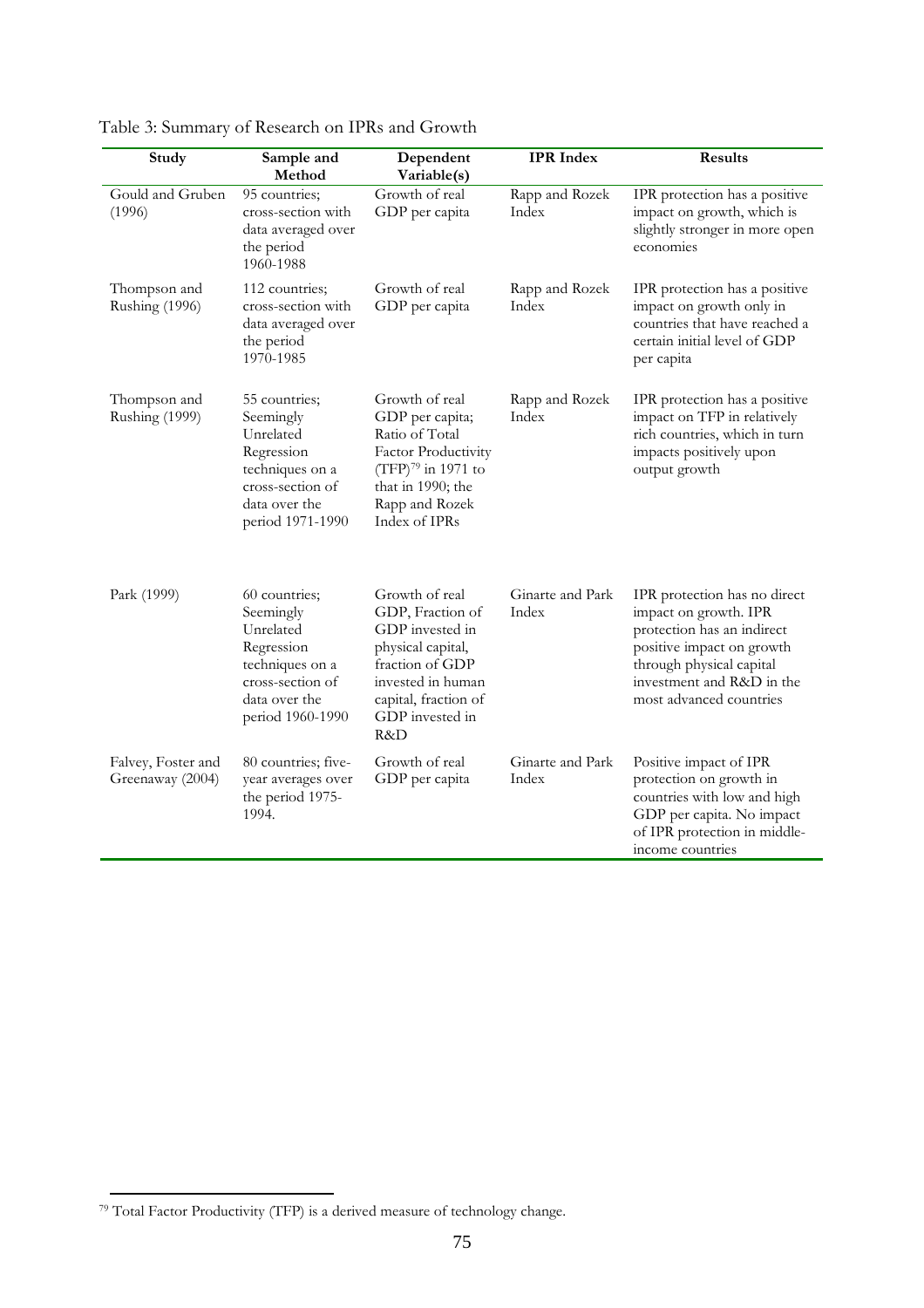Table 3: Summary of Research on IPRs and Growth

| Study | Sample and Method | Dependent Variable(s) | IPR Index | Results |
|---|---|---|---|---|
| Gould and Gruben (1996) | 95 countries; cross-section with data averaged over the period 1960-1988 | Growth of real GDP per capita | Rapp and Rozek Index | IPR protection has a positive impact on growth, which is slightly stronger in more open economies |
| Thompson and Rushing (1996) | 112 countries; cross-section with data averaged over the period 1970-1985 | Growth of real GDP per capita | Rapp and Rozek Index | IPR protection has a positive impact on growth only in countries that have reached a certain initial level of GDP per capita |
| Thompson and Rushing (1999) | 55 countries; Seemingly Unrelated Regression techniques on a cross-section of data over the period 1971-1990 | Growth of real GDP per capita; Ratio of Total Factor Productivity (TFP)[79] in 1971 to that in 1990; the Rapp and Rozek Index of IPRs | Rapp and Rozek Index | IPR protection has a positive impact on TFP in relatively rich countries, which in turn impacts positively upon output growth |
| Park (1999) | 60 countries; Seemingly Unrelated Regression techniques on a cross-section of data over the period 1960-1990 | Growth of real GDP, Fraction of GDP invested in physical capital, fraction of GDP invested in human capital, fraction of GDP invested in R&D | Ginarte and Park Index | IPR protection has no direct impact on growth. IPR protection has an indirect positive impact on growth through physical capital investment and R&D in the most advanced countries |
| Falvey, Foster and Greenaway (2004) | 80 countries; five-year averages over the period 1975-1994. | Growth of real GDP per capita | Ginarte and Park Index | Positive impact of IPR protection on growth in countries with low and high GDP per capita. No impact of IPR protection in middle-income countries |

[79] Total Factor Productivity (TFP) is a derived measure of technology change.